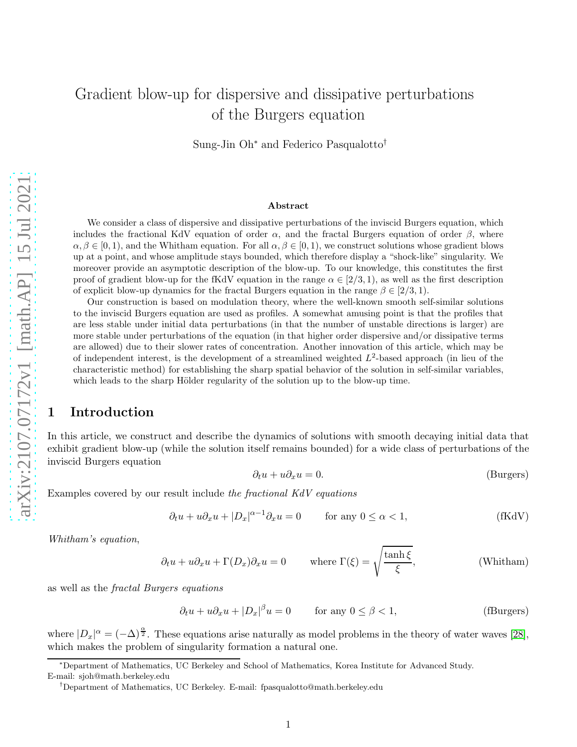# Gradient blow-up for dispersive and dissipative perturbations of the Burgers equation

Sung-Jin Oh* and Federico Pasqualotto†

### Abstract

We consider a class of dispersive and dissipative perturbations of the inviscid Burgers equation, which includes the fractional KdV equation of order $\alpha$, and the fractal Burgers equation of order $\beta$, where $\alpha, \beta \in [0, 1)$, and the Whitham equation. For all $\alpha, \beta \in [0, 1)$, we construct solutions whose gradient blows up at a point, and whose amplitude stays bounded, which therefore display a "shock-like" singularity. We moreover provide an asymptotic description of the blow-up. To our knowledge, this constitutes the first proof of gradient blow-up for the fKdV equation in the range $\alpha \in [2/3, 1)$, as well as the first description of explicit blow-up dynamics for the fractal Burgers equation in the range $\beta \in [2/3, 1)$.

Our construction is based on modulation theory, where the well-known smooth self-similar solutions to the inviscid Burgers equation are used as profiles. A somewhat amusing point is that the profiles that are less stable under initial data perturbations (in that the number of unstable directions is larger) are more stable under perturbations of the equation (in that higher order dispersive and/or dissipative terms are allowed) due to their slower rates of concentration. Another innovation of this article, which may be of independent interest, is the development of a streamlined weighted $L^2$-based approach (in lieu of the characteristic method) for establishing the sharp spatial behavior of the solution in self-similar variables, which leads to the sharp Hölder regularity of the solution up to the blow-up time.

## 1 Introduction

In this article, we construct and describe the dynamics of solutions with smooth decaying initial data that exhibit gradient blow-up (while the solution itself remains bounded) for a wide class of perturbations of the inviscid Burgers equation

$$\partial_t u + u \partial_x u = 0. \tag{Burgers}$$

Examples covered by our result include *the fractional KdV equations*

$$\partial_t u + u \partial_x u + |D_x|^{\alpha-1} \partial_x u = 0 \qquad \text{for any } 0 \le \alpha < 1, \tag{fKdV}$$

*Whitham's equation*,

$$\partial_t u + u \partial_x u + \Gamma(D_x) \partial_x u = 0 \qquad \text{where } \Gamma(\xi) = \sqrt{\frac{\tanh \xi}{\xi}}, \tag{Whitham}$$

as well as the *fractal Burgers equations*

$$\partial_t u + u \partial_x u + |D_x|^{\beta} u = 0 \qquad \text{for any } 0 \le \beta < 1, \tag{fBurgers}$$

where $|D_x|^{\alpha} = (-\Delta)^{\frac{\alpha}{2}}$. These equations arise naturally as model problems in the theory of water waves [28], which makes the problem of singularity formation a natural one.

---

*Department of Mathematics, UC Berkeley and School of Mathematics, Korea Institute for Advanced Study. E-mail: sjoh@math.berkeley.edu

†Department of Mathematics, UC Berkeley. E-mail: fpasqualotto@math.berkeley.edu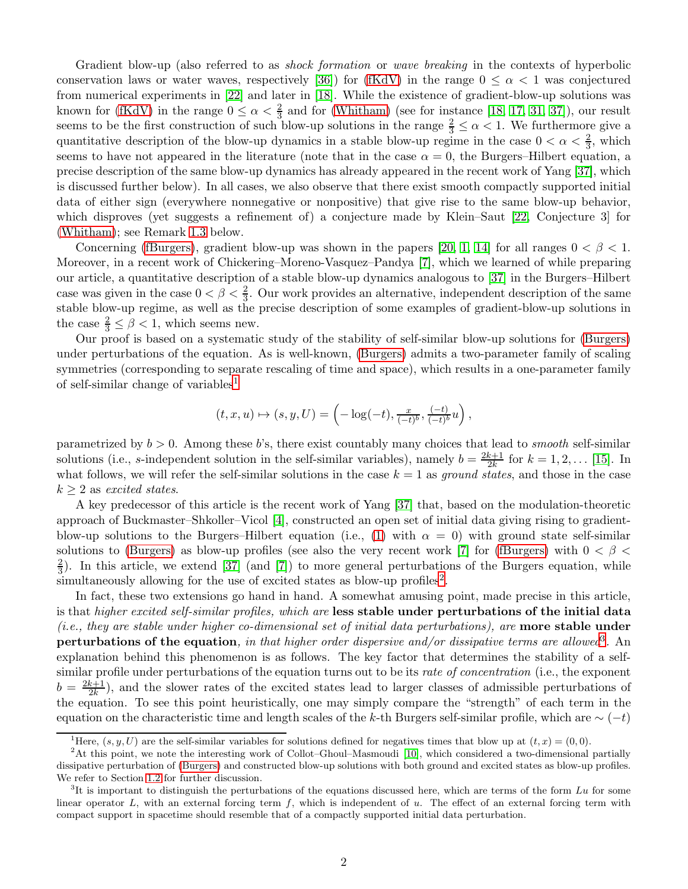Gradient blow-up (also referred to as *shock formation* or *wave breaking* in the contexts of hyperbolic conservation laws or water waves, respectively [36]) for (fKdV) in the range $0 \leq \alpha < 1$ was conjectured from numerical experiments in [22] and later in [18]. While the existence of gradient-blow-up solutions was known for (fKdV) in the range $0 \leq \alpha < \frac{2}{3}$ and for (Whitham) (see for instance [18, 17, 31, 37]), our result seems to be the first construction of such blow-up solutions in the range $\frac{2}{3} \leq \alpha < 1$. We furthermore give a quantitative description of the blow-up dynamics in a stable blow-up regime in the case $0 < \alpha < \frac{2}{3}$, which seems to have not appeared in the literature (note that in the case $\alpha = 0$, the Burgers–Hilbert equation, a precise description of the same blow-up dynamics has already appeared in the recent work of Yang [37], which is discussed further below). In all cases, we also observe that there exist smooth compactly supported initial data of either sign (everywhere nonnegative or nonpositive) that give rise to the same blow-up behavior, which disproves (yet suggests a refinement of) a conjecture made by Klein–Saut [22, Conjecture 3] for (Whitham); see Remark 1.3 below.

Concerning (fBurgers), gradient blow-up was shown in the papers [20, 1, 14] for all ranges $0 < \beta < 1$. Moreover, in a recent work of Chickering–Moreno-Vasquez–Pandya [7], which we learned of while preparing our article, a quantitative description of a stable blow-up dynamics analogous to [37] in the Burgers–Hilbert case was given in the case $0 < \beta < \frac{2}{3}$. Our work provides an alternative, independent description of the same stable blow-up regime, as well as the precise description of some examples of gradient-blow-up solutions in the case $\frac{2}{3} \leq \beta < 1$, which seems new.

Our proof is based on a systematic study of the stability of self-similar blow-up solutions for (Burgers) under perturbations of the equation. As is well-known, (Burgers) admits a two-parameter family of scaling symmetries (corresponding to separate rescaling of time and space), which results in a one-parameter family of self-similar change of variables[1]

$$(t, x, u) \mapsto (s, y, U) = \left( -\log(-t), \tfrac{x}{(-t)^b}, \tfrac{(-t)}{(-t)^b} u \right),$$

parametrized by $b > 0$. Among these $b$'s, there exist countably many choices that lead to *smooth* self-similar solutions (i.e., $s$-independent solution in the self-similar variables), namely $b = \frac{2k+1}{2k}$ for $k = 1, 2, \dots$ [15]. In what follows, we will refer the self-similar solutions in the case $k = 1$ as *ground states*, and those in the case $k \geq 2$ as *excited states*.

A key predecessor of this article is the recent work of Yang [37] that, based on the modulation-theoretic approach of Buckmaster–Shkoller–Vicol [4], constructed an open set of initial data giving rising to gradient-blow-up solutions to the Burgers–Hilbert equation (i.e., (1) with $\alpha = 0$) with ground state self-similar solutions to (Burgers) as blow-up profiles (see also the very recent work [7] for (fBurgers) with $0 < \beta < \frac{2}{3}$). In this article, we extend [37] (and [7]) to more general perturbations of the Burgers equation, while simultaneously allowing for the use of excited states as blow-up profiles[2].

In fact, these two extensions go hand in hand. A somewhat amusing point, made precise in this article, is that *higher excited self-similar profiles, which are* **less stable under perturbations of the initial data** *(i.e., they are stable under higher co-dimensional set of initial data perturbations), are* **more stable under perturbations of the equation**, *in that higher order dispersive and/or dissipative terms are allowed*[3]. An explanation behind this phenomenon is as follows. The key factor that determines the stability of a self-similar profile under perturbations of the equation turns out to be its *rate of concentration* (i.e., the exponent $b = \frac{2k+1}{2k}$), and the slower rates of the excited states lead to larger classes of admissible perturbations of the equation. To see this point heuristically, one may simply compare the "strength" of each term in the equation on the characteristic time and length scales of the $k$-th Burgers self-similar profile, which are $\sim (-t)$

[1] Here, $(s, y, U)$ are the self-similar variables for solutions defined for negatives times that blow up at $(t, x) = (0, 0)$.

[2] At this point, we note the interesting work of Collot–Ghoul–Masmoudi [10], which considered a two-dimensional partially dissipative perturbation of (Burgers) and constructed blow-up solutions with both ground and excited states as blow-up profiles. We refer to Section 1.2 for further discussion.

[3] It is important to distinguish the perturbations of the equations discussed here, which are terms of the form $Lu$ for some linear operator $L$, with an external forcing term $f$, which is independent of $u$. The effect of an external forcing term with compact support in spacetime should resemble that of a compactly supported initial data perturbation.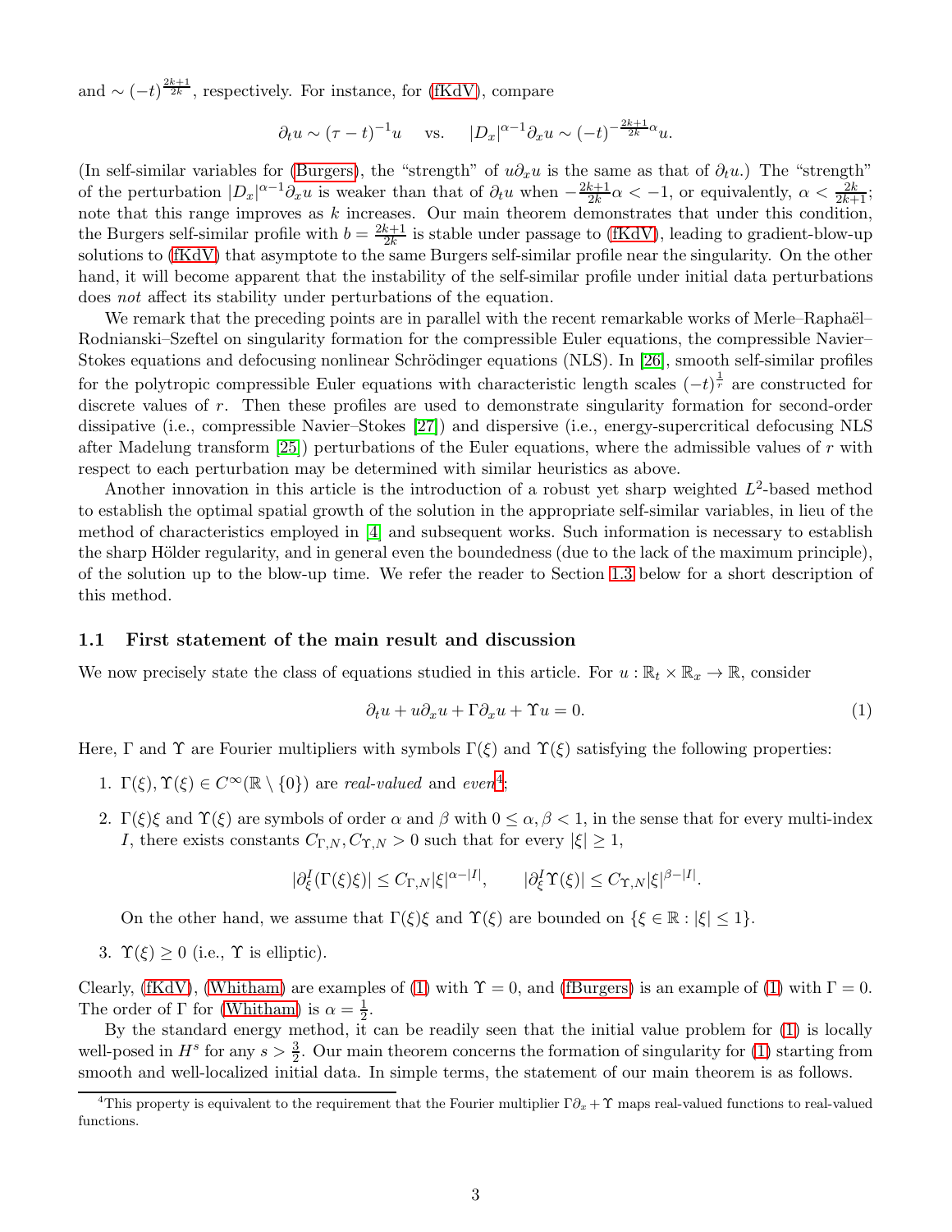and $\sim (-t)^{\frac{2k+1}{2k}}$, respectively. For instance, for (fKdV), compare

$$\partial_t u \sim (\tau - t)^{-1} u \quad \text{vs.} \quad |D_x|^{\alpha-1}\partial_x u \sim (-t)^{-\frac{2k+1}{2k}\alpha} u.$$

(In self-similar variables for (Burgers), the "strength" of $u\partial_x u$ is the same as that of $\partial_t u$.) The "strength" of the perturbation $|D_x|^{\alpha-1}\partial_x u$ is weaker than that of $\partial_t u$ when $-\frac{2k+1}{2k}\alpha < -1$, or equivalently, $\alpha < \frac{2k}{2k+1}$; note that this range improves as $k$ increases. Our main theorem demonstrates that under this condition, the Burgers self-similar profile with $b = \frac{2k+1}{2k}$ is stable under passage to (fKdV), leading to gradient-blow-up solutions to (fKdV) that asymptote to the same Burgers self-similar profile near the singularity. On the other hand, it will become apparent that the instability of the self-similar profile under initial data perturbations does *not* affect its stability under perturbations of the equation.

We remark that the preceding points are in parallel with the recent remarkable works of Merle–Raphaël–Rodnianski–Szeftel on singularity formation for the compressible Euler equations, the compressible Navier–Stokes equations and defocusing nonlinear Schrödinger equations (NLS). In [26], smooth self-similar profiles for the polytropic compressible Euler equations with characteristic length scales $(-t)^{\frac{1}{r}}$ are constructed for discrete values of $r$. Then these profiles are used to demonstrate singularity formation for second-order dissipative (i.e., compressible Navier–Stokes [27]) and dispersive (i.e., energy-supercritical defocusing NLS after Madelung transform [25]) perturbations of the Euler equations, where the admissible values of $r$ with respect to each perturbation may be determined with similar heuristics as above.

Another innovation in this article is the introduction of a robust yet sharp weighted $L^2$-based method to establish the optimal spatial growth of the solution in the appropriate self-similar variables, in lieu of the method of characteristics employed in [4] and subsequent works. Such information is necessary to establish the sharp Hölder regularity, and in general even the boundedness (due to the lack of the maximum principle), of the solution up to the blow-up time. We refer the reader to Section 1.3 below for a short description of this method.

### 1.1 First statement of the main result and discussion

We now precisely state the class of equations studied in this article. For $u : \mathbb{R}_t \times \mathbb{R}_x \to \mathbb{R}$, consider

$$\partial_t u + u\partial_x u + \Gamma \partial_x u + \Upsilon u = 0. \tag{1}$$

Here, $\Gamma$ and $\Upsilon$ are Fourier multipliers with symbols $\Gamma(\xi)$ and $\Upsilon(\xi)$ satisfying the following properties:

1. $\Gamma(\xi), \Upsilon(\xi) \in C^\infty(\mathbb{R} \setminus \{0\})$ are *real-valued* and *even*[4];
2. $\Gamma(\xi)\xi$ and $\Upsilon(\xi)$ are symbols of order $\alpha$ and $\beta$ with $0 \le \alpha, \beta < 1$, in the sense that for every multi-index $I$, there exists constants $C_{\Gamma,N}, C_{\Upsilon,N} > 0$ such that for every $|\xi| \ge 1$,

$$|\partial_\xi^I (\Gamma(\xi)\xi)| \le C_{\Gamma,N} |\xi|^{\alpha - |I|}, \qquad |\partial_\xi^I \Upsilon(\xi)| \le C_{\Upsilon,N} |\xi|^{\beta - |I|}.$$

   On the other hand, we assume that $\Gamma(\xi)\xi$ and $\Upsilon(\xi)$ are bounded on $\{\xi \in \mathbb{R} : |\xi| \le 1\}$.
3. $\Upsilon(\xi) \ge 0$ (i.e., $\Upsilon$ is elliptic).

Clearly, (fKdV), (Whitham) are examples of (1) with $\Upsilon = 0$, and (fBurgers) is an example of (1) with $\Gamma = 0$. The order of $\Gamma$ for (Whitham) is $\alpha = \frac{1}{2}$.

By the standard energy method, it can be readily seen that the initial value problem for (1) is locally well-posed in $H^s$ for any $s > \frac{3}{2}$. Our main theorem concerns the formation of singularity for (1) starting from smooth and well-localized initial data. In simple terms, the statement of our main theorem is as follows.

[4] This property is equivalent to the requirement that the Fourier multiplier $\Gamma\partial_x + \Upsilon$ maps real-valued functions to real-valued functions.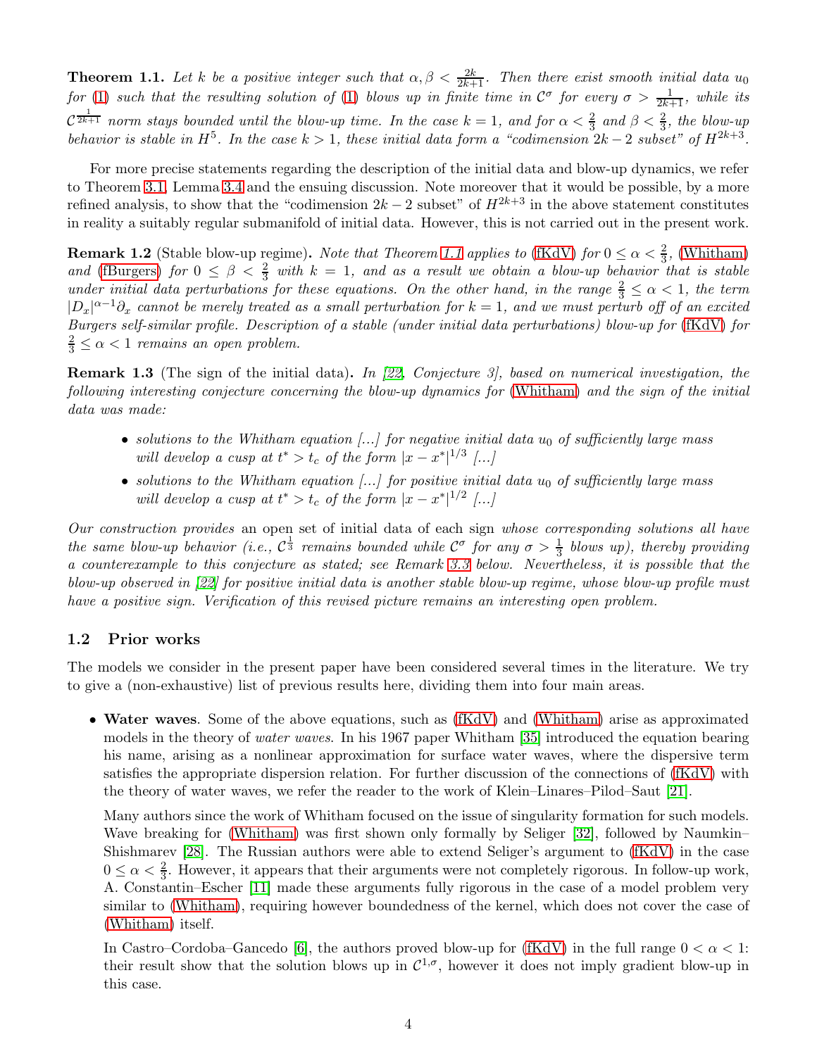**Theorem 1.1.** *Let $k$ be a positive integer such that $\alpha, \beta < \frac{2k}{2k+1}$. Then there exist smooth initial data $u_0$ for (1) such that the resulting solution of (1) blows up in finite time in $\mathcal{C}^\sigma$ for every $\sigma > \frac{1}{2k+1}$, while its $\mathcal{C}^{\frac{1}{2k+1}}$ norm stays bounded until the blow-up time. In the case $k = 1$, and for $\alpha < \frac{2}{3}$ and $\beta < \frac{2}{3}$, the blow-up behavior is stable in $H^5$. In the case $k > 1$, these initial data form a "codimension $2k-2$ subset" of $H^{2k+3}$.*

For more precise statements regarding the description of the initial data and blow-up dynamics, we refer to Theorem 3.1, Lemma 3.4 and the ensuing discussion. Note moreover that it would be possible, by a more refined analysis, to show that the "codimension $2k-2$ subset" of $H^{2k+3}$ in the above statement constitutes in reality a suitably regular submanifold of initial data. However, this is not carried out in the present work.

**Remark 1.2** (Stable blow-up regime)**.** *Note that Theorem 1.1 applies to (fKdV) for $0 \leq \alpha < \frac{2}{3}$, (Whitham) and (fBurgers) for $0 \leq \beta < \frac{2}{3}$ with $k = 1$, and as a result we obtain a blow-up behavior that is stable under initial data perturbations for these equations. On the other hand, in the range $\frac{2}{3} \leq \alpha < 1$, the term $|D_x|^{\alpha-1}\partial_x$ cannot be merely treated as a small perturbation for $k = 1$, and we must perturb off of an excited Burgers self-similar profile. Description of a stable (under initial data perturbations) blow-up for (fKdV) for $\frac{2}{3} \leq \alpha < 1$ remains an open problem.*

**Remark 1.3** (The sign of the initial data)**.** *In [22, Conjecture 3], based on numerical investigation, the following interesting conjecture concerning the blow-up dynamics for (Whitham) and the sign of the initial data was made:*

- *solutions to the Whitham equation [...] for negative initial data $u_0$ of sufficiently large mass will develop a cusp at $t^* > t_c$ of the form $|x - x^*|^{1/3}$ [...]*
- *solutions to the Whitham equation [...] for positive initial data $u_0$ of sufficiently large mass will develop a cusp at $t^* > t_c$ of the form $|x - x^*|^{1/2}$ [...]*

*Our construction provides* an open set of initial data of each sign *whose corresponding solutions all have the same blow-up behavior (i.e., $\mathcal{C}^{\frac{1}{3}}$ remains bounded while $\mathcal{C}^\sigma$ for any $\sigma > \frac{1}{3}$ blows up), thereby providing a counterexample to this conjecture as stated; see Remark 3.3 below. Nevertheless, it is possible that the blow-up observed in [22] for positive initial data is another stable blow-up regime, whose blow-up profile must have a positive sign. Verification of this revised picture remains an interesting open problem.*

## 1.2 Prior works

The models we consider in the present paper have been considered several times in the literature. We try to give a (non-exhaustive) list of previous results here, dividing them into four main areas.

- **Water waves**. Some of the above equations, such as (fKdV) and (Whitham) arise as approximated models in the theory of *water waves*. In his 1967 paper Whitham [35] introduced the equation bearing his name, arising as a nonlinear approximation for surface water waves, where the dispersive term satisfies the appropriate dispersion relation. For further discussion of the connections of (fKdV) with the theory of water waves, we refer the reader to the work of Klein–Linares–Pilod–Saut [21].

  Many authors since the work of Whitham focused on the issue of singularity formation for such models. Wave breaking for (Whitham) was first shown only formally by Seliger [32], followed by Naumkin–Shishmarev [28]. The Russian authors were able to extend Seliger's argument to (fKdV) in the case $0 \leq \alpha < \frac{2}{3}$. However, it appears that their arguments were not completely rigorous. In follow-up work, A. Constantin–Escher [11] made these arguments fully rigorous in the case of a model problem very similar to (Whitham), requiring however boundedness of the kernel, which does not cover the case of (Whitham) itself.

  In Castro–Cordoba–Gancedo [6], the authors proved blow-up for (fKdV) in the full range $0 < \alpha < 1$: their result show that the solution blows up in $\mathcal{C}^{1,\sigma}$, however it does not imply gradient blow-up in this case.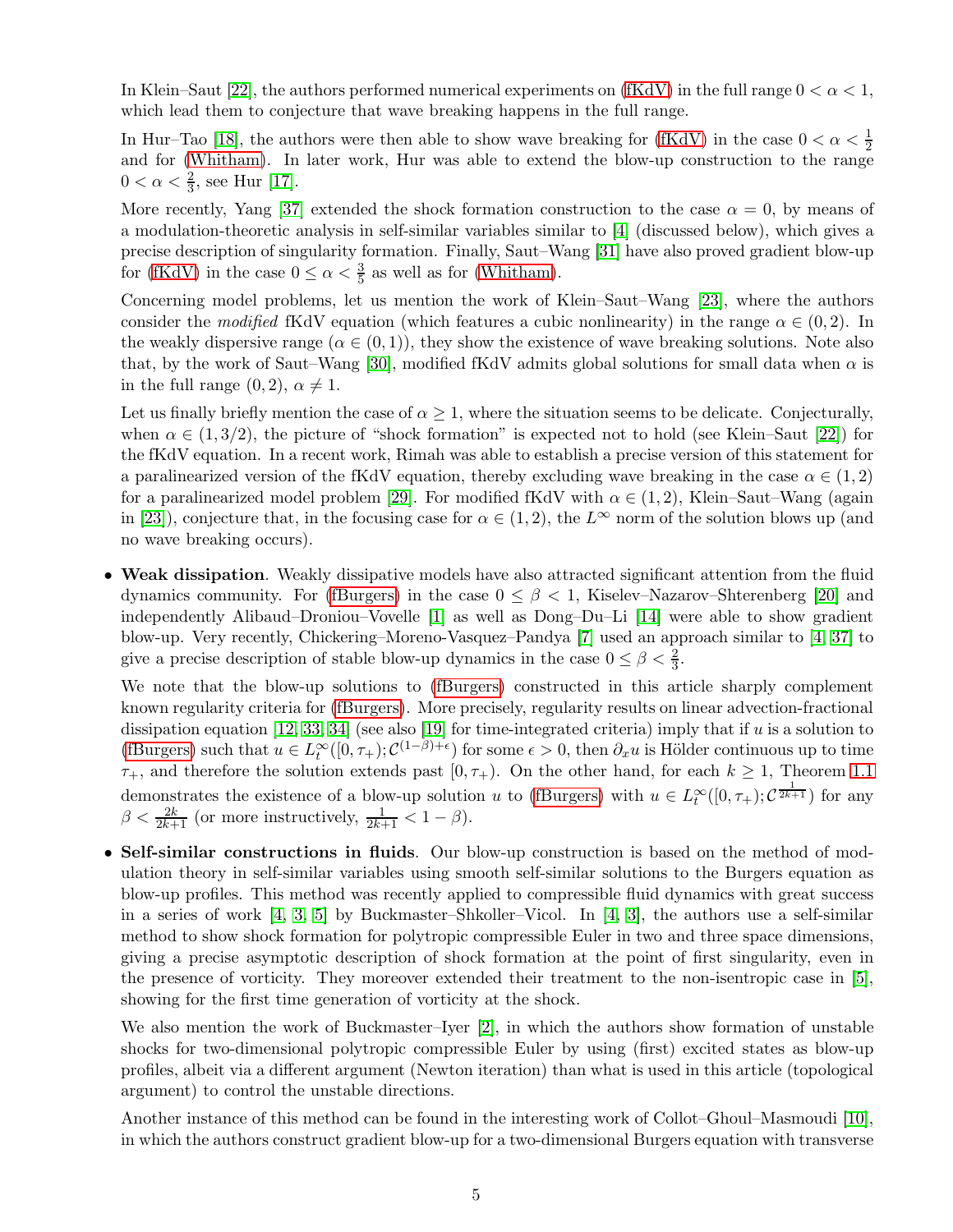In Klein–Saut [22], the authors performed numerical experiments on (fKdV) in the full range $0 < \alpha < 1$, which lead them to conjecture that wave breaking happens in the full range.

In Hur–Tao [18], the authors were then able to show wave breaking for (fKdV) in the case $0 < \alpha < \frac{1}{2}$ and for (Whitham). In later work, Hur was able to extend the blow-up construction to the range $0 < \alpha < \frac{2}{3}$, see Hur [17].

More recently, Yang [37] extended the shock formation construction to the case $\alpha = 0$, by means of a modulation-theoretic analysis in self-similar variables similar to [4] (discussed below), which gives a precise description of singularity formation. Finally, Saut–Wang [31] have also proved gradient blow-up for (fKdV) in the case $0 \leq \alpha < \frac{3}{5}$ as well as for (Whitham).

Concerning model problems, let us mention the work of Klein–Saut–Wang [23], where the authors consider the *modified* fKdV equation (which features a cubic nonlinearity) in the range $\alpha \in (0, 2)$. In the weakly dispersive range ($\alpha \in (0, 1)$), they show the existence of wave breaking solutions. Note also that, by the work of Saut–Wang [30], modified fKdV admits global solutions for small data when $\alpha$ is in the full range $(0, 2)$, $\alpha \neq 1$.

Let us finally briefly mention the case of $\alpha \geq 1$, where the situation seems to be delicate. Conjecturally, when $\alpha \in (1, 3/2)$, the picture of "shock formation" is expected not to hold (see Klein–Saut [22]) for the fKdV equation. In a recent work, Rimah was able to establish a precise version of this statement for a paralinearized version of the fKdV equation, thereby excluding wave breaking in the case $\alpha \in (1, 2)$ for a paralinearized model problem [29]. For modified fKdV with $\alpha \in (1, 2)$, Klein–Saut–Wang (again in [23]), conjecture that, in the focusing case for $\alpha \in (1, 2)$, the $L^\infty$ norm of the solution blows up (and no wave breaking occurs).

- **Weak dissipation**. Weakly dissipative models have also attracted significant attention from the fluid dynamics community. For (fBurgers) in the case $0 \leq \beta < 1$, Kiselev–Nazarov–Shterenberg [20] and independently Alibaud–Droniou–Vovelle [1] as well as Dong–Du–Li [14] were able to show gradient blow-up. Very recently, Chickering–Moreno-Vasquez–Pandya [7] used an approach similar to [4, 37] to give a precise description of stable blow-up dynamics in the case $0 \leq \beta < \frac{2}{3}$.

  We note that the blow-up solutions to (fBurgers) constructed in this article sharply complement known regularity criteria for (fBurgers). More precisely, regularity results on linear advection-fractional dissipation equation [12, 33, 34] (see also [19] for time-integrated criteria) imply that if $u$ is a solution to (fBurgers) such that $u \in L^\infty_t([0, \tau_+); \mathcal{C}^{(1-\beta)+\epsilon})$ for some $\epsilon > 0$, then $\partial_x u$ is Hölder continuous up to time $\tau_+$, and therefore the solution extends past $[0, \tau_+)$. On the other hand, for each $k \geq 1$, Theorem 1.1 demonstrates the existence of a blow-up solution $u$ to (fBurgers) with $u \in L^\infty_t([0, \tau_+); \mathcal{C}^{\frac{1}{2k+1}})$ for any $\beta < \frac{2k}{2k+1}$ (or more instructively, $\frac{1}{2k+1} < 1 - \beta$).

- **Self-similar constructions in fluids**. Our blow-up construction is based on the method of modulation theory in self-similar variables using smooth self-similar solutions to the Burgers equation as blow-up profiles. This method was recently applied to compressible fluid dynamics with great success in a series of work [4, 3, 5] by Buckmaster–Shkoller–Vicol. In [4, 3], the authors use a self-similar method to show shock formation for polytropic compressible Euler in two and three space dimensions, giving a precise asymptotic description of shock formation at the point of first singularity, even in the presence of vorticity. They moreover extended their treatment to the non-isentropic case in [5], showing for the first time generation of vorticity at the shock.

  We also mention the work of Buckmaster–Iyer [2], in which the authors show formation of unstable shocks for two-dimensional polytropic compressible Euler by using (first) excited states as blow-up profiles, albeit via a different argument (Newton iteration) than what is used in this article (topological argument) to control the unstable directions.

  Another instance of this method can be found in the interesting work of Collot–Ghoul–Masmoudi [10], in which the authors construct gradient blow-up for a two-dimensional Burgers equation with transverse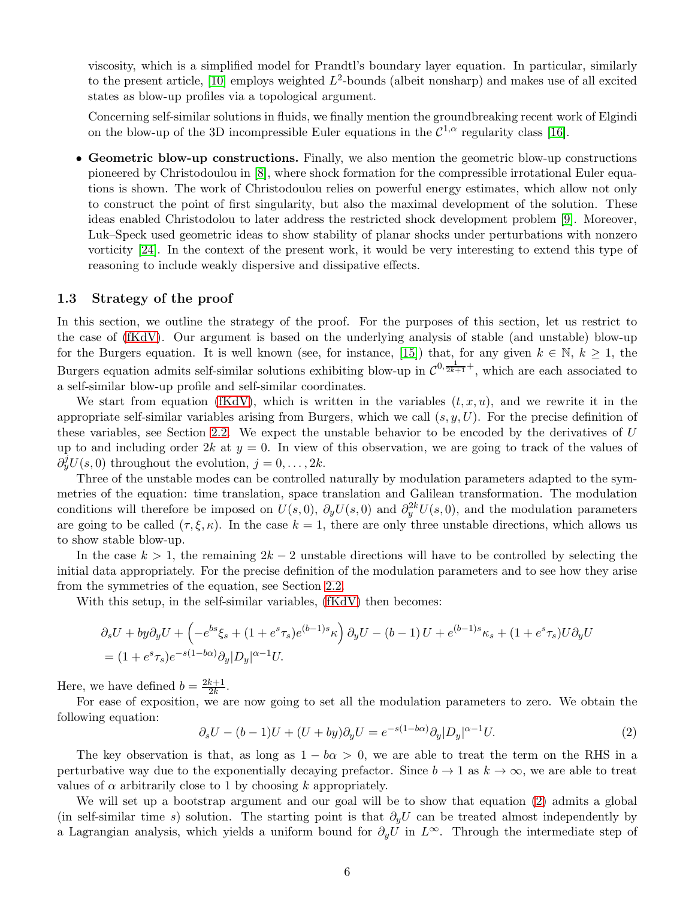viscosity, which is a simplified model for Prandtl's boundary layer equation. In particular, similarly to the present article, [10] employs weighted $L^2$-bounds (albeit nonsharp) and makes use of all excited states as blow-up profiles via a topological argument.

Concerning self-similar solutions in fluids, we finally mention the groundbreaking recent work of Elgindi on the blow-up of the 3D incompressible Euler equations in the $\mathcal{C}^{1,\alpha}$ regularity class [16].

- **Geometric blow-up constructions.** Finally, we also mention the geometric blow-up constructions pioneered by Christodoulou in [8], where shock formation for the compressible irrotational Euler equations is shown. The work of Christodoulou relies on powerful energy estimates, which allow not only to construct the point of first singularity, but also the maximal development of the solution. These ideas enabled Christodolou to later address the restricted shock development problem [9]. Moreover, Luk–Speck used geometric ideas to show stability of planar shocks under perturbations with nonzero vorticity [24]. In the context of the present work, it would be very interesting to extend this type of reasoning to include weakly dispersive and dissipative effects.

### 1.3 Strategy of the proof

In this section, we outline the strategy of the proof. For the purposes of this section, let us restrict to the case of (fKdV). Our argument is based on the underlying analysis of stable (and unstable) blow-up for the Burgers equation. It is well known (see, for instance, [15]) that, for any given $k \in \mathbb{N}$, $k \geq 1$, the Burgers equation admits self-similar solutions exhibiting blow-up in $\mathcal{C}^{0,\frac{1}{2k+1}+}$, which are each associated to a self-similar blow-up profile and self-similar coordinates.

We start from equation (fKdV), which is written in the variables $(t, x, u)$, and we rewrite it in the appropriate self-similar variables arising from Burgers, which we call $(s, y, U)$. For the precise definition of these variables, see Section 2.2. We expect the unstable behavior to be encoded by the derivatives of $U$ up to and including order $2k$ at $y = 0$. In view of this observation, we are going to track of the values of $\partial_y^j U(s, 0)$ throughout the evolution, $j = 0, \ldots, 2k$.

Three of the unstable modes can be controlled naturally by modulation parameters adapted to the symmetries of the equation: time translation, space translation and Galilean transformation. The modulation conditions will therefore be imposed on $U(s, 0)$, $\partial_y U(s, 0)$ and $\partial_y^{2k} U(s, 0)$, and the modulation parameters are going to be called $(\tau, \xi, \kappa)$. In the case $k = 1$, there are only three unstable directions, which allows us to show stable blow-up.

In the case $k > 1$, the remaining $2k - 2$ unstable directions will have to be controlled by selecting the initial data appropriately. For the precise definition of the modulation parameters and to see how they arise from the symmetries of the equation, see Section 2.2.

With this setup, in the self-similar variables, (fKdV) then becomes:

$$
\begin{aligned}
&\partial_s U + by\partial_y U + \left(-e^{bs}\xi_s + (1 + e^s\tau_s)e^{(b-1)s}\kappa\right)\partial_y U - (b-1)\,U + e^{(b-1)s}\kappa_s + (1 + e^s\tau_s)U\partial_y U \\
&= (1 + e^s\tau_s)e^{-s(1-b\alpha)}\partial_y |D_y|^{\alpha-1} U.
\end{aligned}
$$

Here, we have defined $b = \frac{2k+1}{2k}$.

For ease of exposition, we are now going to set all the modulation parameters to zero. We obtain the following equation:

$$
\partial_s U - (b-1)U + (U + by)\partial_y U = e^{-s(1-b\alpha)}\partial_y |D_y|^{\alpha-1} U. \tag{2}
$$

The key observation is that, as long as $1 - b\alpha > 0$, we are able to treat the term on the RHS in a perturbative way due to the exponentially decaying prefactor. Since $b \to 1$ as $k \to \infty$, we are able to treat values of $\alpha$ arbitrarily close to 1 by choosing $k$ appropriately.

We will set up a bootstrap argument and our goal will be to show that equation (2) admits a global (in self-similar time $s$) solution. The starting point is that $\partial_y U$ can be treated almost independently by a Lagrangian analysis, which yields a uniform bound for $\partial_y U$ in $L^\infty$. Through the intermediate step of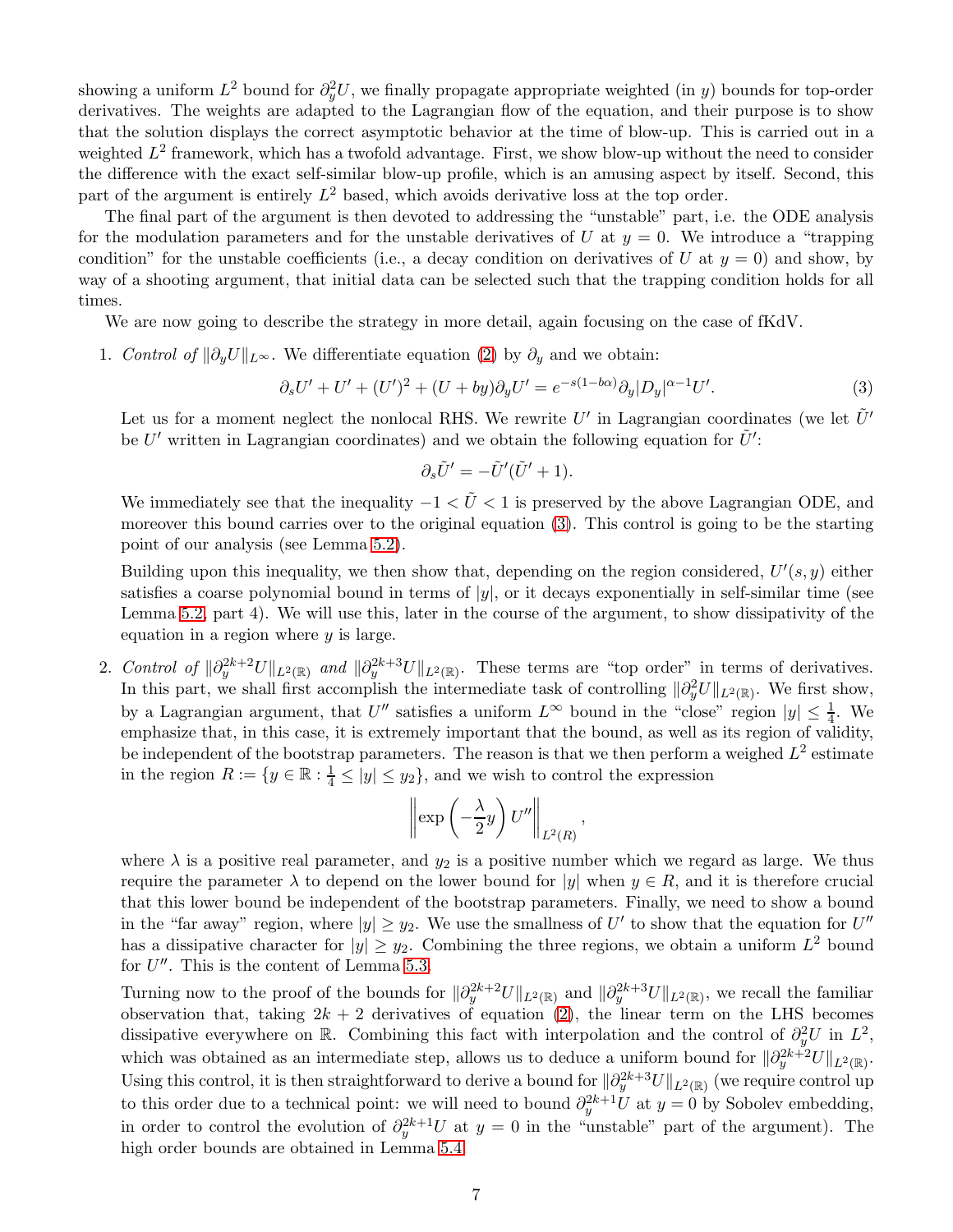showing a uniform $L^2$ bound for $\partial_y^2 U$, we finally propagate appropriate weighted (in $y$) bounds for top-order derivatives. The weights are adapted to the Lagrangian flow of the equation, and their purpose is to show that the solution displays the correct asymptotic behavior at the time of blow-up. This is carried out in a weighted $L^2$ framework, which has a twofold advantage. First, we show blow-up without the need to consider the difference with the exact self-similar blow-up profile, which is an amusing aspect by itself. Second, this part of the argument is entirely $L^2$ based, which avoids derivative loss at the top order.

The final part of the argument is then devoted to addressing the "unstable" part, i.e. the ODE analysis for the modulation parameters and for the unstable derivatives of $U$ at $y = 0$. We introduce a "trapping condition" for the unstable coefficients (i.e., a decay condition on derivatives of $U$ at $y = 0$) and show, by way of a shooting argument, that initial data can be selected such that the trapping condition holds for all times.

We are now going to describe the strategy in more detail, again focusing on the case of fKdV.

1. *Control of* $\|\partial_y U\|_{L^\infty}$. We differentiate equation (2) by $\partial_y$ and we obtain:
$$\partial_s U' + U' + (U')^2 + (U + by)\partial_y U' = e^{-s(1-b\alpha)}\partial_y |D_y|^{\alpha-1} U'. \tag{3}$$
Let us for a moment neglect the nonlocal RHS. We rewrite $U'$ in Lagrangian coordinates (we let $\tilde{U}'$ be $U'$ written in Lagrangian coordinates) and we obtain the following equation for $\tilde{U}'$:
$$\partial_s \tilde{U}' = -\tilde{U}'(\tilde{U}' + 1).$$
We immediately see that the inequality $-1 < \tilde{U} < 1$ is preserved by the above Lagrangian ODE, and moreover this bound carries over to the original equation (3). This control is going to be the starting point of our analysis (see Lemma 5.2).

Building upon this inequality, we then show that, depending on the region considered, $U'(s, y)$ either satisfies a coarse polynomial bound in terms of $|y|$, or it decays exponentially in self-similar time (see Lemma 5.2, part 4). We will use this, later in the course of the argument, to show dissipativity of the equation in a region where $y$ is large.

2. *Control of* $\|\partial_y^{2k+2} U\|_{L^2(\mathbb{R})}$ *and* $\|\partial_y^{2k+3} U\|_{L^2(\mathbb{R})}$. These terms are "top order" in terms of derivatives. In this part, we shall first accomplish the intermediate task of controlling $\|\partial_y^2 U\|_{L^2(\mathbb{R})}$. We first show, by a Lagrangian argument, that $U''$ satisfies a uniform $L^\infty$ bound in the "close" region $|y| \le \frac{1}{4}$. We emphasize that, in this case, it is extremely important that the bound, as well as its region of validity, be independent of the bootstrap parameters. The reason is that we then perform a weighed $L^2$ estimate in the region $R := \{y \in \mathbb{R} : \frac{1}{4} \le |y| \le y_2\}$, and we wish to control the expression
$$\left\| \exp\left(-\frac{\lambda}{2} y\right) U'' \right\|_{L^2(R)},$$
where $\lambda$ is a positive real parameter, and $y_2$ is a positive number which we regard as large. We thus require the parameter $\lambda$ to depend on the lower bound for $|y|$ when $y \in R$, and it is therefore crucial that this lower bound be independent of the bootstrap parameters. Finally, we need to show a bound in the "far away" region, where $|y| \ge y_2$. We use the smallness of $U'$ to show that the equation for $U''$ has a dissipative character for $|y| \ge y_2$. Combining the three regions, we obtain a uniform $L^2$ bound for $U''$. This is the content of Lemma 5.3.

Turning now to the proof of the bounds for $\|\partial_y^{2k+2} U\|_{L^2(\mathbb{R})}$ and $\|\partial_y^{2k+3} U\|_{L^2(\mathbb{R})}$, we recall the familiar observation that, taking $2k + 2$ derivatives of equation (2), the linear term on the LHS becomes dissipative everywhere on $\mathbb{R}$. Combining this fact with interpolation and the control of $\partial_y^2 U$ in $L^2$, which was obtained as an intermediate step, allows us to deduce a uniform bound for $\|\partial_y^{2k+2} U\|_{L^2(\mathbb{R})}$. Using this control, it is then straightforward to derive a bound for $\|\partial_y^{2k+3} U\|_{L^2(\mathbb{R})}$ (we require control up to this order due to a technical point: we will need to bound $\partial_y^{2k+1} U$ at $y = 0$ by Sobolev embedding, in order to control the evolution of $\partial_y^{2k+1} U$ at $y = 0$ in the "unstable" part of the argument). The high order bounds are obtained in Lemma 5.4.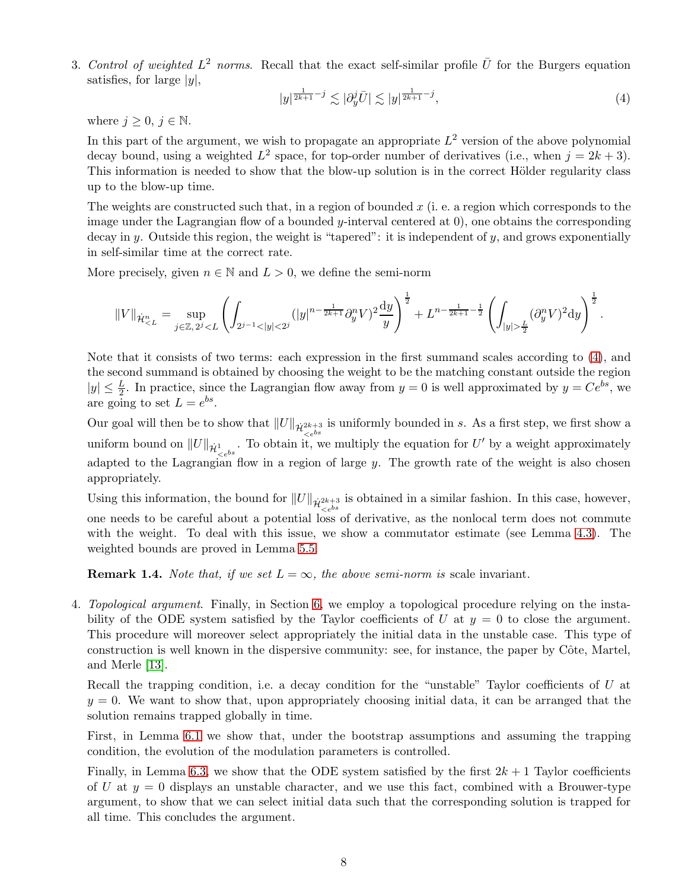3. *Control of weighted $L^2$ norms.* Recall that the exact self-similar profile $\bar{U}$ for the Burgers equation satisfies, for large $|y|$,
$$|y|^{\frac{1}{2k+1}-j} \lesssim |\partial_y^j \bar{U}| \lesssim |y|^{\frac{1}{2k+1}-j}, \tag{4}$$
where $j \geq 0$, $j \in \mathbb{N}$.

   In this part of the argument, we wish to propagate an appropriate $L^2$ version of the above polynomial decay bound, using a weighted $L^2$ space, for top-order number of derivatives (i.e., when $j = 2k+3$). This information is needed to show that the blow-up solution is in the correct Hölder regularity class up to the blow-up time.

   The weights are constructed such that, in a region of bounded $x$ (i. e. a region which corresponds to the image under the Lagrangian flow of a bounded $y$-interval centered at 0), one obtains the corresponding decay in $y$. Outside this region, the weight is "tapered": it is independent of $y$, and grows exponentially in self-similar time at the correct rate.

   More precisely, given $n \in \mathbb{N}$ and $L > 0$, we define the semi-norm
$$\|V\|_{\dot{\mathcal{H}}^n_{<L}} = \sup_{j \in \mathbb{Z},\, 2^j < L} \left( \int_{2^{j-1} < |y| < 2^j} (|y|^{n - \frac{1}{2k+1}} \partial_y^n V)^2 \frac{\mathrm{d}y}{y} \right)^{\frac{1}{2}} + L^{n - \frac{1}{2k+1} - \frac{1}{2}} \left( \int_{|y| > \frac{L}{2}} (\partial_y^n V)^2 \mathrm{d}y \right)^{\frac{1}{2}}.$$

   Note that it consists of two terms: each expression in the first summand scales according to (4), and the second summand is obtained by choosing the weight to be the matching constant outside the region $|y| \leq \frac{L}{2}$. In practice, since the Lagrangian flow away from $y = 0$ is well approximated by $y = Ce^{bs}$, we are going to set $L = e^{bs}$.

   Our goal will then be to show that $\|U\|_{\dot{\mathcal{H}}^{2k+3}_{<e^{bs}}}$ is uniformly bounded in $s$. As a first step, we first show a uniform bound on $\|U\|_{\dot{\mathcal{H}}^1_{<e^{bs}}}$. To obtain it, we multiply the equation for $U'$ by a weight approximately adapted to the Lagrangian flow in a region of large $y$. The growth rate of the weight is also chosen appropriately.

   Using this information, the bound for $\|U\|_{\dot{\mathcal{H}}^{2k+3}_{<e^{bs}}}$ is obtained in a similar fashion. In this case, however, one needs to be careful about a potential loss of derivative, as the nonlocal term does not commute with the weight. To deal with this issue, we show a commutator estimate (see Lemma 4.3). The weighted bounds are proved in Lemma 5.5.

   **Remark 1.4.** *Note that, if we set $L = \infty$, the above semi-norm is* scale invariant.

4. *Topological argument.* Finally, in Section 6, we employ a topological procedure relying on the instability of the ODE system satisfied by the Taylor coefficients of $U$ at $y = 0$ to close the argument. This procedure will moreover select appropriately the initial data in the unstable case. This type of construction is well known in the dispersive community: see, for instance, the paper by Côte, Martel, and Merle [13].

   Recall the trapping condition, i.e. a decay condition for the "unstable" Taylor coefficients of $U$ at $y = 0$. We want to show that, upon appropriately choosing initial data, it can be arranged that the solution remains trapped globally in time.

   First, in Lemma 6.1 we show that, under the bootstrap assumptions and assuming the trapping condition, the evolution of the modulation parameters is controlled.

   Finally, in Lemma 6.3, we show that the ODE system satisfied by the first $2k+1$ Taylor coefficients of $U$ at $y = 0$ displays an unstable character, and we use this fact, combined with a Brouwer-type argument, to show that we can select initial data such that the corresponding solution is trapped for all time. This concludes the argument.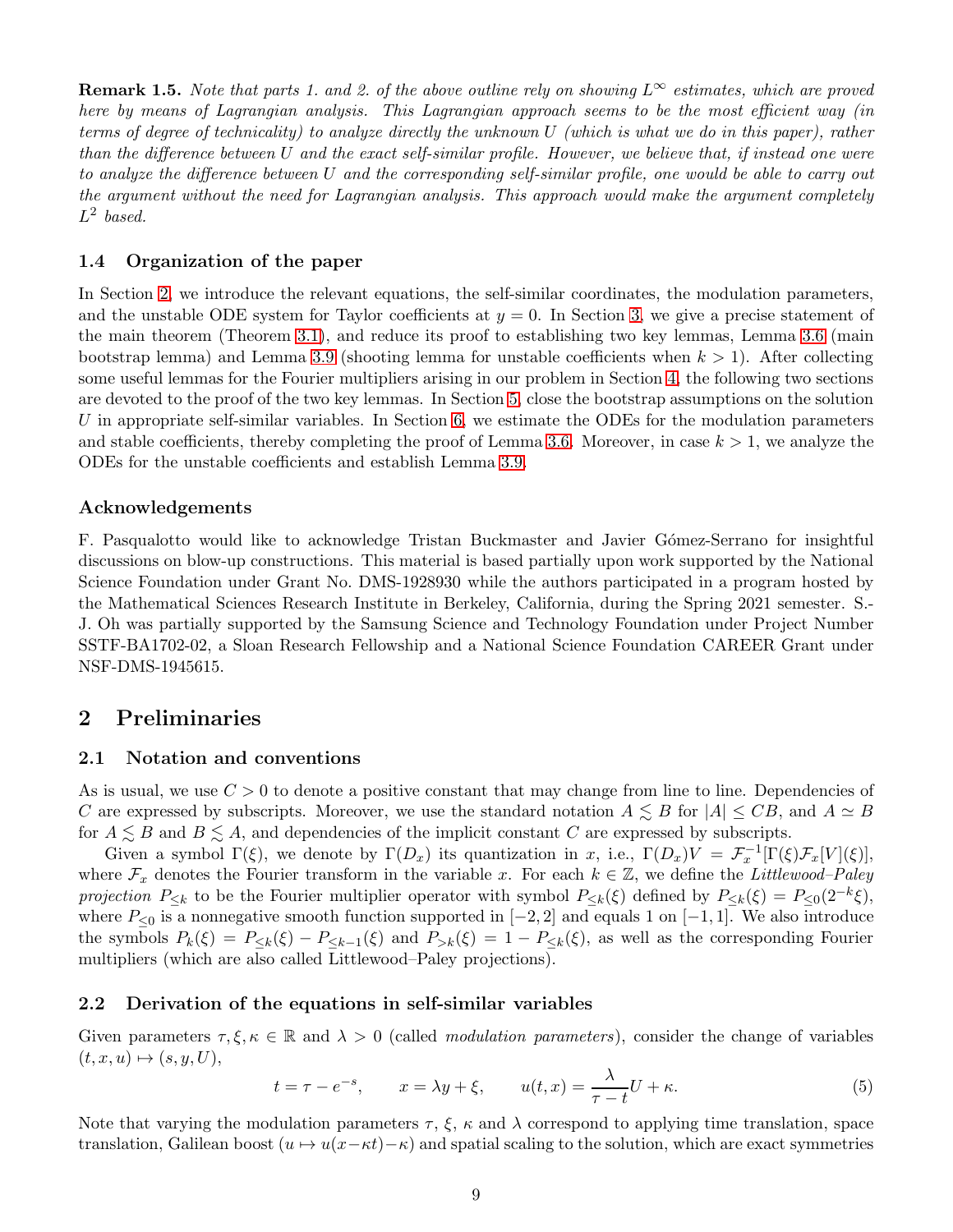**Remark 1.5.** *Note that parts 1. and 2. of the above outline rely on showing $L^\infty$ estimates, which are proved here by means of Lagrangian analysis. This Lagrangian approach seems to be the most efficient way (in terms of degree of technicality) to analyze directly the unknown $U$ (which is what we do in this paper), rather than the difference between $U$ and the exact self-similar profile. However, we believe that, if instead one were to analyze the difference between $U$ and the corresponding self-similar profile, one would be able to carry out the argument without the need for Lagrangian analysis. This approach would make the argument completely $L^2$ based.*

### 1.4 Organization of the paper

In Section 2, we introduce the relevant equations, the self-similar coordinates, the modulation parameters, and the unstable ODE system for Taylor coefficients at $y = 0$. In Section 3, we give a precise statement of the main theorem (Theorem 3.1), and reduce its proof to establishing two key lemmas, Lemma 3.6 (main bootstrap lemma) and Lemma 3.9 (shooting lemma for unstable coefficients when $k > 1$). After collecting some useful lemmas for the Fourier multipliers arising in our problem in Section 4, the following two sections are devoted to the proof of the two key lemmas. In Section 5, close the bootstrap assumptions on the solution $U$ in appropriate self-similar variables. In Section 6, we estimate the ODEs for the modulation parameters and stable coefficients, thereby completing the proof of Lemma 3.6. Moreover, in case $k > 1$, we analyze the ODEs for the unstable coefficients and establish Lemma 3.9.

### Acknowledgements

F. Pasqualotto would like to acknowledge Tristan Buckmaster and Javier Gómez-Serrano for insightful discussions on blow-up constructions. This material is based partially upon work supported by the National Science Foundation under Grant No. DMS-1928930 while the authors participated in a program hosted by the Mathematical Sciences Research Institute in Berkeley, California, during the Spring 2021 semester. S.-J. Oh was partially supported by the Samsung Science and Technology Foundation under Project Number SSTF-BA1702-02, a Sloan Research Fellowship and a National Science Foundation CAREER Grant under NSF-DMS-1945615.

## 2 Preliminaries

### 2.1 Notation and conventions

As is usual, we use $C > 0$ to denote a positive constant that may change from line to line. Dependencies of $C$ are expressed by subscripts. Moreover, we use the standard notation $A \lesssim B$ for $|A| \leq CB$, and $A \simeq B$ for $A \lesssim B$ and $B \lesssim A$, and dependencies of the implicit constant $C$ are expressed by subscripts.

Given a symbol $\Gamma(\xi)$, we denote by $\Gamma(D_x)$ its quantization in $x$, i.e., $\Gamma(D_x)V = \mathcal{F}_x^{-1}[\Gamma(\xi)\mathcal{F}_x[V](\xi)]$, where $\mathcal{F}_x$ denotes the Fourier transform in the variable $x$. For each $k \in \mathbb{Z}$, we define the *Littlewood–Paley projection* $P_{\leq k}$ to be the Fourier multiplier operator with symbol $P_{\leq k}(\xi)$ defined by $P_{\leq k}(\xi) = P_{\leq 0}(2^{-k}\xi)$, where $P_{\leq 0}$ is a nonnegative smooth function supported in $[-2, 2]$ and equals 1 on $[-1, 1]$. We also introduce the symbols $P_k(\xi) = P_{\leq k}(\xi) - P_{\leq k-1}(\xi)$ and $P_{>k}(\xi) = 1 - P_{\leq k}(\xi)$, as well as the corresponding Fourier multipliers (which are also called Littlewood–Paley projections).

### 2.2 Derivation of the equations in self-similar variables

Given parameters $\tau, \xi, \kappa \in \mathbb{R}$ and $\lambda > 0$ (called *modulation parameters*), consider the change of variables $(t, x, u) \mapsto (s, y, U)$,

$$t = \tau - e^{-s}, \qquad x = \lambda y + \xi, \qquad u(t,x) = \frac{\lambda}{\tau - t} U + \kappa. \tag{5}$$

Note that varying the modulation parameters $\tau$, $\xi$, $\kappa$ and $\lambda$ correspond to applying time translation, space translation, Galilean boost ($u \mapsto u(x - \kappa t) - \kappa$) and spatial scaling to the solution, which are exact symmetries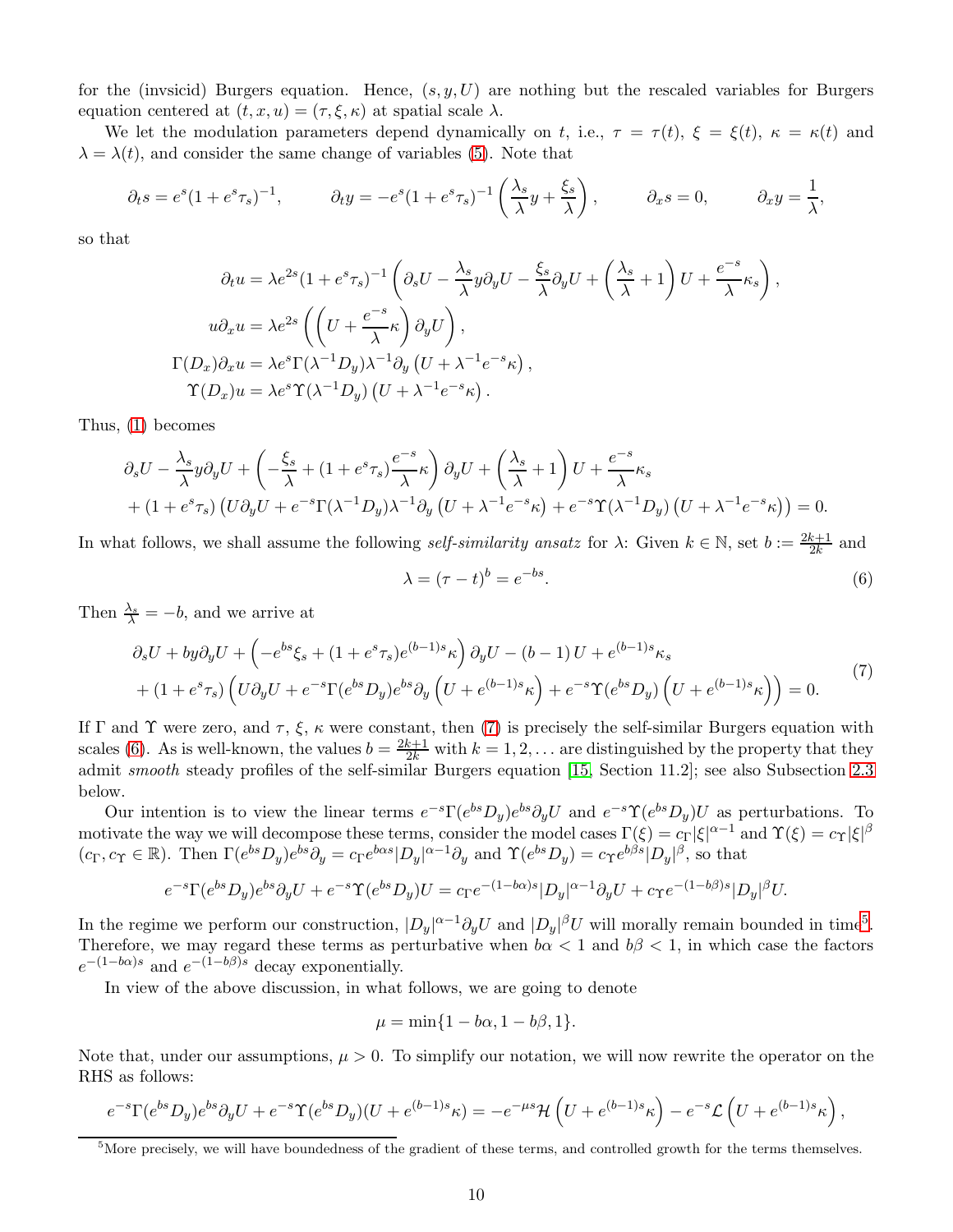for the (invsicid) Burgers equation. Hence, $(s, y, U)$ are nothing but the rescaled variables for Burgers equation centered at $(t, x, u) = (\tau, \xi, \kappa)$ at spatial scale $\lambda$.

We let the modulation parameters depend dynamically on $t$, i.e., $\tau = \tau(t)$, $\xi = \xi(t)$, $\kappa = \kappa(t)$ and $\lambda = \lambda(t)$, and consider the same change of variables (5). Note that

$$\partial_t s = e^s(1 + e^s\tau_s)^{-1}, \qquad \partial_t y = -e^s(1 + e^s\tau_s)^{-1}\left(\frac{\lambda_s}{\lambda}y + \frac{\xi_s}{\lambda}\right), \qquad \partial_x s = 0, \qquad \partial_x y = \frac{1}{\lambda},$$

so that

$$\begin{aligned}
\partial_t u &= \lambda e^{2s}(1 + e^s\tau_s)^{-1}\left(\partial_s U - \frac{\lambda_s}{\lambda}y\partial_y U - \frac{\xi_s}{\lambda}\partial_y U + \left(\frac{\lambda_s}{\lambda} + 1\right)U + \frac{e^{-s}}{\lambda}\kappa_s\right),\\
u\partial_x u &= \lambda e^{2s}\left(\left(U + \frac{e^{-s}}{\lambda}\kappa\right)\partial_y U\right),\\
\Gamma(D_x)\partial_x u &= \lambda e^s\Gamma(\lambda^{-1}D_y)\lambda^{-1}\partial_y\left(U + \lambda^{-1}e^{-s}\kappa\right),\\
\Upsilon(D_x)u &= \lambda e^s\Upsilon(\lambda^{-1}D_y)\left(U + \lambda^{-1}e^{-s}\kappa\right).
\end{aligned}$$

Thus, (1) becomes

$$\begin{aligned}
&\partial_s U - \frac{\lambda_s}{\lambda}y\partial_y U + \left(-\frac{\xi_s}{\lambda} + (1 + e^s\tau_s)\frac{e^{-s}}{\lambda}\kappa\right)\partial_y U + \left(\frac{\lambda_s}{\lambda} + 1\right)U + \frac{e^{-s}}{\lambda}\kappa_s\\
&+ (1 + e^s\tau_s)\left(U\partial_y U + e^{-s}\Gamma(\lambda^{-1}D_y)\lambda^{-1}\partial_y\left(U + \lambda^{-1}e^{-s}\kappa\right) + e^{-s}\Upsilon(\lambda^{-1}D_y)\left(U + \lambda^{-1}e^{-s}\kappa\right)\right) = 0.
\end{aligned}$$

In what follows, we shall assume the following *self-similarity ansatz* for $\lambda$: Given $k \in \mathbb{N}$, set $b := \frac{2k+1}{2k}$ and

$$\lambda = (\tau - t)^b = e^{-bs}. \tag{6}$$

Then $\frac{\lambda_s}{\lambda} = -b$, and we arrive at

$$\begin{aligned}
&\partial_s U + by\partial_y U + \left(-e^{bs}\xi_s + (1 + e^s\tau_s)e^{(b-1)s}\kappa\right)\partial_y U - (b-1)U + e^{(b-1)s}\kappa_s\\
&+ (1 + e^s\tau_s)\left(U\partial_y U + e^{-s}\Gamma(e^{bs}D_y)e^{bs}\partial_y\left(U + e^{(b-1)s}\kappa\right) + e^{-s}\Upsilon(e^{bs}D_y)\left(U + e^{(b-1)s}\kappa\right)\right) = 0.
\end{aligned} \tag{7}$$

If $\Gamma$ and $\Upsilon$ were zero, and $\tau$, $\xi$, $\kappa$ were constant, then (7) is precisely the self-similar Burgers equation with scales (6). As is well-known, the values $b = \frac{2k+1}{2k}$ with $k = 1, 2, \ldots$ are distinguished by the property that they admit *smooth* steady profiles of the self-similar Burgers equation [15, Section 11.2]; see also Subsection 2.3 below.

Our intention is to view the linear terms $e^{-s}\Gamma(e^{bs}D_y)e^{bs}\partial_y U$ and $e^{-s}\Upsilon(e^{bs}D_y)U$ as perturbations. To motivate the way we will decompose these terms, consider the model cases $\Gamma(\xi) = c_\Gamma|\xi|^{\alpha-1}$ and $\Upsilon(\xi) = c_\Upsilon|\xi|^\beta$ ($c_\Gamma, c_\Upsilon \in \mathbb{R}$). Then $\Gamma(e^{bs}D_y)e^{bs}\partial_y = c_\Gamma e^{b\alpha s}|D_y|^{\alpha-1}\partial_y$ and $\Upsilon(e^{bs}D_y) = c_\Upsilon e^{b\beta s}|D_y|^\beta$, so that

$$e^{-s}\Gamma(e^{bs}D_y)e^{bs}\partial_y U + e^{-s}\Upsilon(e^{bs}D_y)U = c_\Gamma e^{-(1-b\alpha)s}|D_y|^{\alpha-1}\partial_y U + c_\Upsilon e^{-(1-b\beta)s}|D_y|^\beta U.$$

In the regime we perform our construction, $|D_y|^{\alpha-1}\partial_y U$ and $|D_y|^\beta U$ will morally remain bounded in time[5]. Therefore, we may regard these terms as perturbative when $b\alpha < 1$ and $b\beta < 1$, in which case the factors $e^{-(1-b\alpha)s}$ and $e^{-(1-b\beta)s}$ decay exponentially.

In view of the above discussion, in what follows, we are going to denote

$$\mu = \min\{1 - b\alpha, 1 - b\beta, 1\}.$$

Note that, under our assumptions, $\mu > 0$. To simplify our notation, we will now rewrite the operator on the RHS as follows:

$$e^{-s}\Gamma(e^{bs}D_y)e^{bs}\partial_y U + e^{-s}\Upsilon(e^{bs}D_y)(U + e^{(b-1)s}\kappa) = -e^{-\mu s}\mathcal{H}\left(U + e^{(b-1)s}\kappa\right) - e^{-s}\mathcal{L}\left(U + e^{(b-1)s}\kappa\right),$$

[5] More precisely, we will have boundedness of the gradient of these terms, and controlled growth for the terms themselves.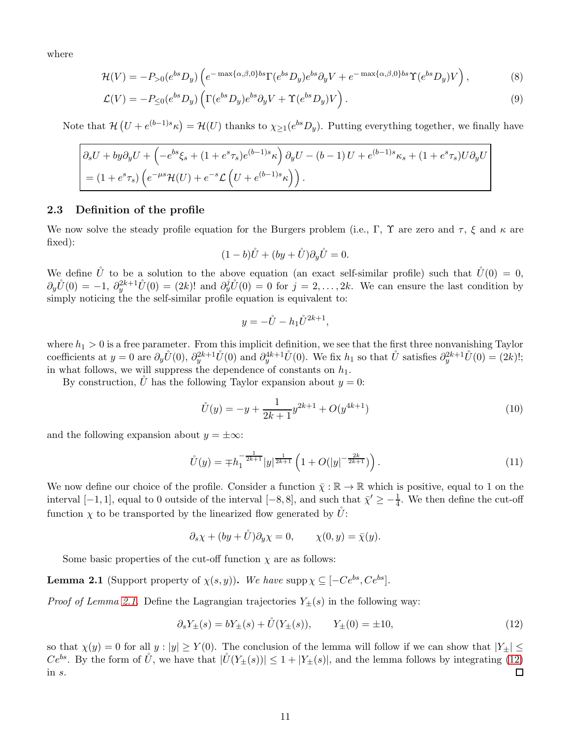where

$$\mathcal{H}(V) = -P_{>0}(e^{bs}D_y)\left(e^{-\max\{\alpha,\beta,0\}bs}\Gamma(e^{bs}D_y)e^{bs}\partial_y V + e^{-\max\{\alpha,\beta,0\}bs}\Upsilon(e^{bs}D_y)V\right), \tag{8}$$

$$\mathcal{L}(V) = -P_{\leq 0}(e^{bs}D_y)\left(\Gamma(e^{bs}D_y)e^{bs}\partial_y V + \Upsilon(e^{bs}D_y)V\right). \tag{9}$$

Note that $\mathcal{H}\left(U + e^{(b-1)s}\kappa\right) = \mathcal{H}(U)$ thanks to $\chi_{\geq 1}(e^{bs}D_y)$. Putting everything together, we finally have

$$\boxed{\begin{aligned}&\partial_s U + by\partial_y U + \left(-e^{bs}\xi_s + (1+e^s\tau_s)e^{(b-1)s}\kappa\right)\partial_y U - (b-1)\,U + e^{(b-1)s}\kappa_s + (1+e^s\tau_s)U\partial_y U \\ &= (1+e^s\tau_s)\left(e^{-\mu s}\mathcal{H}(U) + e^{-s}\mathcal{L}\left(U + e^{(b-1)s}\kappa\right)\right).\end{aligned}}$$

## 2.3 Definition of the profile

We now solve the steady profile equation for the Burgers problem (i.e., $\Gamma$, $\Upsilon$ are zero and $\tau$, $\xi$ and $\kappa$ are fixed):

$$(1-b)\mathring{U} + (by + \mathring{U})\partial_y \mathring{U} = 0.$$

We define $\mathring{U}$ to be a solution to the above equation (an exact self-similar profile) such that $\mathring{U}(0) = 0$, $\partial_y \mathring{U}(0) = -1$, $\partial_y^{2k+1}\mathring{U}(0) = (2k)!$ and $\partial_y^j \mathring{U}(0) = 0$ for $j = 2, \dots, 2k$. We can ensure the last condition by simply noticing the the self-similar profile equation is equivalent to:

$$y = -\mathring{U} - h_1 \mathring{U}^{2k+1},$$

where $h_1 > 0$ is a free parameter. From this implicit definition, we see that the first three nonvanishing Taylor coefficients at $y = 0$ are $\partial_y \mathring{U}(0)$, $\partial_y^{2k+1}\mathring{U}(0)$ and $\partial_y^{4k+1}\mathring{U}(0)$. We fix $h_1$ so that $\mathring{U}$ satisfies $\partial_y^{2k+1}\mathring{U}(0) = (2k)!$; in what follows, we will suppress the dependence of constants on $h_1$.

By construction, $\mathring{U}$ has the following Taylor expansion about $y = 0$:

$$\mathring{U}(y) = -y + \frac{1}{2k+1}y^{2k+1} + O(y^{4k+1}) \tag{10}$$

and the following expansion about $y = \pm\infty$:

$$\mathring{U}(y) = \mp h_1^{-\frac{1}{2k+1}}|y|^{\frac{1}{2k+1}}\left(1 + O(|y|^{-\frac{2k}{2k+1}})\right). \tag{11}$$

We now define our choice of the profile. Consider a function $\bar{\chi} : \mathbb{R} \to \mathbb{R}$ which is positive, equal to 1 on the interval $[-1, 1]$, equal to 0 outside of the interval $[-8, 8]$, and such that $\bar{\chi}' \geq -\frac{1}{4}$. We then define the cut-off function $\chi$ to be transported by the linearized flow generated by $\mathring{U}$:

$$\partial_s \chi + (by + \mathring{U})\partial_y \chi = 0, \qquad \chi(0, y) = \bar{\chi}(y).$$

Some basic properties of the cut-off function $\chi$ are as follows:

**Lemma 2.1** (Support property of $\chi(s, y)$)**.** *We have* $\operatorname{supp}\chi \subseteq [-Ce^{bs}, Ce^{bs}]$.

*Proof of Lemma 2.1.* Define the Lagrangian trajectories $Y_\pm(s)$ in the following way:

$$\partial_s Y_\pm(s) = bY_\pm(s) + \mathring{U}(Y_\pm(s)), \qquad Y_\pm(0) = \pm 10, \tag{12}$$

so that $\chi(y) = 0$ for all $y : |y| \geq Y(0)$. The conclusion of the lemma will follow if we can show that $|Y_\pm| \leq Ce^{bs}$. By the form of $\mathring{U}$, we have that $|\mathring{U}(Y_\pm(s))| \leq 1 + |Y_\pm(s)|$, and the lemma follows by integrating (12) in $s$. ◻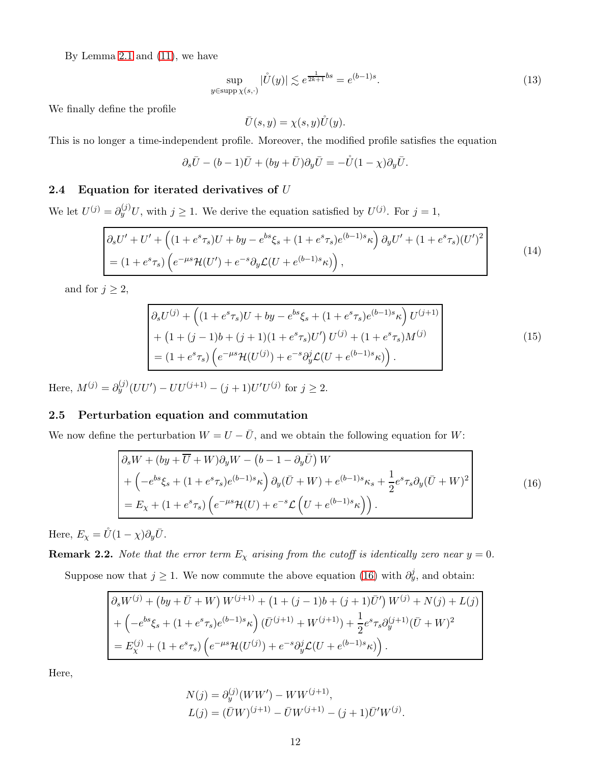By Lemma 2.1 and (11), we have

$$\sup_{y \in \operatorname{supp} \chi(s,\cdot)} |\mathring{U}(y)| \lesssim e^{\frac{1}{2k+1}bs} = e^{(b-1)s}. \tag{13}$$

We finally define the profile

$$\bar{U}(s,y) = \chi(s,y)\mathring{U}(y).$$

This is no longer a time-independent profile. Moreover, the modified profile satisfies the equation

$$\partial_s \bar{U} - (b-1)\bar{U} + (by + \bar{U})\partial_y \bar{U} = -\mathring{U}(1-\chi)\partial_y \bar{U}.$$

### 2.4 Equation for iterated derivatives of $U$

We let $U^{(j)} = \partial_y^{(j)} U$, with $j \geq 1$. We derive the equation satisfied by $U^{(j)}$. For $j = 1$,

$$\boxed{\begin{aligned}&\partial_s U' + U' + \left((1+e^s\tau_s)U + by - e^{bs}\xi_s + (1+e^s\tau_s)e^{(b-1)s}\kappa\right)\partial_y U' + (1+e^s\tau_s)(U')^2 \\ &= (1+e^s\tau_s)\left(e^{-\mu s}\mathcal{H}(U') + e^{-s}\partial_y \mathcal{L}(U + e^{(b-1)s}\kappa)\right),\end{aligned}} \tag{14}$$

and for $j \geq 2$,

$$\boxed{\begin{aligned}&\partial_s U^{(j)} + \left((1+e^s\tau_s)U + by - e^{bs}\xi_s + (1+e^s\tau_s)e^{(b-1)s}\kappa\right)U^{(j+1)} \\ &+ \left(1 + (j-1)b + (j+1)(1+e^s\tau_s)U'\right)U^{(j)} + (1+e^s\tau_s)M^{(j)} \\ &= (1+e^s\tau_s)\left(e^{-\mu s}\mathcal{H}(U^{(j)}) + e^{-s}\partial_y^j \mathcal{L}(U + e^{(b-1)s}\kappa)\right).\end{aligned}} \tag{15}$$

Here, $M^{(j)} = \partial_y^{(j)}(UU') - UU^{(j+1)} - (j+1)U'U^{(j)}$ for $j \geq 2$.

### 2.5 Perturbation equation and commutation

We now define the perturbation $W = U - \bar{U}$, and we obtain the following equation for $W$:

$$\boxed{\begin{aligned}&\partial_s W + (by + \overline{U} + W)\partial_y W - \left(b - 1 - \partial_y \bar{U}\right)W \\ &+ \left(-e^{bs}\xi_s + (1+e^s\tau_s)e^{(b-1)s}\kappa\right)\partial_y(\bar{U} + W) + e^{(b-1)s}\kappa_s + \frac{1}{2}e^s\tau_s\partial_y(\bar{U} + W)^2 \\ &= E_\chi + (1+e^s\tau_s)\left(e^{-\mu s}\mathcal{H}(U) + e^{-s}\mathcal{L}\left(U + e^{(b-1)s}\kappa\right)\right).\end{aligned}} \tag{16}$$

Here, $E_\chi = \mathring{U}(1-\chi)\partial_y \bar{U}$.

**Remark 2.2.** *Note that the error term $E_\chi$ arising from the cutoff is identically zero near $y = 0$.*

Suppose now that $j \geq 1$. We now commute the above equation (16) with $\partial_y^j$, and obtain:

$$\boxed{\begin{aligned}&\partial_s W^{(j)} + \left(by + \bar{U} + W\right)W^{(j+1)} + \left(1 + (j-1)b + (j+1)\bar{U}'\right)W^{(j)} + N(j) + L(j) \\ &+ \left(-e^{bs}\xi_s + (1+e^s\tau_s)e^{(b-1)s}\kappa\right)(\bar{U}^{(j+1)} + W^{(j+1)}) + \frac{1}{2}e^s\tau_s\partial_y^{(j+1)}(\bar{U} + W)^2 \\ &= E_\chi^{(j)} + (1+e^s\tau_s)\left(e^{-\mu s}\mathcal{H}(U^{(j)}) + e^{-s}\partial_y^j \mathcal{L}(U + e^{(b-1)s}\kappa)\right).\end{aligned}}$$

Here,

$$\begin{aligned}N(j) &= \partial_y^{(j)}(WW') - WW^{(j+1)}, \\ L(j) &= (\bar{U}W)^{(j+1)} - \bar{U}W^{(j+1)} - (j+1)\bar{U}'W^{(j)}.\end{aligned}$$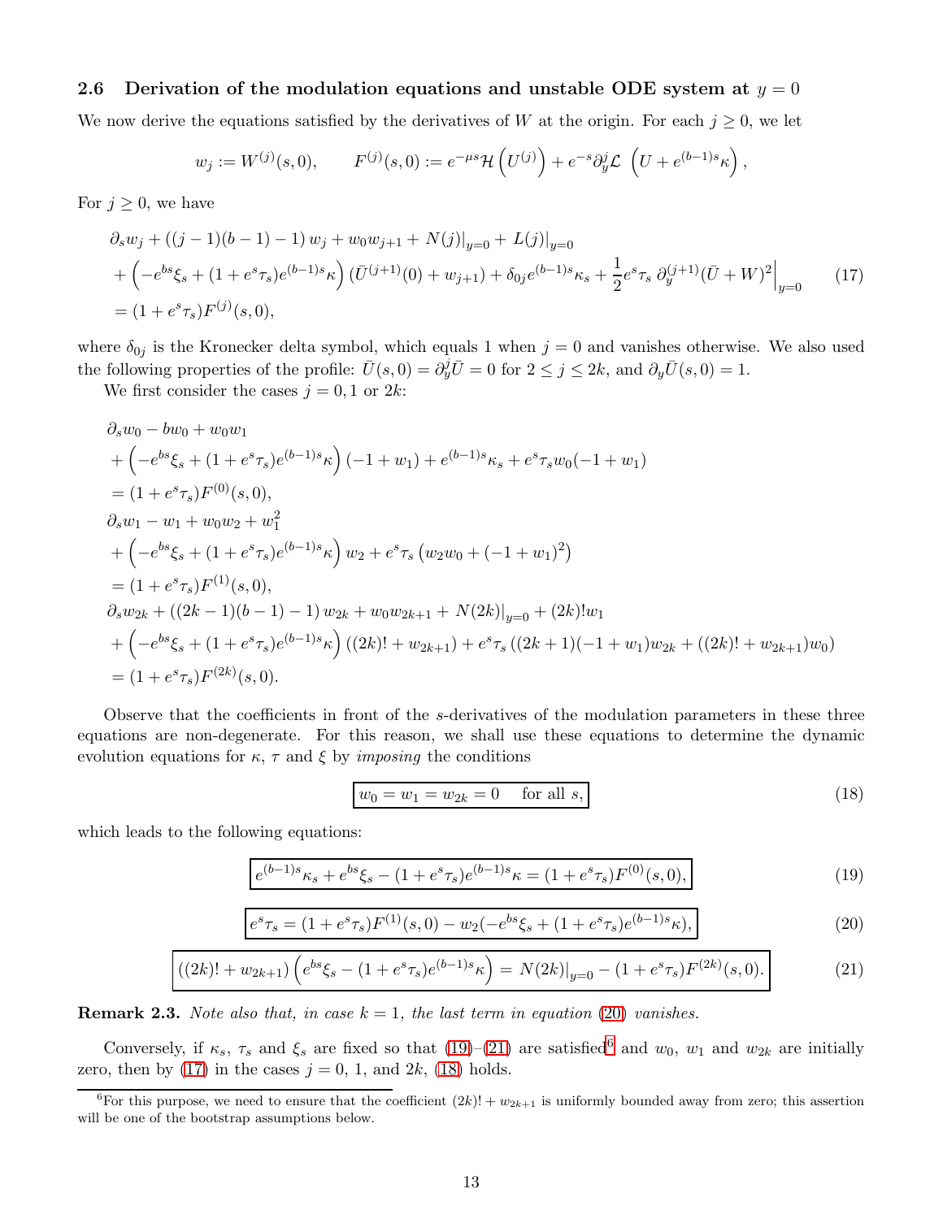### 2.6 Derivation of the modulation equations and unstable ODE system at $y = 0$

We now derive the equations satisfied by the derivatives of $W$ at the origin. For each $j \geq 0$, we let

$$
w_j := W^{(j)}(s,0), \qquad F^{(j)}(s,0) := e^{-\mu s}\mathcal{H}\left(U^{(j)}\right) + e^{-s}\partial_y^j \mathcal{L}\ \left(U + e^{(b-1)s}\kappa\right),
$$

For $j \geq 0$, we have

$$
\begin{aligned}
&\partial_s w_j + ((j-1)(b-1)-1)\, w_j + w_0 w_{j+1} + N(j)|_{y=0} + L(j)|_{y=0} \\
&+ \left(-e^{bs}\xi_s + (1+e^s\tau_s)e^{(b-1)s}\kappa\right)(\bar{U}^{(j+1)}(0) + w_{j+1}) + \delta_{0j}e^{(b-1)s}\kappa_s + \frac{1}{2}e^s\tau_s\, \partial_y^{(j+1)}(\bar{U}+W)^2\Big|_{y=0} \\
&= (1+e^s\tau_s)F^{(j)}(s,0),
\end{aligned} \tag{17}
$$

where $\delta_{0j}$ is the Kronecker delta symbol, which equals 1 when $j = 0$ and vanishes otherwise. We also used the following properties of the profile: $\bar{U}(s,0) = \partial_y^j \bar{U} = 0$ for $2 \leq j \leq 2k$, and $\partial_y \bar{U}(s,0) = 1$.

We first consider the cases $j = 0, 1$ or $2k$:

$$
\begin{aligned}
&\partial_s w_0 - b w_0 + w_0 w_1 \\
&+ \left(-e^{bs}\xi_s + (1+e^s\tau_s)e^{(b-1)s}\kappa\right)(-1+w_1) + e^{(b-1)s}\kappa_s + e^s\tau_s w_0(-1+w_1) \\
&= (1+e^s\tau_s)F^{(0)}(s,0), \\
&\partial_s w_1 - w_1 + w_0 w_2 + w_1^2 \\
&+ \left(-e^{bs}\xi_s + (1+e^s\tau_s)e^{(b-1)s}\kappa\right) w_2 + e^s\tau_s\left(w_2 w_0 + (-1+w_1)^2\right) \\
&= (1+e^s\tau_s)F^{(1)}(s,0), \\
&\partial_s w_{2k} + ((2k-1)(b-1)-1)\, w_{2k} + w_0 w_{2k+1} + N(2k)|_{y=0} + (2k)!w_1 \\
&+ \left(-e^{bs}\xi_s + (1+e^s\tau_s)e^{(b-1)s}\kappa\right)((2k)! + w_{2k+1}) + e^s\tau_s\left((2k+1)(-1+w_1)w_{2k} + ((2k)! + w_{2k+1})w_0\right) \\
&= (1+e^s\tau_s)F^{(2k)}(s,0).
\end{aligned}
$$

Observe that the coefficients in front of the $s$-derivatives of the modulation parameters in these three equations are non-degenerate. For this reason, we shall use these equations to determine the dynamic evolution equations for $\kappa$, $\tau$ and $\xi$ by *imposing* the conditions

$$
\boxed{w_0 = w_1 = w_{2k} = 0 \quad \text{for all } s,} \tag{18}
$$

which leads to the following equations:

$$
\boxed{e^{(b-1)s}\kappa_s + e^{bs}\xi_s - (1+e^s\tau_s)e^{(b-1)s}\kappa = (1+e^s\tau_s)F^{(0)}(s,0),} \tag{19}
$$

$$
\boxed{e^s\tau_s = (1+e^s\tau_s)F^{(1)}(s,0) - w_2(-e^{bs}\xi_s + (1+e^s\tau_s)e^{(b-1)s}\kappa),} \tag{20}
$$

$$
\boxed{((2k)! + w_{2k+1})\left(e^{bs}\xi_s - (1+e^s\tau_s)e^{(b-1)s}\kappa\right) = N(2k)|_{y=0} - (1+e^s\tau_s)F^{(2k)}(s,0).} \tag{21}
$$

**Remark 2.3.** *Note also that, in case $k = 1$, the last term in equation (20) vanishes.*

Conversely, if $\kappa_s$, $\tau_s$ and $\xi_s$ are fixed so that (19)–(21) are satisfied[6] and $w_0$, $w_1$ and $w_{2k}$ are initially zero, then by (17) in the cases $j = 0$, 1, and $2k$, (18) holds.

[6] For this purpose, we need to ensure that the coefficient $(2k)! + w_{2k+1}$ is uniformly bounded away from zero; this assertion will be one of the bootstrap assumptions below.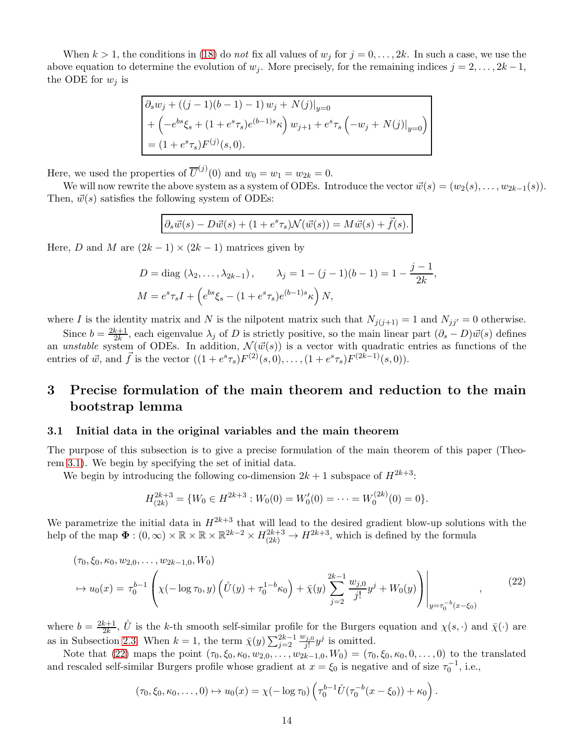When $k > 1$, the conditions in (18) do *not* fix all values of $w_j$ for $j = 0, \dots, 2k$. In such a case, we use the above equation to determine the evolution of $w_j$. More precisely, for the remaining indices $j = 2, \dots, 2k-1$, the ODE for $w_j$ is

$$
\boxed{\begin{aligned}
&\partial_s w_j + ((j-1)(b-1)-1)\, w_j + N(j)|_{y=0} \\
&+ \left(-e^{bs}\xi_s + (1+e^s\tau_s)e^{(b-1)s}\kappa\right) w_{j+1} + e^s\tau_s\left(-w_j + N(j)|_{y=0}\right) \\
&= (1+e^s\tau_s)F^{(j)}(s,0).
\end{aligned}}
$$

Here, we used the properties of $\overline{U}^{(j)}(0)$ and $w_0 = w_1 = w_{2k} = 0$.

We will now rewrite the above system as a system of ODEs. Introduce the vector $\vec{w}(s) = (w_2(s), \dots, w_{2k-1}(s))$. Then, $\vec{w}(s)$ satisfies the following system of ODEs:

$$
\boxed{\partial_s \vec{w}(s) - D\vec{w}(s) + (1+e^s\tau_s)\mathcal{N}(\vec{w}(s)) = M\vec{w}(s) + \vec{f}(s).}
$$

Here, $D$ and $M$ are $(2k-1)\times(2k-1)$ matrices given by

$$
\begin{aligned}
&D = \operatorname{diag}(\lambda_2, \dots, \lambda_{2k-1}), \qquad \lambda_j = 1-(j-1)(b-1) = 1 - \frac{j-1}{2k}, \\
&M = e^s\tau_s I + \left(e^{bs}\xi_s - (1+e^s\tau_s)e^{(b-1)s}\kappa\right) N,
\end{aligned}
$$

where $I$ is the identity matrix and $N$ is the nilpotent matrix such that $N_{j(j+1)} = 1$ and $N_{jj'} = 0$ otherwise.

Since $b = \frac{2k+1}{2k}$, each eigenvalue $\lambda_j$ of $D$ is strictly positive, so the main linear part $(\partial_s - D)\vec{w}(s)$ defines an *unstable* system of ODEs. In addition, $\mathcal{N}(\vec{w}(s))$ is a vector with quadratic entries as functions of the entries of $\vec{w}$, and $\vec{f}$ is the vector $((1+e^s\tau_s)F^{(2)}(s,0), \dots, (1+e^s\tau_s)F^{(2k-1)}(s,0))$.

# 3 Precise formulation of the main theorem and reduction to the main bootstrap lemma

## 3.1 Initial data in the original variables and the main theorem

The purpose of this subsection is to give a precise formulation of the main theorem of this paper (Theorem 3.1). We begin by specifying the set of initial data.

We begin by introducing the following co-dimension $2k+1$ subspace of $H^{2k+3}$:

$$
H^{2k+3}_{(2k)} = \{W_0 \in H^{2k+3} : W_0(0) = W_0'(0) = \cdots = W_0^{(2k)}(0) = 0\}.
$$

We parametrize the initial data in $H^{2k+3}$ that will lead to the desired gradient blow-up solutions with the help of the map $\mathbf{\Phi} : (0,\infty)\times\mathbb{R}\times\mathbb{R}\times\mathbb{R}^{2k-2}\times H^{2k+3}_{(2k)} \to H^{2k+3}$, which is defined by the formula

$$
\begin{aligned}
&(\tau_0, \xi_0, \kappa_0, w_{2,0}, \dots, w_{2k-1,0}, W_0) \\
&\mapsto u_0(x) = \tau_0^{b-1}\left.\left(\chi(-\log\tau_0, y)\left(\mathring{U}(y) + \tau_0^{1-b}\kappa_0\right) + \bar{\chi}(y)\sum_{j=2}^{2k-1}\frac{w_{j,0}}{j!}y^j + W_0(y)\right)\right|_{y=\tau_0^{-b}(x-\xi_0)},
\end{aligned} \tag{22}
$$

where $b = \frac{2k+1}{2k}$, $\mathring{U}$ is the $k$-th smooth self-similar profile for the Burgers equation and $\chi(s,\cdot)$ and $\bar{\chi}(\cdot)$ are as in Subsection 2.3. When $k = 1$, the term $\bar{\chi}(y)\sum_{j=2}^{2k-1}\frac{w_{j,0}}{j!}y^j$ is omitted.

Note that (22) maps the point $(\tau_0, \xi_0, \kappa_0, w_{2,0}, \dots, w_{2k-1,0}, W_0) = (\tau_0, \xi_0, \kappa_0, 0, \dots, 0)$ to the translated and rescaled self-similar Burgers profile whose gradient at $x = \xi_0$ is negative and of size $\tau_0^{-1}$, i.e.,

$$
(\tau_0, \xi_0, \kappa_0, \dots, 0) \mapsto u_0(x) = \chi(-\log\tau_0)\left(\tau_0^{b-1}\mathring{U}(\tau_0^{-b}(x-\xi_0)) + \kappa_0\right).
$$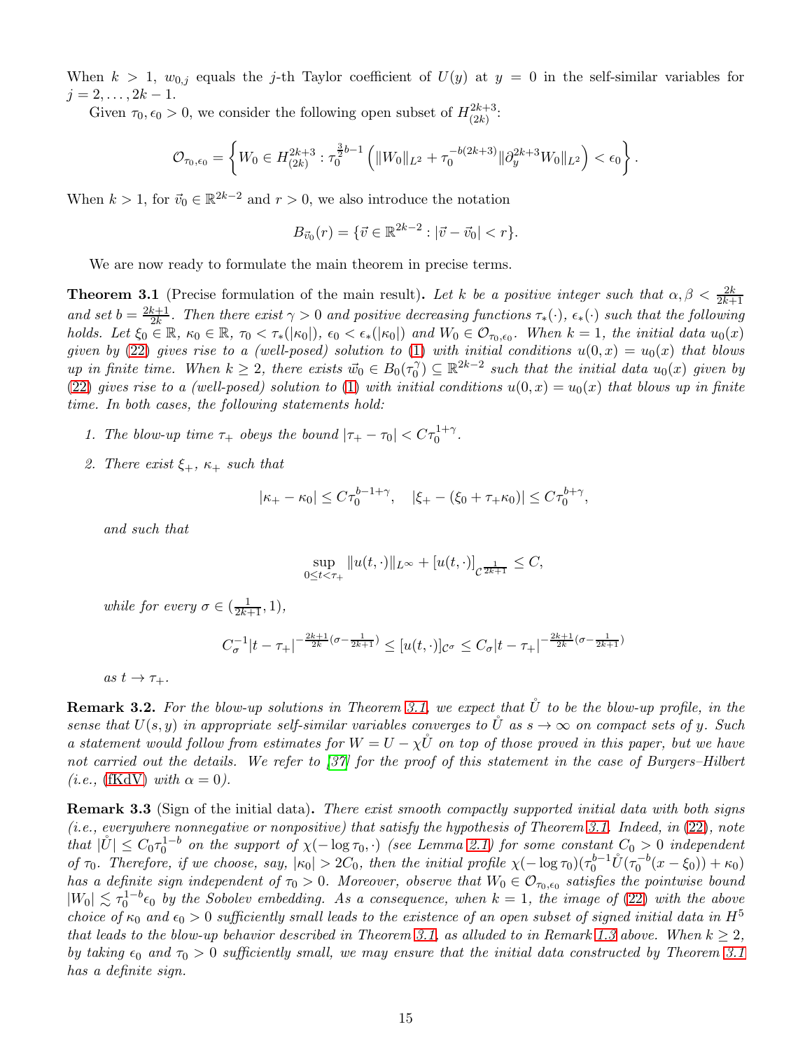When $k > 1$, $w_{0,j}$ equals the $j$-th Taylor coefficient of $U(y)$ at $y = 0$ in the self-similar variables for $j = 2, \ldots, 2k-1$.

Given $\tau_0, \epsilon_0 > 0$, we consider the following open subset of $H^{2k+3}_{(2k)}$:

$$\mathcal{O}_{\tau_0,\epsilon_0} = \left\{ W_0 \in H^{2k+3}_{(2k)} : \tau_0^{\frac{3}{2}b-1} \left( \|W_0\|_{L^2} + \tau_0^{-b(2k+3)} \|\partial_y^{2k+3} W_0\|_{L^2} \right) < \epsilon_0 \right\}.$$

When $k > 1$, for $\vec{v}_0 \in \mathbb{R}^{2k-2}$ and $r > 0$, we also introduce the notation

$$B_{\vec{v}_0}(r) = \{ \vec{v} \in \mathbb{R}^{2k-2} : |\vec{v} - \vec{v}_0| < r \}.$$

We are now ready to formulate the main theorem in precise terms.

**Theorem 3.1** (Precise formulation of the main result)**.** *Let $k$ be a positive integer such that $\alpha, \beta < \frac{2k}{2k+1}$ and set $b = \frac{2k+1}{2k}$. Then there exist $\gamma > 0$ and positive decreasing functions $\tau_*(\cdot)$, $\epsilon_*(\cdot)$ such that the following holds. Let $\xi_0 \in \mathbb{R}$, $\kappa_0 \in \mathbb{R}$, $\tau_0 < \tau_*(|\kappa_0|)$, $\epsilon_0 < \epsilon_*(|\kappa_0|)$ and $W_0 \in \mathcal{O}_{\tau_0,\epsilon_0}$. When $k = 1$, the initial data $u_0(x)$ given by (22) gives rise to a (well-posed) solution to (1) with initial conditions $u(0,x) = u_0(x)$ that blows up in finite time. When $k \geq 2$, there exists $\vec{w}_0 \in B_0(\tau_0^\gamma) \subseteq \mathbb{R}^{2k-2}$ such that the initial data $u_0(x)$ given by (22) gives rise to a (well-posed) solution to (1) with initial conditions $u(0,x) = u_0(x)$ that blows up in finite time. In both cases, the following statements hold:*

1. *The blow-up time $\tau_+$ obeys the bound $|\tau_+ - \tau_0| < C\tau_0^{1+\gamma}$.*
2. *There exist $\xi_+$, $\kappa_+$ such that*

$$|\kappa_+ - \kappa_0| \leq C\tau_0^{b-1+\gamma}, \quad |\xi_+ - (\xi_0 + \tau_+\kappa_0)| \leq C\tau_0^{b+\gamma},$$

*and such that*

$$\sup_{0 \leq t < \tau_+} \|u(t,\cdot)\|_{L^\infty} + [u(t,\cdot)]_{\mathcal{C}^{\frac{1}{2k+1}}} \leq C,$$

*while for every $\sigma \in (\frac{1}{2k+1}, 1)$,*

$$C_\sigma^{-1} |t - \tau_+|^{-\frac{2k+1}{2k}(\sigma - \frac{1}{2k+1})} \leq [u(t,\cdot)]_{\mathcal{C}^\sigma} \leq C_\sigma |t - \tau_+|^{-\frac{2k+1}{2k}(\sigma - \frac{1}{2k+1})}$$

*as $t \to \tau_+$.*

**Remark 3.2.** *For the blow-up solutions in Theorem 3.1, we expect that $\mathring{U}$ to be the blow-up profile, in the sense that $U(s,y)$ in appropriate self-similar variables converges to $\mathring{U}$ as $s \to \infty$ on compact sets of $y$. Such a statement would follow from estimates for $W = U - \chi\mathring{U}$ on top of those proved in this paper, but we have not carried out the details. We refer to [37] for the proof of this statement in the case of Burgers–Hilbert (i.e., (fKdV) with $\alpha = 0$).*

**Remark 3.3** (Sign of the initial data)**.** *There exist smooth compactly supported initial data with both signs (i.e., everywhere nonnegative or nonpositive) that satisfy the hypothesis of Theorem 3.1. Indeed, in (22), note that $|\mathring{U}| \leq C_0 \tau_0^{1-b}$ on the support of $\chi(-\log \tau_0, \cdot)$ (see Lemma 2.1) for some constant $C_0 > 0$ independent of $\tau_0$. Therefore, if we choose, say, $|\kappa_0| > 2C_0$, then the initial profile $\chi(-\log \tau_0)(\tau_0^{b-1}\mathring{U}(\tau_0^{-b}(x - \xi_0)) + \kappa_0)$ has a definite sign independent of $\tau_0 > 0$. Moreover, observe that $W_0 \in \mathcal{O}_{\tau_0,\epsilon_0}$ satisfies the pointwise bound $|W_0| \lesssim \tau_0^{1-b}\epsilon_0$ by the Sobolev embedding. As a consequence, when $k = 1$, the image of (22) with the above choice of $\kappa_0$ and $\epsilon_0 > 0$ sufficiently small leads to the existence of an open subset of signed initial data in $H^5$ that leads to the blow-up behavior described in Theorem 3.1, as alluded to in Remark 1.3 above. When $k \geq 2$, by taking $\epsilon_0$ and $\tau_0 > 0$ sufficiently small, we may ensure that the initial data constructed by Theorem 3.1 has a definite sign.*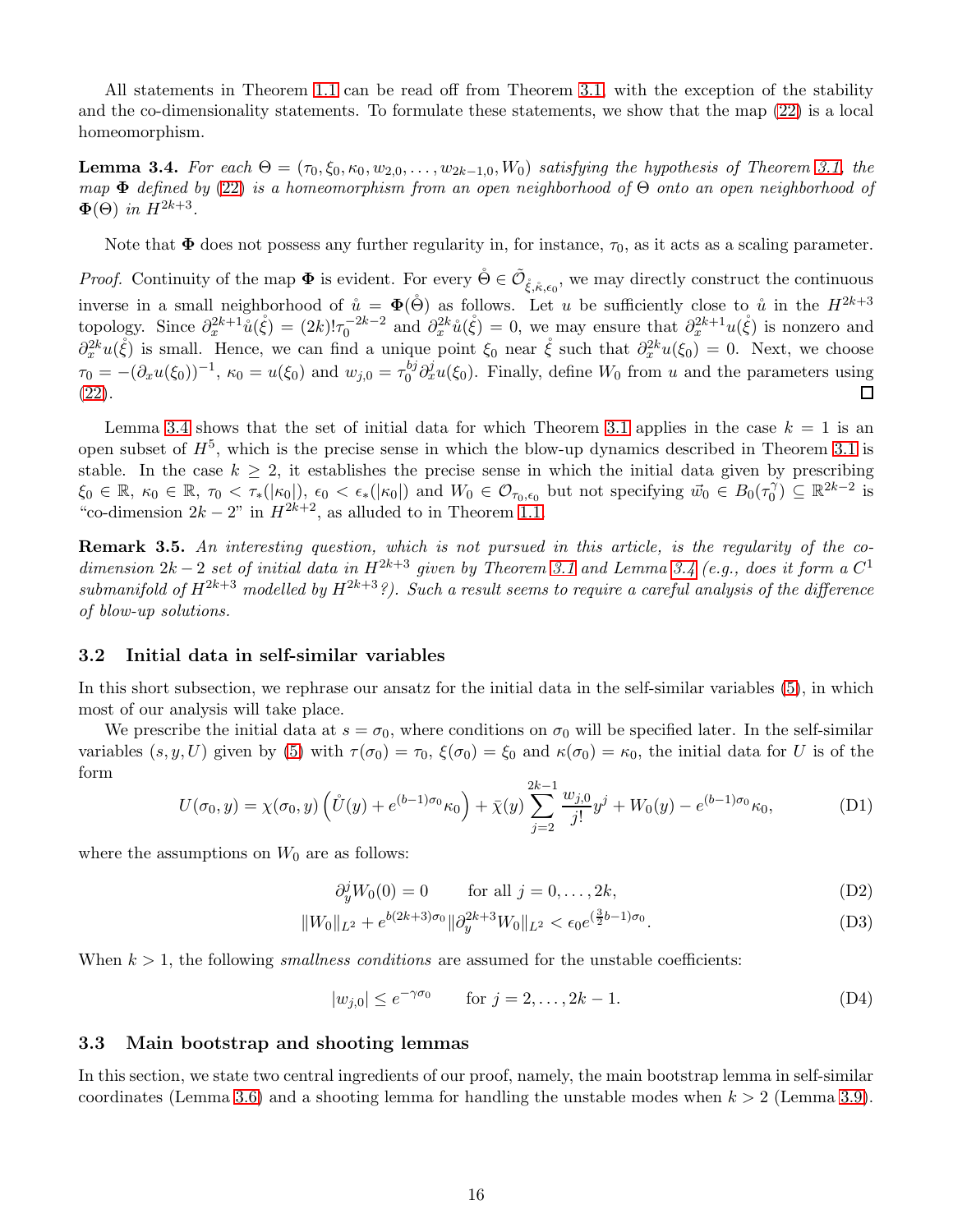All statements in Theorem 1.1 can be read off from Theorem 3.1, with the exception of the stability and the co-dimensionality statements. To formulate these statements, we show that the map (22) is a local homeomorphism.

**Lemma 3.4.** *For each $\Theta = (\tau_0, \xi_0, \kappa_0, w_{2,0}, \dots, w_{2k-1,0}, W_0)$ satisfying the hypothesis of Theorem 3.1, the map $\mathbf{\Phi}$ defined by (22) is a homeomorphism from an open neighborhood of $\Theta$ onto an open neighborhood of $\mathbf{\Phi}(\Theta)$ in $H^{2k+3}$.*

Note that $\mathbf{\Phi}$ does not possess any further regularity in, for instance, $\tau_0$, as it acts as a scaling parameter.

*Proof.* Continuity of the map $\mathbf{\Phi}$ is evident. For every $\mathring{\Theta} \in \tilde{\mathcal{O}}_{\mathring{\xi},\mathring{\kappa},\epsilon_0}$, we may directly construct the continuous inverse in a small neighborhood of $\mathring{u} = \mathbf{\Phi}(\mathring{\Theta})$ as follows. Let $u$ be sufficiently close to $\mathring{u}$ in the $H^{2k+3}$ topology. Since $\partial_x^{2k+1}\mathring{u}(\mathring{\xi}) = (2k)!\tau_0^{-2k-2}$ and $\partial_x^{2k}\mathring{u}(\mathring{\xi}) = 0$, we may ensure that $\partial_x^{2k+1}u(\mathring{\xi})$ is nonzero and $\partial_x^{2k}u(\mathring{\xi})$ is small. Hence, we can find a unique point $\xi_0$ near $\mathring{\xi}$ such that $\partial_x^{2k}u(\xi_0) = 0$. Next, we choose $\tau_0 = -(\partial_x u(\xi_0))^{-1}$, $\kappa_0 = u(\xi_0)$ and $w_{j,0} = \tau_0^{bj}\partial_x^j u(\xi_0)$. Finally, define $W_0$ from $u$ and the parameters using (22). ◻

Lemma 3.4 shows that the set of initial data for which Theorem 3.1 applies in the case $k = 1$ is an open subset of $H^5$, which is the precise sense in which the blow-up dynamics described in Theorem 3.1 is stable. In the case $k \geq 2$, it establishes the precise sense in which the initial data given by prescribing $\xi_0 \in \mathbb{R}$, $\kappa_0 \in \mathbb{R}$, $\tau_0 < \tau_*(|\kappa_0|)$, $\epsilon_0 < \epsilon_*(|\kappa_0|)$ and $W_0 \in \mathcal{O}_{\tau_0,\epsilon_0}$ but not specifying $\vec{w}_0 \in B_0(\tau_0^{\gamma}) \subseteq \mathbb{R}^{2k-2}$ is "co-dimension $2k-2$" in $H^{2k+2}$, as alluded to in Theorem 1.1.

**Remark 3.5.** *An interesting question, which is not pursued in this article, is the regularity of the co-dimension $2k-2$ set of initial data in $H^{2k+3}$ given by Theorem 3.1 and Lemma 3.4 (e.g., does it form a $C^1$ submanifold of $H^{2k+3}$ modelled by $H^{2k+3}$?). Such a result seems to require a careful analysis of the difference of blow-up solutions.*

### 3.2 Initial data in self-similar variables

In this short subsection, we rephrase our ansatz for the initial data in the self-similar variables (5), in which most of our analysis will take place.

We prescribe the initial data at $s = \sigma_0$, where conditions on $\sigma_0$ will be specified later. In the self-similar variables $(s, y, U)$ given by (5) with $\tau(\sigma_0) = \tau_0$, $\xi(\sigma_0) = \xi_0$ and $\kappa(\sigma_0) = \kappa_0$, the initial data for $U$ is of the form

$$U(\sigma_0, y) = \chi(\sigma_0, y)\left(\mathring{U}(y) + e^{(b-1)\sigma_0}\kappa_0\right) + \bar{\chi}(y)\sum_{j=2}^{2k-1}\frac{w_{j,0}}{j!}y^j + W_0(y) - e^{(b-1)\sigma_0}\kappa_0, \tag{D1}$$

where the assumptions on $W_0$ are as follows:

$$\partial_y^j W_0(0) = 0 \qquad \text{for all } j = 0, \dots, 2k, \tag{D2}$$

$$\|W_0\|_{L^2} + e^{b(2k+3)\sigma_0}\|\partial_y^{2k+3}W_0\|_{L^2} < \epsilon_0 e^{(\frac{3}{2}b-1)\sigma_0}. \tag{D3}$$

When $k > 1$, the following *smallness conditions* are assumed for the unstable coefficients:

$$|w_{j,0}| \leq e^{-\gamma\sigma_0} \qquad \text{for } j = 2, \dots, 2k-1. \tag{D4}$$

### 3.3 Main bootstrap and shooting lemmas

In this section, we state two central ingredients of our proof, namely, the main bootstrap lemma in self-similar coordinates (Lemma 3.6) and a shooting lemma for handling the unstable modes when $k > 2$ (Lemma 3.9).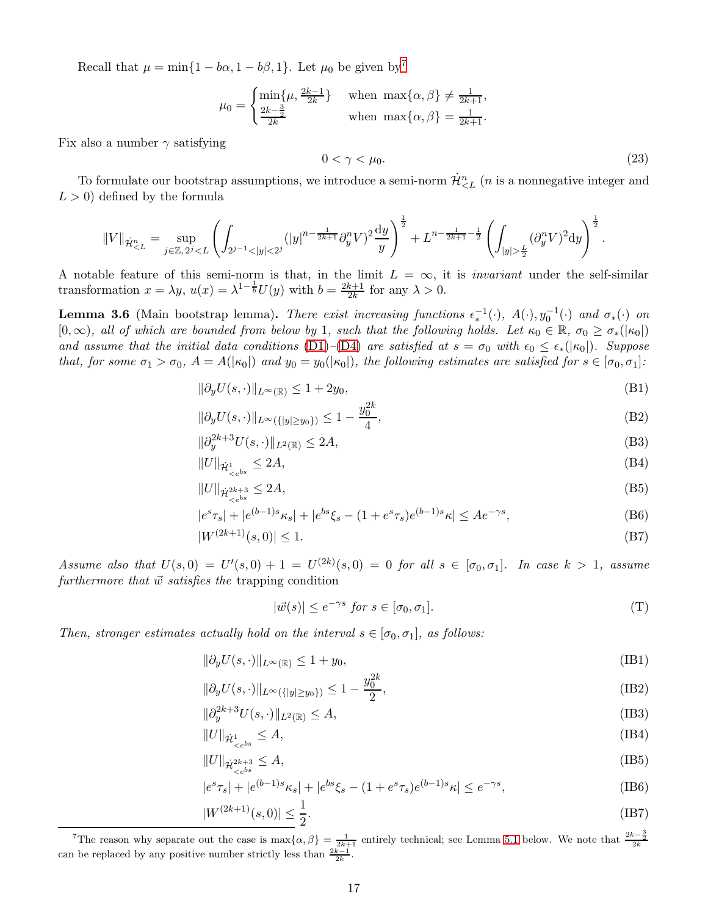Recall that $\mu = \min\{1 - b\alpha, 1 - b\beta, 1\}$. Let $\mu_0$ be given by[7]

$$\mu_0 = \begin{cases} \min\{\mu, \frac{2k-1}{2k}\} & \text{when } \max\{\alpha, \beta\} \neq \frac{1}{2k+1}, \\ \frac{2k - \frac{3}{2}}{2k} & \text{when } \max\{\alpha, \beta\} = \frac{1}{2k+1}. \end{cases}$$

Fix also a number $\gamma$ satisfying

$$0 < \gamma < \mu_0. \tag{23}$$

To formulate our bootstrap assumptions, we introduce a semi-norm $\dot{\mathcal{H}}^n_{<L}$ ($n$ is a nonnegative integer and $L > 0$) defined by the formula

$$\|V\|_{\dot{\mathcal{H}}^n_{<L}} = \sup_{j \in \mathbb{Z},\, 2^j < L} \left( \int_{2^{j-1} < |y| < 2^j} (|y|^{n - \frac{1}{2k+1}} \partial_y^n V)^2 \frac{\mathrm{d}y}{y} \right)^{\frac{1}{2}} + L^{n - \frac{1}{2k+1} - \frac{1}{2}} \left( \int_{|y| > \frac{L}{2}} (\partial_y^n V)^2 \mathrm{d}y \right)^{\frac{1}{2}}.$$

A notable feature of this semi-norm is that, in the limit $L = \infty$, it is *invariant* under the self-similar transformation $x = \lambda y$, $u(x) = \lambda^{1 - \frac{1}{b}} U(y)$ with $b = \frac{2k+1}{2k}$ for any $\lambda > 0$.

**Lemma 3.6** (Main bootstrap lemma)**.** *There exist increasing functions $\epsilon_*^{-1}(\cdot)$, $A(\cdot), y_0^{-1}(\cdot)$ and $\sigma_*(\cdot)$ on $[0, \infty)$, all of which are bounded from below by 1, such that the following holds. Let $\kappa_0 \in \mathbb{R}$, $\sigma_0 \geq \sigma_*(|\kappa_0|)$ and assume that the initial data conditions (D1)–(D4) are satisfied at $s = \sigma_0$ with $\epsilon_0 \leq \epsilon_*(|\kappa_0|)$. Suppose that, for some $\sigma_1 > \sigma_0$, $A = A(|\kappa_0|)$ and $y_0 = y_0(|\kappa_0|)$, the following estimates are satisfied for $s \in [\sigma_0, \sigma_1]$:*

$$\|\partial_y U(s, \cdot)\|_{L^\infty(\mathbb{R})} \leq 1 + 2y_0, \tag{B1}$$

$$\|\partial_y U(s, \cdot)\|_{L^\infty(\{|y| \geq y_0\})} \leq 1 - \frac{y_0^{2k}}{4}, \tag{B2}$$

$$\|\partial_y^{2k+3} U(s, \cdot)\|_{L^2(\mathbb{R})} \leq 2A, \tag{B3}$$

$$\|U\|_{\dot{\mathcal{H}}^1_{<e^{bs}}} \leq 2A, \tag{B4}$$

$$\|U\|_{\dot{\mathcal{H}}^{2k+3}_{<e^{bs}}} \leq 2A, \tag{B5}$$

$$|e^s \tau_s| + |e^{(b-1)s} \kappa_s| + |e^{bs} \xi_s - (1 + e^s \tau_s) e^{(b-1)s} \kappa| \leq A e^{-\gamma s}, \tag{B6}$$

$$|W^{(2k+1)}(s, 0)| \leq 1. \tag{B7}$$

*Assume also that $U(s, 0) = U'(s, 0) + 1 = U^{(2k)}(s, 0) = 0$ for all $s \in [\sigma_0, \sigma_1]$. In case $k > 1$, assume furthermore that $\vec{w}$ satisfies the* trapping condition

$$|\vec{w}(s)| \leq e^{-\gamma s} \text{ for } s \in [\sigma_0, \sigma_1]. \tag{T}$$

*Then, stronger estimates actually hold on the interval $s \in [\sigma_0, \sigma_1]$, as follows:*

$$\|\partial_y U(s, \cdot)\|_{L^\infty(\mathbb{R})} \leq 1 + y_0, \tag{IB1}$$

$$\|\partial_y U(s, \cdot)\|_{L^\infty(\{|y| \geq y_0\})} \leq 1 - \frac{y_0^{2k}}{2}, \tag{IB2}$$

$$\|\partial_y^{2k+3} U(s, \cdot)\|_{L^2(\mathbb{R})} \leq A, \tag{IB3}$$

$$\|U\|_{\dot{\mathcal{H}}^1_{<e^{bs}}} \leq A, \tag{IB4}$$

$$\|U\|_{\dot{\mathcal{H}}^{2k+3}_{<e^{bs}}} \leq A, \tag{IB5}$$

$$|e^s \tau_s| + |e^{(b-1)s} \kappa_s| + |e^{bs} \xi_s - (1 + e^s \tau_s) e^{(b-1)s} \kappa| \leq e^{-\gamma s}, \tag{IB6}$$

$$|W^{(2k+1)}(s, 0)| \leq \frac{1}{2}. \tag{IB7}$$

---

[7] The reason why separate out the case is $\max\{\alpha, \beta\} = \frac{1}{2k+1}$ entirely technical; see Lemma 5.1 below. We note that $\frac{2k - \frac{3}{2}}{2k}$ can be replaced by any positive number strictly less than $\frac{2k-1}{2k}$.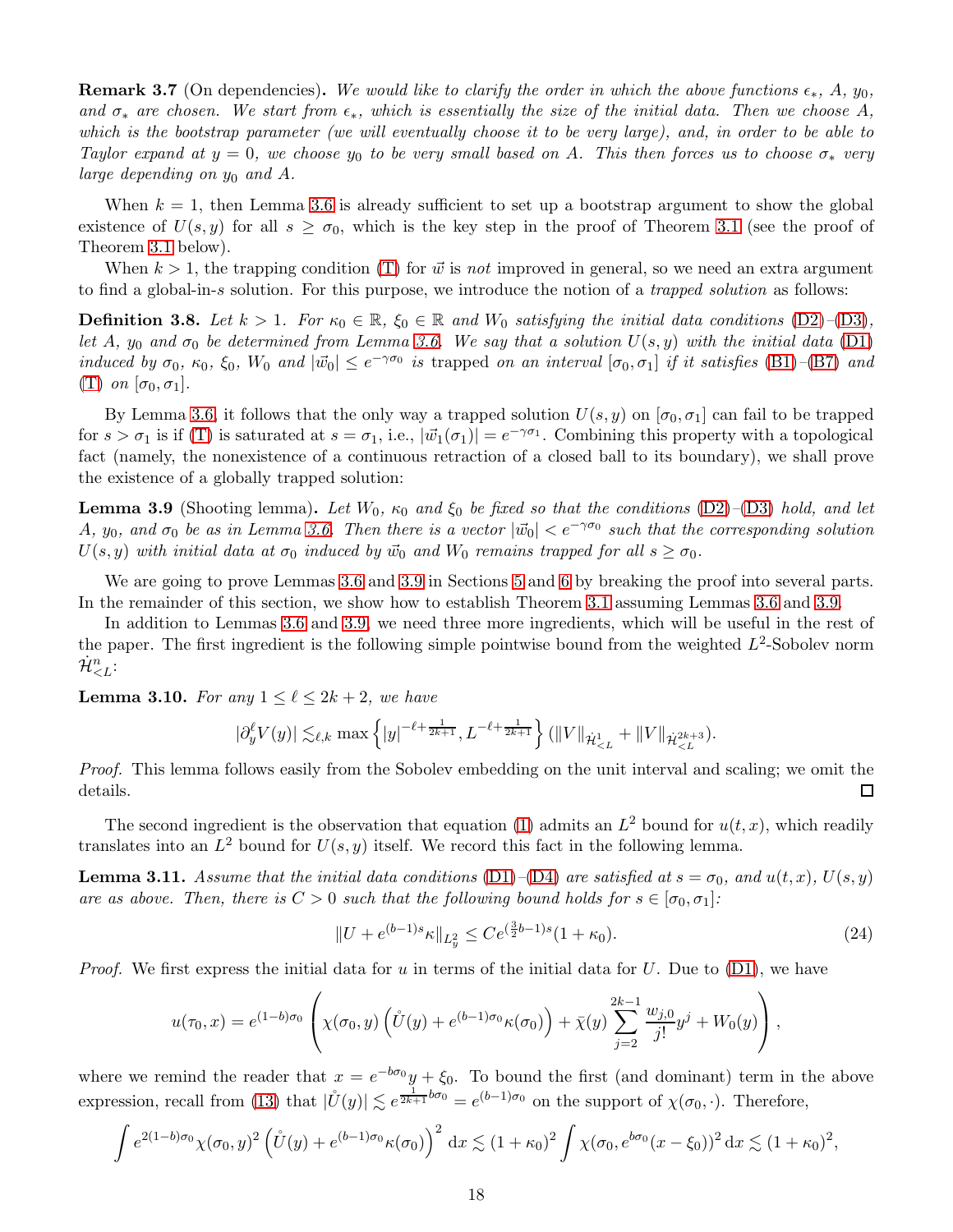**Remark 3.7** (On dependencies)**.** *We would like to clarify the order in which the above functions $\epsilon_*$, $A$, $y_0$, and $\sigma_*$ are chosen. We start from $\epsilon_*$, which is essentially the size of the initial data. Then we choose $A$, which is the bootstrap parameter (we will eventually choose it to be very large), and, in order to be able to Taylor expand at $y = 0$, we choose $y_0$ to be very small based on $A$. This then forces us to choose $\sigma_*$ very large depending on $y_0$ and $A$.*

When $k = 1$, then Lemma 3.6 is already sufficient to set up a bootstrap argument to show the global existence of $U(s, y)$ for all $s \geq \sigma_0$, which is the key step in the proof of Theorem 3.1 (see the proof of Theorem 3.1 below).

When $k > 1$, the trapping condition (T) for $\vec{w}$ is *not* improved in general, so we need an extra argument to find a global-in-$s$ solution. For this purpose, we introduce the notion of a *trapped solution* as follows:

**Definition 3.8.** *Let $k > 1$. For $\kappa_0 \in \mathbb{R}$, $\xi_0 \in \mathbb{R}$ and $W_0$ satisfying the initial data conditions (D2)–(D3), let $A$, $y_0$ and $\sigma_0$ be determined from Lemma 3.6. We say that a solution $U(s, y)$ with the initial data (D1) induced by $\sigma_0$, $\kappa_0$, $\xi_0$, $W_0$ and $|\vec{w}_0| \leq e^{-\gamma\sigma_0}$ is* trapped *on an interval $[\sigma_0, \sigma_1]$ if it satisfies (B1)–(B7) and (T) on $[\sigma_0, \sigma_1]$.*

By Lemma 3.6, it follows that the only way a trapped solution $U(s, y)$ on $[\sigma_0, \sigma_1]$ can fail to be trapped for $s > \sigma_1$ is if (T) is saturated at $s = \sigma_1$, i.e., $|\vec{w}_1(\sigma_1)| = e^{-\gamma\sigma_1}$. Combining this property with a topological fact (namely, the nonexistence of a continuous retraction of a closed ball to its boundary), we shall prove the existence of a globally trapped solution:

**Lemma 3.9** (Shooting lemma)**.** *Let $W_0$, $\kappa_0$ and $\xi_0$ be fixed so that the conditions (D2)–(D3) hold, and let $A$, $y_0$, and $\sigma_0$ be as in Lemma 3.6. Then there is a vector $|\vec{w}_0| < e^{-\gamma\sigma_0}$ such that the corresponding solution $U(s, y)$ with initial data at $\sigma_0$ induced by $\vec{w}_0$ and $W_0$ remains trapped for all $s \geq \sigma_0$.*

We are going to prove Lemmas 3.6 and 3.9 in Sections 5 and 6 by breaking the proof into several parts. In the remainder of this section, we show how to establish Theorem 3.1 assuming Lemmas 3.6 and 3.9.

In addition to Lemmas 3.6 and 3.9, we need three more ingredients, which will be useful in the rest of the paper. The first ingredient is the following simple pointwise bound from the weighted $L^2$-Sobolev norm $\dot{\mathcal{H}}^n_{<L}$:

**Lemma 3.10.** *For any $1 \leq \ell \leq 2k + 2$, we have*

$$|\partial_y^\ell V(y)| \lesssim_{\ell,k} \max\left\{|y|^{-\ell+\frac{1}{2k+1}}, L^{-\ell+\frac{1}{2k+1}}\right\}(\|V\|_{\dot{\mathcal{H}}^1_{<L}} + \|V\|_{\dot{\mathcal{H}}^{2k+3}_{<L}}).$$

*Proof.* This lemma follows easily from the Sobolev embedding on the unit interval and scaling; we omit the details. $\square$

The second ingredient is the observation that equation (1) admits an $L^2$ bound for $u(t, x)$, which readily translates into an $L^2$ bound for $U(s, y)$ itself. We record this fact in the following lemma.

**Lemma 3.11.** *Assume that the initial data conditions (D1)–(D4) are satisfied at $s = \sigma_0$, and $u(t, x)$, $U(s, y)$ are as above. Then, there is $C > 0$ such that the following bound holds for $s \in [\sigma_0, \sigma_1]$:*

$$\|U + e^{(b-1)s}\kappa\|_{L^2_y} \leq Ce^{(\frac{3}{2}b-1)s}(1 + \kappa_0). \tag{24}$$

*Proof.* We first express the initial data for $u$ in terms of the initial data for $U$. Due to (D1), we have

$$u(\tau_0, x) = e^{(1-b)\sigma_0}\left(\chi(\sigma_0, y)\left(\mathring{U}(y) + e^{(b-1)\sigma_0}\kappa(\sigma_0)\right) + \bar{\chi}(y)\sum_{j=2}^{2k-1}\frac{w_{j,0}}{j!}y^j + W_0(y)\right),$$

where we remind the reader that $x = e^{-b\sigma_0}y + \xi_0$. To bound the first (and dominant) term in the above expression, recall from (13) that $|\mathring{U}(y)| \lesssim e^{\frac{1}{2k+1}b\sigma_0} = e^{(b-1)\sigma_0}$ on the support of $\chi(\sigma_0, \cdot)$. Therefore,

$$\int e^{2(1-b)\sigma_0}\chi(\sigma_0, y)^2\left(\mathring{U}(y) + e^{(b-1)\sigma_0}\kappa(\sigma_0)\right)^2 \mathrm{d}x \lesssim (1 + \kappa_0)^2\int \chi(\sigma_0, e^{b\sigma_0}(x - \xi_0))^2 \mathrm{d}x \lesssim (1 + \kappa_0)^2,$$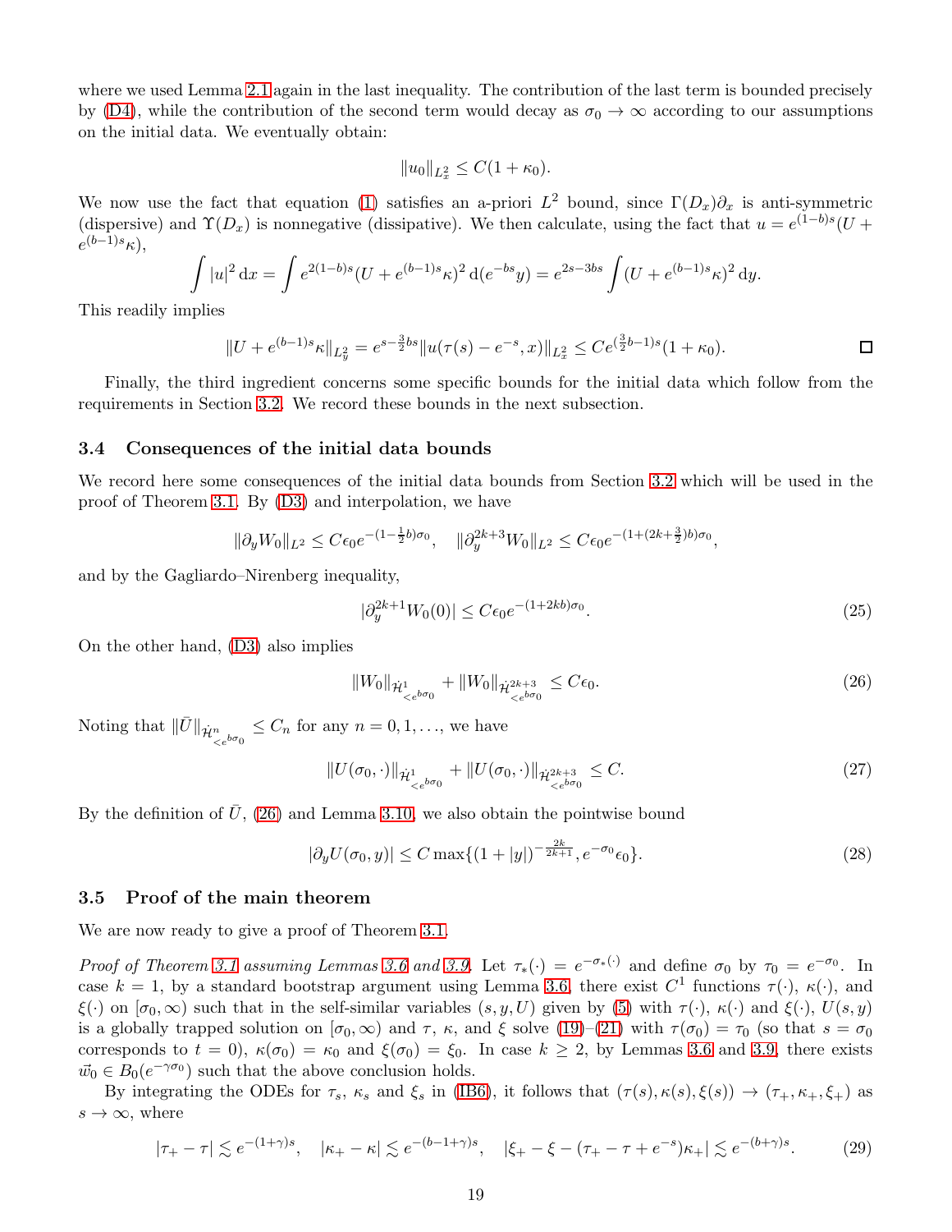where we used Lemma 2.1 again in the last inequality. The contribution of the last term is bounded precisely by (D4), while the contribution of the second term would decay as $\sigma_0 \to \infty$ according to our assumptions on the initial data. We eventually obtain:

$$\|u_0\|_{L^2_x} \leq C(1+\kappa_0).$$

We now use the fact that equation (1) satisfies an a-priori $L^2$ bound, since $\Gamma(D_x)\partial_x$ is anti-symmetric (dispersive) and $\Upsilon(D_x)$ is nonnegative (dissipative). We then calculate, using the fact that $u = e^{(1-b)s}(U + e^{(b-1)s}\kappa)$,

$$\int |u|^2 \,\mathrm{d}x = \int e^{2(1-b)s}(U + e^{(b-1)s}\kappa)^2 \,\mathrm{d}(e^{-bs}y) = e^{2s-3bs}\int (U + e^{(b-1)s}\kappa)^2 \,\mathrm{d}y.$$

This readily implies

$$\|U + e^{(b-1)s}\kappa\|_{L^2_y} = e^{s-\frac{3}{2}bs}\|u(\tau(s) - e^{-s}, x)\|_{L^2_x} \leq Ce^{(\frac{3}{2}b-1)s}(1+\kappa_0). \qquad \square$$

Finally, the third ingredient concerns some specific bounds for the initial data which follow from the requirements in Section 3.2. We record these bounds in the next subsection.

### 3.4 Consequences of the initial data bounds

We record here some consequences of the initial data bounds from Section 3.2 which will be used in the proof of Theorem 3.1. By (D3) and interpolation, we have

$$\|\partial_y W_0\|_{L^2} \leq C\epsilon_0 e^{-(1-\frac{1}{2}b)\sigma_0}, \quad \|\partial_y^{2k+3} W_0\|_{L^2} \leq C\epsilon_0 e^{-(1+(2k+\frac{3}{2})b)\sigma_0},$$

and by the Gagliardo–Nirenberg inequality,

$$|\partial_y^{2k+1} W_0(0)| \leq C\epsilon_0 e^{-(1+2kb)\sigma_0}. \tag{25}$$

On the other hand, (D3) also implies

$$\|W_0\|_{\dot{\mathcal{H}}^1_{<e^{b\sigma_0}}} + \|W_0\|_{\dot{\mathcal{H}}^{2k+3}_{<e^{b\sigma_0}}} \leq C\epsilon_0. \tag{26}$$

Noting that $\|\bar{U}\|_{\dot{\mathcal{H}}^n_{<e^{b\sigma_0}}} \leq C_n$ for any $n = 0, 1, \ldots$, we have

$$\|U(\sigma_0, \cdot)\|_{\dot{\mathcal{H}}^1_{<e^{b\sigma_0}}} + \|U(\sigma_0, \cdot)\|_{\dot{\mathcal{H}}^{2k+3}_{<e^{b\sigma_0}}} \leq C. \tag{27}$$

By the definition of $\bar{U}$, (26) and Lemma 3.10, we also obtain the pointwise bound

$$|\partial_y U(\sigma_0, y)| \leq C\max\{(1+|y|)^{-\frac{2k}{2k+1}}, e^{-\sigma_0}\epsilon_0\}. \tag{28}$$

### 3.5 Proof of the main theorem

We are now ready to give a proof of Theorem 3.1.

*Proof of Theorem 3.1 assuming Lemmas 3.6 and 3.9.* Let $\tau_*(\cdot) = e^{-\sigma_*(\cdot)}$ and define $\sigma_0$ by $\tau_0 = e^{-\sigma_0}$. In case $k = 1$, by a standard bootstrap argument using Lemma 3.6, there exist $C^1$ functions $\tau(\cdot)$, $\kappa(\cdot)$, and $\xi(\cdot)$ on $[\sigma_0, \infty)$ such that in the self-similar variables $(s, y, U)$ given by (5) with $\tau(\cdot)$, $\kappa(\cdot)$ and $\xi(\cdot)$, $U(s, y)$ is a globally trapped solution on $[\sigma_0, \infty)$ and $\tau$, $\kappa$, and $\xi$ solve (19)–(21) with $\tau(\sigma_0) = \tau_0$ (so that $s = \sigma_0$ corresponds to $t = 0$), $\kappa(\sigma_0) = \kappa_0$ and $\xi(\sigma_0) = \xi_0$. In case $k \geq 2$, by Lemmas 3.6 and 3.9, there exists $\vec{w}_0 \in B_0(e^{-\gamma\sigma_0})$ such that the above conclusion holds.

By integrating the ODEs for $\tau_s$, $\kappa_s$ and $\xi_s$ in (IB6), it follows that $(\tau(s), \kappa(s), \xi(s)) \to (\tau_+, \kappa_+, \xi_+)$ as $s \to \infty$, where

$$|\tau_+ - \tau| \lesssim e^{-(1+\gamma)s}, \quad |\kappa_+ - \kappa| \lesssim e^{-(b-1+\gamma)s}, \quad |\xi_+ - \xi - (\tau_+ - \tau + e^{-s})\kappa_+| \lesssim e^{-(b+\gamma)s}. \tag{29}$$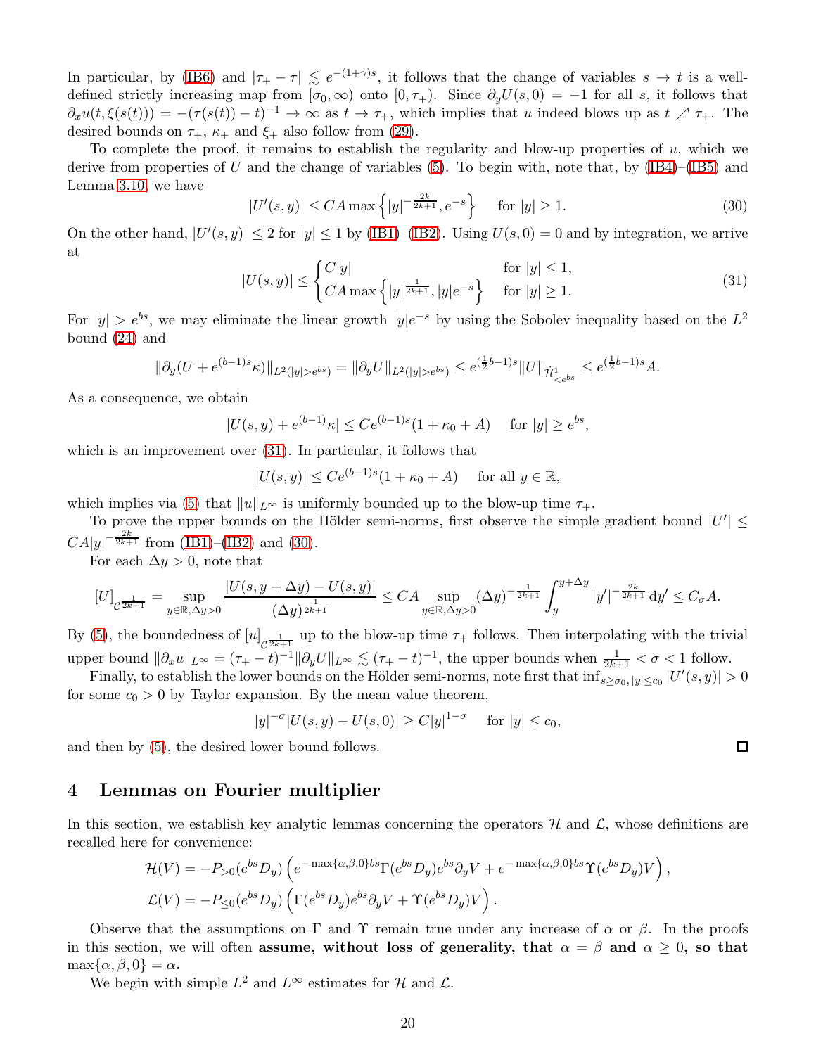In particular, by (IB6) and $|\tau_+ - \tau| \lesssim e^{-(1+\gamma)s}$, it follows that the change of variables $s \to t$ is a well-defined strictly increasing map from $[\sigma_0, \infty)$ onto $[0, \tau_+)$. Since $\partial_y U(s, 0) = -1$ for all $s$, it follows that $\partial_x u(t, \xi(s(t))) = -(\tau(s(t)) - t)^{-1} \to \infty$ as $t \to \tau_+$, which implies that $u$ indeed blows up as $t \nearrow \tau_+$. The desired bounds on $\tau_+$, $\kappa_+$ and $\xi_+$ also follow from (29).

To complete the proof, it remains to establish the regularity and blow-up properties of $u$, which we derive from properties of $U$ and the change of variables (5). To begin with, note that, by (IB4)–(IB5) and Lemma 3.10, we have

$$|U'(s,y)| \le CA \max\left\{|y|^{-\frac{2k}{2k+1}}, e^{-s}\right\} \quad \text{ for } |y| \ge 1. \tag{30}$$

On the other hand, $|U'(s, y)| \le 2$ for $|y| \le 1$ by (IB1)–(IB2). Using $U(s, 0) = 0$ and by integration, we arrive at

$$|U(s,y)| \le \begin{cases} C|y| & \text{ for } |y| \le 1, \\ CA \max\left\{|y|^{\frac{1}{2k+1}}, |y|e^{-s}\right\} & \text{ for } |y| \ge 1. \end{cases} \tag{31}$$

For $|y| > e^{bs}$, we may eliminate the linear growth $|y|e^{-s}$ by using the Sobolev inequality based on the $L^2$ bound (24) and

$$\|\partial_y(U + e^{(b-1)s}\kappa)\|_{L^2(|y|>e^{bs})} = \|\partial_y U\|_{L^2(|y|>e^{bs})} \le e^{(\frac{1}{2}b-1)s}\|U\|_{\dot{\mathcal{H}}^1_{<e^{bs}}} \le e^{(\frac{1}{2}b-1)s}A.$$

As a consequence, we obtain

$$|U(s,y) + e^{(b-1)}\kappa| \le Ce^{(b-1)s}(1 + \kappa_0 + A) \quad \text{ for } |y| \ge e^{bs},$$

which is an improvement over (31). In particular, it follows that

$$|U(s,y)| \le Ce^{(b-1)s}(1 + \kappa_0 + A) \quad \text{ for all } y \in \mathbb{R},$$

which implies via (5) that $\|u\|_{L^\infty}$ is uniformly bounded up to the blow-up time $\tau_+$.

To prove the upper bounds on the Hölder semi-norms, first observe the simple gradient bound $|U'| \le CA|y|^{-\frac{2k}{2k+1}}$ from (IB1)–(IB2) and (30).

For each $\Delta y > 0$, note that

$$[U]_{\mathcal{C}^{\frac{1}{2k+1}}} = \sup_{y\in\mathbb{R}, \Delta y>0} \frac{|U(s, y + \Delta y) - U(s, y)|}{(\Delta y)^{\frac{1}{2k+1}}} \le CA \sup_{y\in\mathbb{R}, \Delta y>0} (\Delta y)^{-\frac{1}{2k+1}} \int_y^{y+\Delta y} |y'|^{-\frac{2k}{2k+1}} \, \mathrm{d}y' \le C_\sigma A.$$

By (5), the boundedness of $[u]_{\mathcal{C}^{\frac{1}{2k+1}}}$ up to the blow-up time $\tau_+$ follows. Then interpolating with the trivial upper bound $\|\partial_x u\|_{L^\infty} = (\tau_+ - t)^{-1}\|\partial_y U\|_{L^\infty} \lesssim (\tau_+ - t)^{-1}$, the upper bounds when $\frac{1}{2k+1} < \sigma < 1$ follow.

Finally, to establish the lower bounds on the Hölder semi-norms, note first that $\inf_{s\ge\sigma_0, |y|\le c_0} |U'(s, y)| > 0$ for some $c_0 > 0$ by Taylor expansion. By the mean value theorem,

$$|y|^{-\sigma}|U(s,y) - U(s,0)| \ge C|y|^{1-\sigma} \quad \text{ for } |y| \le c_0,$$

and then by (5), the desired lower bound follows. ◻

## 4 Lemmas on Fourier multiplier

In this section, we establish key analytic lemmas concerning the operators $\mathcal{H}$ and $\mathcal{L}$, whose definitions are recalled here for convenience:

$$\mathcal{H}(V) = -P_{>0}(e^{bs}D_y)\left(e^{-\max\{\alpha,\beta,0\}bs}\Gamma(e^{bs}D_y)e^{bs}\partial_y V + e^{-\max\{\alpha,\beta,0\}bs}\Upsilon(e^{bs}D_y)V\right),$$
$$\mathcal{L}(V) = -P_{\le 0}(e^{bs}D_y)\left(\Gamma(e^{bs}D_y)e^{bs}\partial_y V + \Upsilon(e^{bs}D_y)V\right).$$

Observe that the assumptions on $\Gamma$ and $\Upsilon$ remain true under any increase of $\alpha$ or $\beta$. In the proofs in this section, we will often **assume, without loss of generality, that $\alpha = \beta$ and $\alpha \ge 0$, so that $\max\{\alpha, \beta, 0\} = \alpha$.**

We begin with simple $L^2$ and $L^\infty$ estimates for $\mathcal{H}$ and $\mathcal{L}$.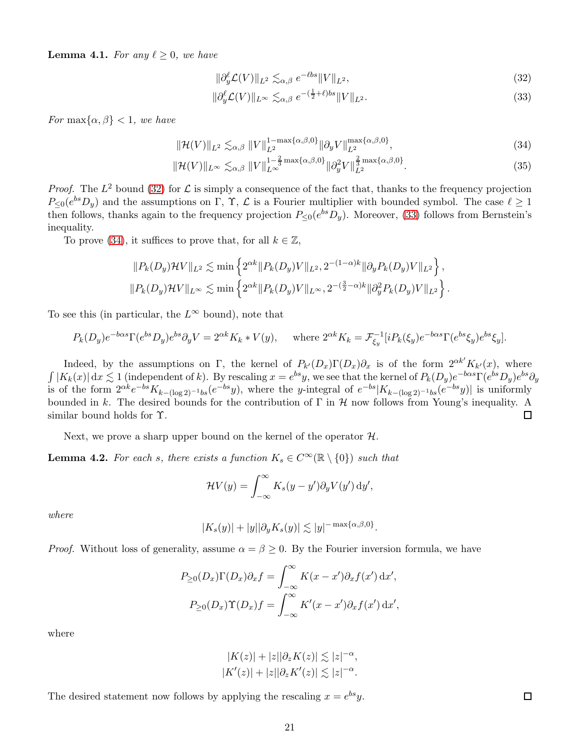**Lemma 4.1.** *For any $\ell \geq 0$, we have*

$$\|\partial_y^\ell \mathcal{L}(V)\|_{L^2} \lesssim_{\alpha,\beta} e^{-\ell bs}\|V\|_{L^2}, \tag{32}$$

$$\|\partial_y^\ell \mathcal{L}(V)\|_{L^\infty} \lesssim_{\alpha,\beta} e^{-(\frac{1}{2}+\ell)bs}\|V\|_{L^2}. \tag{33}$$

*For $\max\{\alpha,\beta\} < 1$, we have*

$$\|\mathcal{H}(V)\|_{L^2} \lesssim_{\alpha,\beta} \|V\|_{L^2}^{1-\max\{\alpha,\beta,0\}}\|\partial_y V\|_{L^2}^{\max\{\alpha,\beta,0\}}, \tag{34}$$

$$\|\mathcal{H}(V)\|_{L^\infty} \lesssim_{\alpha,\beta} \|V\|_{L^\infty}^{1-\frac{2}{3}\max\{\alpha,\beta,0\}}\|\partial_y^2 V\|_{L^2}^{\frac{2}{3}\max\{\alpha,\beta,0\}}. \tag{35}$$

*Proof.* The $L^2$ bound (32) for $\mathcal{L}$ is simply a consequence of the fact that, thanks to the frequency projection $P_{\leq 0}(e^{bs}D_y)$ and the assumptions on $\Gamma$, $\Upsilon$, $\mathcal{L}$ is a Fourier multiplier with bounded symbol. The case $\ell \geq 1$ then follows, thanks again to the frequency projection $P_{\leq 0}(e^{bs}D_y)$. Moreover, (33) follows from Bernstein's inequality.

To prove (34), it suffices to prove that, for all $k \in \mathbb{Z}$,

$$\|P_k(D_y)\mathcal{H}V\|_{L^2} \lesssim \min\left\{2^{\alpha k}\|P_k(D_y)V\|_{L^2}, 2^{-(1-\alpha)k}\|\partial_y P_k(D_y)V\|_{L^2}\right\},$$

$$\|P_k(D_y)\mathcal{H}V\|_{L^\infty} \lesssim \min\left\{2^{\alpha k}\|P_k(D_y)V\|_{L^\infty}, 2^{-(\frac{3}{2}-\alpha)k}\|\partial_y^2 P_k(D_y)V\|_{L^2}\right\}.$$

To see this (in particular, the $L^\infty$ bound), note that

$$P_k(D_y)e^{-b\alpha s}\Gamma(e^{bs}D_y)e^{bs}\partial_y V = 2^{\alpha k}K_k * V(y), \quad \text{ where } 2^{\alpha k}K_k = \mathcal{F}^{-1}_{\xi_y}[iP_k(\xi_y)e^{-b\alpha s}\Gamma(e^{bs}\xi_y)e^{bs}\xi_y].$$

Indeed, by the assumptions on $\Gamma$, the kernel of $P_{k'}(D_x)\Gamma(D_x)\partial_x$ is of the form $2^{\alpha k'}K_{k'}(x)$, where $\int |K_k(x)|\,\mathrm{d}x \lesssim 1$ (independent of $k$). By rescaling $x = e^{bs}y$, we see that the kernel of $P_k(D_y)e^{-b\alpha s}\Gamma(e^{bs}D_y)e^{bs}\partial_y$ is of the form $2^{\alpha k}e^{-bs}K_{k-(\log 2)^{-1}bs}(e^{-bs}y)$, where the $y$-integral of $e^{-bs}|K_{k-(\log 2)^{-1}bs}(e^{-bs}y)|$ is uniformly bounded in $k$. The desired bounds for the contribution of $\Gamma$ in $\mathcal{H}$ now follows from Young's inequality. A similar bound holds for $\Upsilon$. $\square$

Next, we prove a sharp upper bound on the kernel of the operator $\mathcal{H}$.

**Lemma 4.2.** *For each $s$, there exists a function $K_s \in C^\infty(\mathbb{R}\setminus\{0\})$ such that*

$$\mathcal{H}V(y) = \int_{-\infty}^{\infty} K_s(y-y')\partial_y V(y')\,\mathrm{d}y',$$

*where*

$$|K_s(y)| + |y||\partial_y K_s(y)| \lesssim |y|^{-\max\{\alpha,\beta,0\}}.$$

*Proof.* Without loss of generality, assume $\alpha = \beta \geq 0$. By the Fourier inversion formula, we have

$$P_{\geq 0}(D_x)\Gamma(D_x)\partial_x f = \int_{-\infty}^{\infty} K(x-x')\partial_x f(x')\,\mathrm{d}x',$$

$$P_{\geq 0}(D_x)\Upsilon(D_x) f = \int_{-\infty}^{\infty} K'(x-x')\partial_x f(x')\,\mathrm{d}x',$$

where

$$|K(z)| + |z||\partial_z K(z)| \lesssim |z|^{-\alpha},$$

$$|K'(z)| + |z||\partial_z K'(z)| \lesssim |z|^{-\alpha}.$$

The desired statement now follows by applying the rescaling $x = e^{bs}y$. $\square$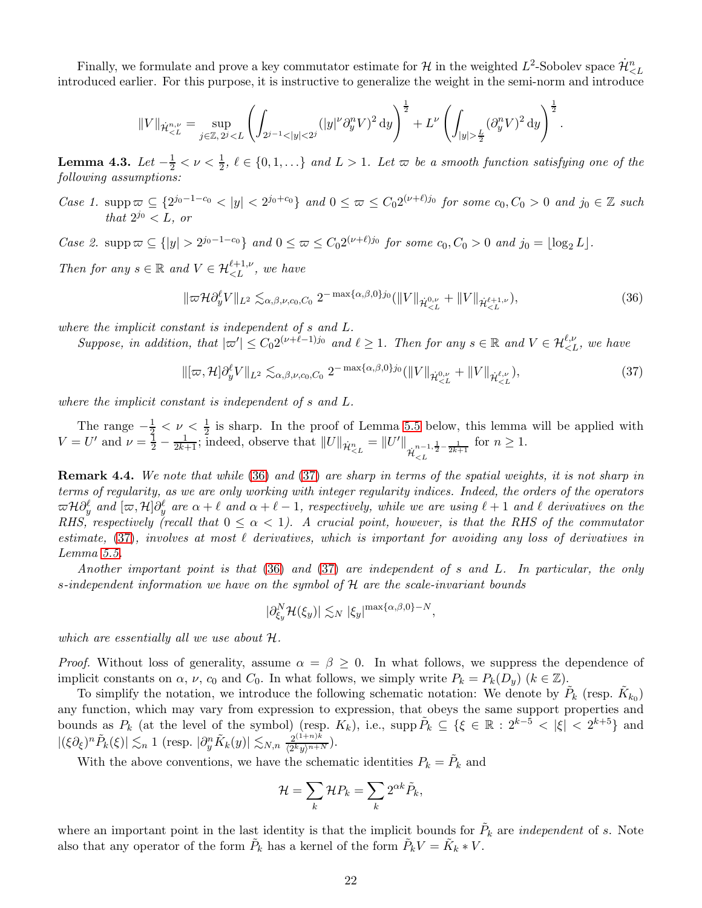Finally, we formulate and prove a key commutator estimate for $\mathcal{H}$ in the weighted $L^2$-Sobolev space $\dot{\mathcal{H}}^n_{<L}$ introduced earlier. For this purpose, it is instructive to generalize the weight in the semi-norm and introduce

$$\|V\|_{\dot{\mathcal{H}}^{n,\nu}_{<L}} = \sup_{j\in\mathbb{Z},\, 2^j<L} \left(\int_{2^{j-1}<|y|<2^j} (|y|^\nu \partial_y^n V)^2 \,\mathrm{d}y\right)^{\frac{1}{2}} + L^\nu \left(\int_{|y|>\frac{L}{2}} (\partial_y^n V)^2 \,\mathrm{d}y\right)^{\frac{1}{2}}.$$

**Lemma 4.3.** *Let $-\frac{1}{2} < \nu < \frac{1}{2}$, $\ell \in \{0, 1, \dots\}$ and $L > 1$. Let $\varpi$ be a smooth function satisfying one of the following assumptions:*

*Case 1.* $\operatorname{supp} \varpi \subseteq \{2^{j_0-1-c_0} < |y| < 2^{j_0+c_0}\}$ *and $0 \le \varpi \le C_0 2^{(\nu+\ell)j_0}$ for some $c_0, C_0 > 0$ and $j_0 \in \mathbb{Z}$ such that $2^{j_0} < L$, or*

*Case 2.* $\operatorname{supp} \varpi \subseteq \{|y| > 2^{j_0-1-c_0}\}$ *and $0 \le \varpi \le C_0 2^{(\nu+\ell)j_0}$ for some $c_0, C_0 > 0$ and $j_0 = \lfloor \log_2 L \rfloor$.*

*Then for any $s \in \mathbb{R}$ and $V \in \mathcal{H}^{\ell+1,\nu}_{<L}$, we have*

$$\|\varpi \mathcal{H} \partial_y^\ell V\|_{L^2} \lesssim_{\alpha,\beta,\nu,c_0,C_0} 2^{-\max\{\alpha,\beta,0\}j_0} (\|V\|_{\dot{\mathcal{H}}^{0,\nu}_{<L}} + \|V\|_{\dot{\mathcal{H}}^{\ell+1,\nu}_{<L}}), \tag{36}$$

*where the implicit constant is independent of $s$ and $L$.*

*Suppose, in addition, that $|\varpi'| \le C_0 2^{(\nu+\ell-1)j_0}$ and $\ell \ge 1$. Then for any $s \in \mathbb{R}$ and $V \in \mathcal{H}^{\ell,\nu}_{<L}$, we have*

$$\|[\varpi, \mathcal{H}] \partial_y^\ell V\|_{L^2} \lesssim_{\alpha,\beta,\nu,c_0,C_0} 2^{-\max\{\alpha,\beta,0\}j_0} (\|V\|_{\dot{\mathcal{H}}^{0,\nu}_{<L}} + \|V\|_{\dot{\mathcal{H}}^{\ell,\nu}_{<L}}), \tag{37}$$

*where the implicit constant is independent of $s$ and $L$.*

The range $-\frac{1}{2} < \nu < \frac{1}{2}$ is sharp. In the proof of Lemma 5.5 below, this lemma will be applied with $V = U'$ and $\nu = \frac{1}{2} - \frac{1}{2k+1}$; indeed, observe that $\|U\|_{\dot{\mathcal{H}}^n_{<L}} = \|U'\|_{\dot{\mathcal{H}}^{n-1,\frac{1}{2}-\frac{1}{2k+1}}_{<L}}$ for $n \ge 1$.

**Remark 4.4.** *We note that while (36) and (37) are sharp in terms of the spatial weights, it is not sharp in terms of regularity, as we are only working with integer regularity indices. Indeed, the orders of the operators $\varpi \mathcal{H} \partial_y^\ell$ and $[\varpi, \mathcal{H}] \partial_y^\ell$ are $\alpha + \ell$ and $\alpha + \ell - 1$, respectively, while we are using $\ell + 1$ and $\ell$ derivatives on the RHS, respectively (recall that $0 \le \alpha < 1$). A crucial point, however, is that the RHS of the commutator estimate, (37), involves at most $\ell$ derivatives, which is important for avoiding any loss of derivatives in Lemma 5.5.*

*Another important point is that (36) and (37) are independent of $s$ and $L$. In particular, the only $s$-independent information we have on the symbol of $\mathcal{H}$ are the scale-invariant bounds*

$$|\partial_{\xi_y}^N \mathcal{H}(\xi_y)| \lesssim_N |\xi_y|^{\max\{\alpha,\beta,0\}-N},$$

*which are essentially all we use about $\mathcal{H}$.*

*Proof.* Without loss of generality, assume $\alpha = \beta \ge 0$. In what follows, we suppress the dependence of implicit constants on $\alpha$, $\nu$, $c_0$ and $C_0$. In what follows, we simply write $P_k = P_k(D_y)$ ($k \in \mathbb{Z}$).

To simplify the notation, we introduce the following schematic notation: We denote by $\tilde{P}_k$ (resp. $\tilde{K}_{k_0}$) any function, which may vary from expression to expression, that obeys the same support properties and bounds as $P_k$ (at the level of the symbol) (resp. $K_k$), i.e., $\operatorname{supp} \tilde{P}_k \subseteq \{\xi \in \mathbb{R} : 2^{k-5} < |\xi| < 2^{k+5}\}$ and $|(\xi \partial_\xi)^n \tilde{P}_k(\xi)| \lesssim_n 1$ (resp. $|\partial_y^n \tilde{K}_k(y)| \lesssim_{N,n} \frac{2^{(1+n)k}}{\langle 2^k y \rangle^{n+N}}$).

With the above conventions, we have the schematic identities $P_k = \tilde{P}_k$ and

$$\mathcal{H} = \sum_k \mathcal{H} P_k = \sum_k 2^{\alpha k} \tilde{P}_k,$$

where an important point in the last identity is that the implicit bounds for $\tilde{P}_k$ are *independent* of $s$. Note also that any operator of the form $\tilde{P}_k$ has a kernel of the form $\tilde{P}_k V = \tilde{K}_k * V$.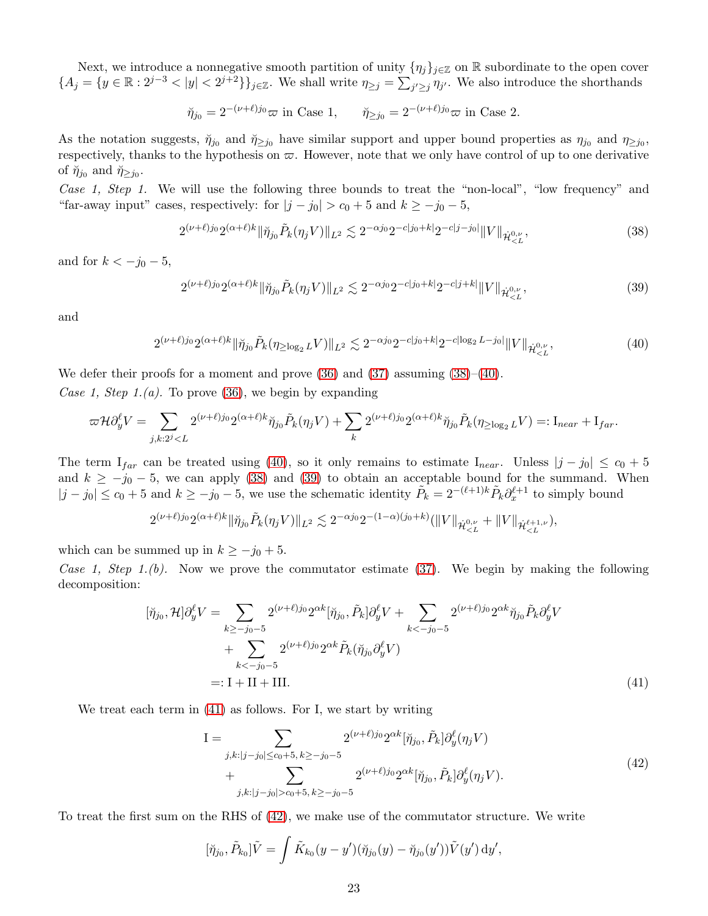Next, we introduce a nonnegative smooth partition of unity $\{\eta_j\}_{j\in\mathbb{Z}}$ on $\mathbb{R}$ subordinate to the open cover $\{A_j = \{y \in \mathbb{R} : 2^{j-3} < |y| < 2^{j+2}\}\}_{j\in\mathbb{Z}}$. We shall write $\eta_{\geq j} = \sum_{j'\geq j} \eta_{j'}$. We also introduce the shorthands

$$\breve{\eta}_{j_0} = 2^{-(\nu+\ell)j_0}\varpi \text{ in Case 1}, \qquad \breve{\eta}_{\geq j_0} = 2^{-(\nu+\ell)j_0}\varpi \text{ in Case 2}.$$

As the notation suggests, $\breve{\eta}_{j_0}$ and $\breve{\eta}_{\geq j_0}$ have similar support and upper bound properties as $\eta_{j_0}$ and $\eta_{\geq j_0}$, respectively, thanks to the hypothesis on $\varpi$. However, note that we only have control of up to one derivative of $\breve{\eta}_{j_0}$ and $\breve{\eta}_{\geq j_0}$.

*Case 1, Step 1.* We will use the following three bounds to treat the "non-local", "low frequency" and "far-away input" cases, respectively: for $|j - j_0| > c_0 + 5$ and $k \geq -j_0 - 5$,

$$2^{(\nu+\ell)j_0} 2^{(\alpha+\ell)k} \|\breve{\eta}_{j_0} \tilde{P}_k(\eta_j V)\|_{L^2} \lesssim 2^{-\alpha j_0} 2^{-c|j_0+k|} 2^{-c|j-j_0|} \|V\|_{\dot{\mathcal{H}}^{0,\nu}_{<L}}, \tag{38}$$

and for $k < -j_0 - 5$,

$$2^{(\nu+\ell)j_0} 2^{(\alpha+\ell)k} \|\breve{\eta}_{j_0} \tilde{P}_k(\eta_j V)\|_{L^2} \lesssim 2^{-\alpha j_0} 2^{-c|j_0+k|} 2^{-c|j+k|} \|V\|_{\dot{\mathcal{H}}^{0,\nu}_{<L}}, \tag{39}$$

and

$$2^{(\nu+\ell)j_0} 2^{(\alpha+\ell)k} \|\breve{\eta}_{j_0} \tilde{P}_k(\eta_{\geq \log_2 L} V)\|_{L^2} \lesssim 2^{-\alpha j_0} 2^{-c|j_0+k|} 2^{-c|\log_2 L - j_0|} \|V\|_{\dot{\mathcal{H}}^{0,\nu}_{<L}}, \tag{40}$$

We defer their proofs for a moment and prove (36) and (37) assuming (38)–(40).

*Case 1, Step 1.(a).* To prove (36), we begin by expanding

$$\varpi \mathcal{H} \partial_y^\ell V = \sum_{j,k: 2^j < L} 2^{(\nu+\ell)j_0} 2^{(\alpha+\ell)k} \breve{\eta}_{j_0} \tilde{P}_k(\eta_j V) + \sum_k 2^{(\nu+\ell)j_0} 2^{(\alpha+\ell)k} \breve{\eta}_{j_0} \tilde{P}_k(\eta_{\geq \log_2 L} V) =: \mathrm{I}_{near} + \mathrm{I}_{far}.$$

The term $\mathrm{I}_{far}$ can be treated using (40), so it only remains to estimate $\mathrm{I}_{near}$. Unless $|j - j_0| \leq c_0 + 5$ and $k \geq -j_0 - 5$, we can apply (38) and (39) to obtain an acceptable bound for the summand. When $|j - j_0| \leq c_0 + 5$ and $k \geq -j_0 - 5$, we use the schematic identity $\tilde{P}_k = 2^{-(\ell+1)k} \tilde{P}_k \partial_x^{\ell+1}$ to simply bound

$$2^{(\nu+\ell)j_0} 2^{(\alpha+\ell)k} \|\breve{\eta}_{j_0} \tilde{P}_k(\eta_j V)\|_{L^2} \lesssim 2^{-\alpha j_0} 2^{-(1-\alpha)(j_0+k)} (\|V\|_{\dot{\mathcal{H}}^{0,\nu}_{<L}} + \|V\|_{\dot{\mathcal{H}}^{\ell+1,\nu}_{<L}}),$$

which can be summed up in $k \geq -j_0 + 5$.

*Case 1, Step 1.(b).* Now we prove the commutator estimate (37). We begin making the following decomposition:

$$\begin{aligned}
[\breve{\eta}_{j_0}, \mathcal{H}] \partial_y^\ell V &= \sum_{k \geq -j_0 - 5} 2^{(\nu+\ell)j_0} 2^{\alpha k} [\breve{\eta}_{j_0}, \tilde{P}_k] \partial_y^\ell V + \sum_{k < -j_0 - 5} 2^{(\nu+\ell)j_0} 2^{\alpha k} \breve{\eta}_{j_0} \tilde{P}_k \partial_y^\ell V \\
&\quad + \sum_{k < -j_0 - 5} 2^{(\nu+\ell)j_0} 2^{\alpha k} \tilde{P}_k (\breve{\eta}_{j_0} \partial_y^\ell V) \\
&=: \mathrm{I} + \mathrm{II} + \mathrm{III}.
\end{aligned} \tag{41}$$

We treat each term in (41) as follows. For I, we start by writing

$$\begin{aligned}
\mathrm{I} = &\sum_{j,k: |j-j_0| \leq c_0+5,\, k \geq -j_0-5} 2^{(\nu+\ell)j_0} 2^{\alpha k} [\breve{\eta}_{j_0}, \tilde{P}_k] \partial_y^\ell (\eta_j V) \\
&+ \sum_{j,k: |j-j_0| > c_0+5,\, k \geq -j_0-5} 2^{(\nu+\ell)j_0} 2^{\alpha k} [\breve{\eta}_{j_0}, \tilde{P}_k] \partial_y^\ell (\eta_j V).
\end{aligned} \tag{42}$$

To treat the first sum on the RHS of (42), we make use of the commutator structure. We write

$$[\breve{\eta}_{j_0}, \tilde{P}_{k_0}] \tilde{V} = \int \tilde{K}_{k_0}(y - y')(\breve{\eta}_{j_0}(y) - \breve{\eta}_{j_0}(y')) \tilde{V}(y') \, \mathrm{d}y',$$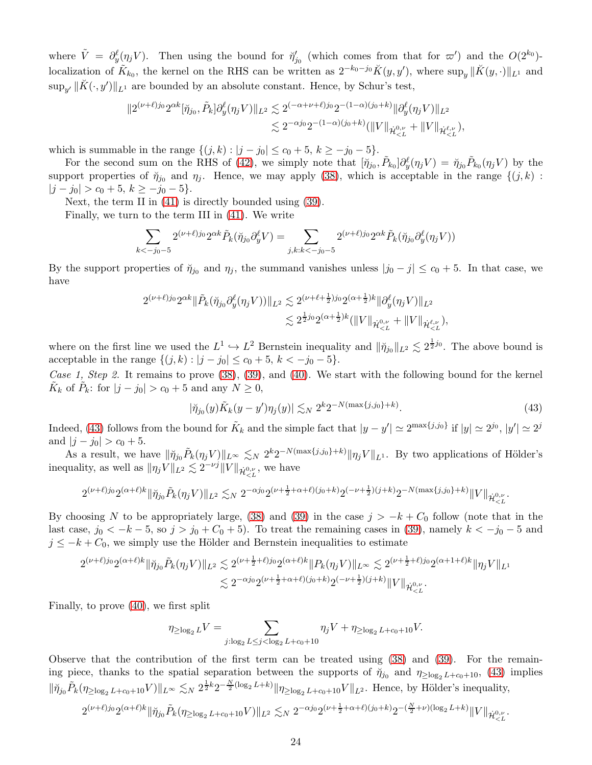where $\tilde{V} = \partial_y^\ell(\eta_j V)$. Then using the bound for $\breve{\eta}_{j_0}'$ (which comes from that for $\varpi'$) and the $O(2^{k_0})$-localization of $\tilde{K}_{k_0}$, the kernel on the RHS can be written as $2^{-k_0-j_0}\breve{K}(y,y')$, where $\sup_y \|\breve{K}(y,\cdot)\|_{L^1}$ and $\sup_{y'} \|\breve{K}(\cdot,y')\|_{L^1}$ are bounded by an absolute constant. Hence, by Schur's test,

$$\begin{aligned}
\|2^{(\nu+\ell)j_0}2^{\alpha k}[\breve{\eta}_{j_0}, \tilde{P}_k]\partial_y^\ell(\eta_j V)\|_{L^2} &\lesssim 2^{(-\alpha+\nu+\ell)j_0}2^{-(1-\alpha)(j_0+k)}\|\partial_y^\ell(\eta_j V)\|_{L^2} \\
&\lesssim 2^{-\alpha j_0}2^{-(1-\alpha)(j_0+k)}(\|V\|_{\dot{\mathcal{H}}^{0,\nu}_{<L}} + \|V\|_{\dot{\mathcal{H}}^{\ell,\nu}_{<L}}),
\end{aligned}$$

which is summable in the range $\{(j,k) : |j-j_0| \leq c_0+5,\ k \geq -j_0-5\}$.

For the second sum on the RHS of (42), we simply note that $[\breve{\eta}_{j_0}, \tilde{P}_{k_0}]\partial_y^\ell(\eta_j V) = \breve{\eta}_{j_0}\tilde{P}_{k_0}(\eta_j V)$ by the support properties of $\breve{\eta}_{j_0}$ and $\eta_j$. Hence, we may apply (38), which is acceptable in the range $\{(j,k) : |j-j_0| > c_0+5,\ k \geq -j_0-5\}$.

Next, the term II in (41) is directly bounded using (39).

Finally, we turn to the term III in (41). We write

$$\sum_{k<-j_0-5} 2^{(\nu+\ell)j_0}2^{\alpha k}\tilde{P}_k(\breve{\eta}_{j_0}\partial_y^\ell V) = \sum_{j,k:k<-j_0-5} 2^{(\nu+\ell)j_0}2^{\alpha k}\tilde{P}_k(\breve{\eta}_{j_0}\partial_y^\ell(\eta_j V))$$

By the support properties of $\breve{\eta}_{j_0}$ and $\eta_j$, the summand vanishes unless $|j_0 - j| \leq c_0+5$. In that case, we have

$$\begin{aligned}
2^{(\nu+\ell)j_0}2^{\alpha k}\|\tilde{P}_k(\breve{\eta}_{j_0}\partial_y^\ell(\eta_j V))\|_{L^2} &\lesssim 2^{(\nu+\ell+\frac{1}{2})j_0}2^{(\alpha+\frac{1}{2})k}\|\partial_y^\ell(\eta_j V)\|_{L^2} \\
&\lesssim 2^{\frac{1}{2}j_0}2^{(\alpha+\frac{1}{2})k}(\|V\|_{\dot{\mathcal{H}}^{0,\nu}_{<L}} + \|V\|_{\dot{\mathcal{H}}^{\ell,\nu}_{<L}}),
\end{aligned}$$

where on the first line we used the $L^1 \hookrightarrow L^2$ Bernstein inequality and $\|\breve{\eta}_{j_0}\|_{L^2} \lesssim 2^{\frac{1}{2}j_0}$. The above bound is acceptable in the range $\{(j,k) : |j-j_0| \leq c_0+5,\ k < -j_0-5\}$.

*Case 1, Step 2.* It remains to prove (38), (39), and (40). We start with the following bound for the kernel $\tilde{K}_k$ of $\tilde{P}_k$: for $|j-j_0| > c_0+5$ and any $N \geq 0$,

$$|\breve{\eta}_{j_0}(y)\tilde{K}_k(y-y')\eta_j(y)| \lesssim_N 2^k 2^{-N(\max\{j,j_0\}+k)}. \tag{43}$$

Indeed, (43) follows from the bound for $\tilde{K}_k$ and the simple fact that $|y-y'| \simeq 2^{\max\{j,j_0\}}$ if $|y| \simeq 2^{j_0}$, $|y'| \simeq 2^j$ and $|j-j_0| > c_0+5$.

As a result, we have $\|\breve{\eta}_{j_0}\tilde{P}_k(\eta_j V)\|_{L^\infty} \lesssim_N 2^k 2^{-N(\max\{j,j_0\}+k)}\|\eta_j V\|_{L^1}$. By two applications of Hölder's inequality, as well as $\|\eta_j V\|_{L^2} \lesssim 2^{-\nu j}\|V\|_{\dot{\mathcal{H}}^{0,\nu}_{<L}}$, we have

$$2^{(\nu+\ell)j_0}2^{(\alpha+\ell)k}\|\breve{\eta}_{j_0}\tilde{P}_k(\eta_j V)\|_{L^2} \lesssim_N 2^{-\alpha j_0}2^{(\nu+\frac{1}{2}+\alpha+\ell)(j_0+k)}2^{(-\nu+\frac{1}{2})(j+k)}2^{-N(\max\{j,j_0\}+k)}\|V\|_{\dot{\mathcal{H}}^{0,\nu}_{<L}}.$$

By choosing $N$ to be appropriately large, (38) and (39) in the case $j > -k+C_0$ follow (note that in the last case, $j_0 < -k-5$, so $j > j_0+C_0+5$). To treat the remaining cases in (39), namely $k < -j_0-5$ and $j \leq -k+C_0$, we simply use the Hölder and Bernstein inequalities to estimate

$$\begin{aligned}
2^{(\nu+\ell)j_0}2^{(\alpha+\ell)k}\|\breve{\eta}_{j_0}\tilde{P}_k(\eta_j V)\|_{L^2} &\lesssim 2^{(\nu+\frac{1}{2}+\ell)j_0}2^{(\alpha+\ell)k}\|P_k(\eta_j V)\|_{L^\infty} \lesssim 2^{(\nu+\frac{1}{2}+\ell)j_0}2^{(\alpha+1+\ell)k}\|\eta_j V\|_{L^1} \\
&\lesssim 2^{-\alpha j_0}2^{(\nu+\frac{1}{2}+\alpha+\ell)(j_0+k)}2^{(-\nu+\frac{1}{2})(j+k)}\|V\|_{\dot{\mathcal{H}}^{0,\nu}_{<L}}.
\end{aligned}$$

Finally, to prove (40), we first split

$$\eta_{\geq \log_2 L}V = \sum_{j:\log_2 L \leq j < \log_2 L + c_0+10} \eta_j V + \eta_{\geq \log_2 L+c_0+10}V.$$

Observe that the contribution of the first term can be treated using (38) and (39). For the remaining piece, thanks to the spatial separation between the supports of $\breve{\eta}_{j_0}$ and $\eta_{\geq \log_2 L+c_0+10}$, (43) implies $\|\breve{\eta}_{j_0}\tilde{P}_k(\eta_{\geq \log_2 L+c_0+10}V)\|_{L^\infty} \lesssim_N 2^{\frac{1}{2}k}2^{-\frac{N}{2}(\log_2 L+k)}\|\eta_{\geq \log_2 L+c_0+10}V\|_{L^2}$. Hence, by Hölder's inequality,

$$2^{(\nu+\ell)j_0}2^{(\alpha+\ell)k}\|\breve{\eta}_{j_0}\tilde{P}_k(\eta_{\geq \log_2 L+c_0+10}V)\|_{L^2} \lesssim_N 2^{-\alpha j_0}2^{(\nu+\frac{1}{2}+\alpha+\ell)(j_0+k)}2^{-(\frac{N}{2}+\nu)(\log_2 L+k)}\|V\|_{\dot{\mathcal{H}}^{0,\nu}_{<L}}.$$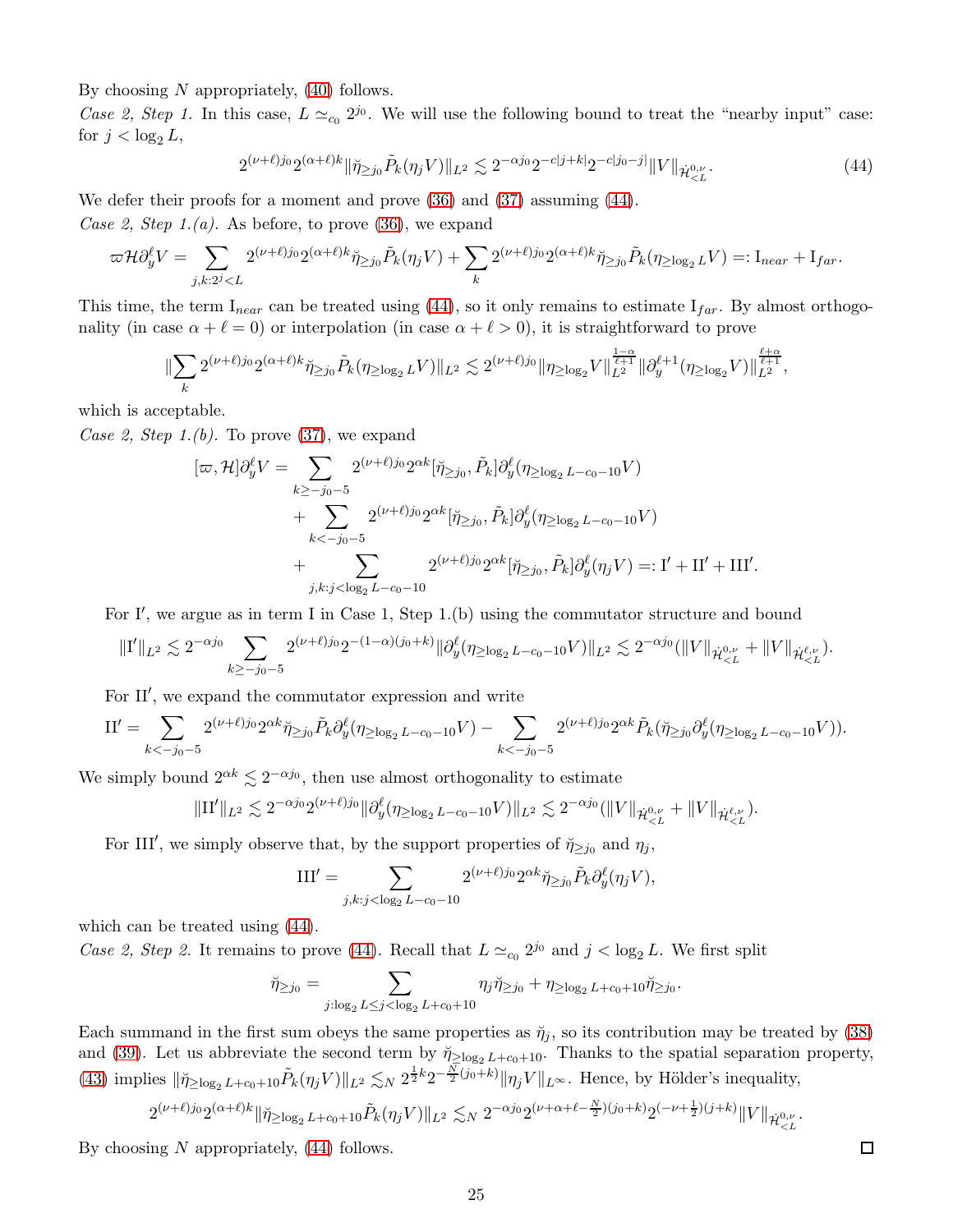By choosing $N$ appropriately, (40) follows.

*Case 2, Step 1.* In this case, $L \simeq_{c_0} 2^{j_0}$. We will use the following bound to treat the "nearby input" case: for $j < \log_2 L$,

$$2^{(\nu+\ell)j_0} 2^{(\alpha+\ell)k} \|\breve{\eta}_{\geq j_0} \tilde{P}_k(\eta_j V)\|_{L^2} \lesssim 2^{-\alpha j_0} 2^{-c|j+k|} 2^{-c|j_0-j|} \|V\|_{\dot{\mathcal{H}}^{0,\nu}_{<L}}. \tag{44}$$

We defer their proofs for a moment and prove (36) and (37) assuming (44).

*Case 2, Step 1.(a).* As before, to prove (36), we expand

$$\varpi \mathcal{H} \partial_y^\ell V = \sum_{j,k:2^j<L} 2^{(\nu+\ell)j_0} 2^{(\alpha+\ell)k} \breve{\eta}_{\geq j_0} \tilde{P}_k(\eta_j V) + \sum_k 2^{(\nu+\ell)j_0} 2^{(\alpha+\ell)k} \breve{\eta}_{\geq j_0} \tilde{P}_k(\eta_{\geq \log_2 L} V) =: \mathrm{I}_{near} + \mathrm{I}_{far}.$$

This time, the term $\mathrm{I}_{near}$ can be treated using (44), so it only remains to estimate $\mathrm{I}_{far}$. By almost orthogonality (in case $\alpha + \ell = 0$) or interpolation (in case $\alpha + \ell > 0$), it is straightforward to prove

$$\|\sum_k 2^{(\nu+\ell)j_0} 2^{(\alpha+\ell)k} \breve{\eta}_{\geq j_0} \tilde{P}_k(\eta_{\geq \log_2 L} V)\|_{L^2} \lesssim 2^{(\nu+\ell)j_0} \|\eta_{\geq \log_2 L} V\|_{L^2}^{\frac{1-\alpha}{\ell+1}} \|\partial_y^{\ell+1}(\eta_{\geq \log_2 L} V)\|_{L^2}^{\frac{\ell+\alpha}{\ell+1}},$$

which is acceptable.

*Case 2, Step 1.(b).* To prove (37), we expand

$$\begin{aligned}
[\varpi, \mathcal{H}] \partial_y^\ell V = &\sum_{k \geq -j_0-5} 2^{(\nu+\ell)j_0} 2^{\alpha k} [\breve{\eta}_{\geq j_0}, \tilde{P}_k] \partial_y^\ell(\eta_{\geq \log_2 L - c_0 - 10} V) \\
&+ \sum_{k < -j_0-5} 2^{(\nu+\ell)j_0} 2^{\alpha k} [\breve{\eta}_{\geq j_0}, \tilde{P}_k] \partial_y^\ell(\eta_{\geq \log_2 L - c_0 - 10} V) \\
&+ \sum_{j,k:j<\log_2 L - c_0 - 10} 2^{(\nu+\ell)j_0} 2^{\alpha k} [\breve{\eta}_{\geq j_0}, \tilde{P}_k] \partial_y^\ell(\eta_j V) =: \mathrm{I}' + \mathrm{II}' + \mathrm{III}'.
\end{aligned}$$

For $\mathrm{I}'$, we argue as in term I in Case 1, Step 1.(b) using the commutator structure and bound

$$\|\mathrm{I}'\|_{L^2} \lesssim 2^{-\alpha j_0} \sum_{k \geq -j_0-5} 2^{(\nu+\ell)j_0} 2^{-(1-\alpha)(j_0+k)} \|\partial_y^\ell(\eta_{\geq \log_2 L - c_0 - 10} V)\|_{L^2} \lesssim 2^{-\alpha j_0} (\|V\|_{\dot{\mathcal{H}}^{0,\nu}_{<L}} + \|V\|_{\dot{\mathcal{H}}^{\ell,\nu}_{<L}}).$$

For $\mathrm{II}'$, we expand the commutator expression and write

$$\mathrm{II}' = \sum_{k<-j_0-5} 2^{(\nu+\ell)j_0} 2^{\alpha k} \breve{\eta}_{\geq j_0} \tilde{P}_k \partial_y^\ell(\eta_{\geq \log_2 L - c_0 - 10} V) - \sum_{k<-j_0-5} 2^{(\nu+\ell)j_0} 2^{\alpha k} \tilde{P}_k(\breve{\eta}_{\geq j_0} \partial_y^\ell(\eta_{\geq \log_2 L - c_0 - 10} V)).$$

We simply bound $2^{\alpha k} \lesssim 2^{-\alpha j_0}$, then use almost orthogonality to estimate

$$\|\mathrm{II}'\|_{L^2} \lesssim 2^{-\alpha j_0} 2^{(\nu+\ell)j_0} \|\partial_y^\ell(\eta_{\geq \log_2 L - c_0 - 10} V)\|_{L^2} \lesssim 2^{-\alpha j_0} (\|V\|_{\dot{\mathcal{H}}^{0,\nu}_{<L}} + \|V\|_{\dot{\mathcal{H}}^{\ell,\nu}_{<L}}).$$

For $\mathrm{III}'$, we simply observe that, by the support properties of $\breve{\eta}_{\geq j_0}$ and $\eta_j$,

$$\mathrm{III}' = \sum_{j,k:j<\log_2 L - c_0 - 10} 2^{(\nu+\ell)j_0} 2^{\alpha k} \breve{\eta}_{\geq j_0} \tilde{P}_k \partial_y^\ell(\eta_j V),$$

which can be treated using (44).

*Case 2, Step 2.* It remains to prove (44). Recall that $L \simeq_{c_0} 2^{j_0}$ and $j < \log_2 L$. We first split

$$\breve{\eta}_{\geq j_0} = \sum_{j:\log_2 L \leq j < \log_2 L + c_0 + 10} \eta_j \breve{\eta}_{\geq j_0} + \eta_{\geq \log_2 L + c_0 + 10} \breve{\eta}_{\geq j_0}.$$

Each summand in the first sum obeys the same properties as $\breve{\eta}_j$, so its contribution may be treated by (38) and (39). Let us abbreviate the second term by $\breve{\eta}_{\geq \log_2 L + c_0 + 10}$. Thanks to the spatial separation property, (43) implies $\|\breve{\eta}_{\geq \log_2 L + c_0 + 10} \tilde{P}_k(\eta_j V)\|_{L^2} \lesssim_N 2^{\frac{1}{2}k} 2^{-\frac{N}{2}(j_0+k)} \|\eta_j V\|_{L^\infty}$. Hence, by Hölder's inequality,

$$2^{(\nu+\ell)j_0} 2^{(\alpha+\ell)k} \|\breve{\eta}_{\geq \log_2 L + c_0 + 10} \tilde{P}_k(\eta_j V)\|_{L^2} \lesssim_N 2^{-\alpha j_0} 2^{(\nu+\alpha+\ell-\frac{N}{2})(j_0+k)} 2^{(-\nu+\frac{1}{2})(j+k)} \|V\|_{\dot{\mathcal{H}}^{0,\nu}_{<L}}.$$

By choosing $N$ appropriately, (44) follows. □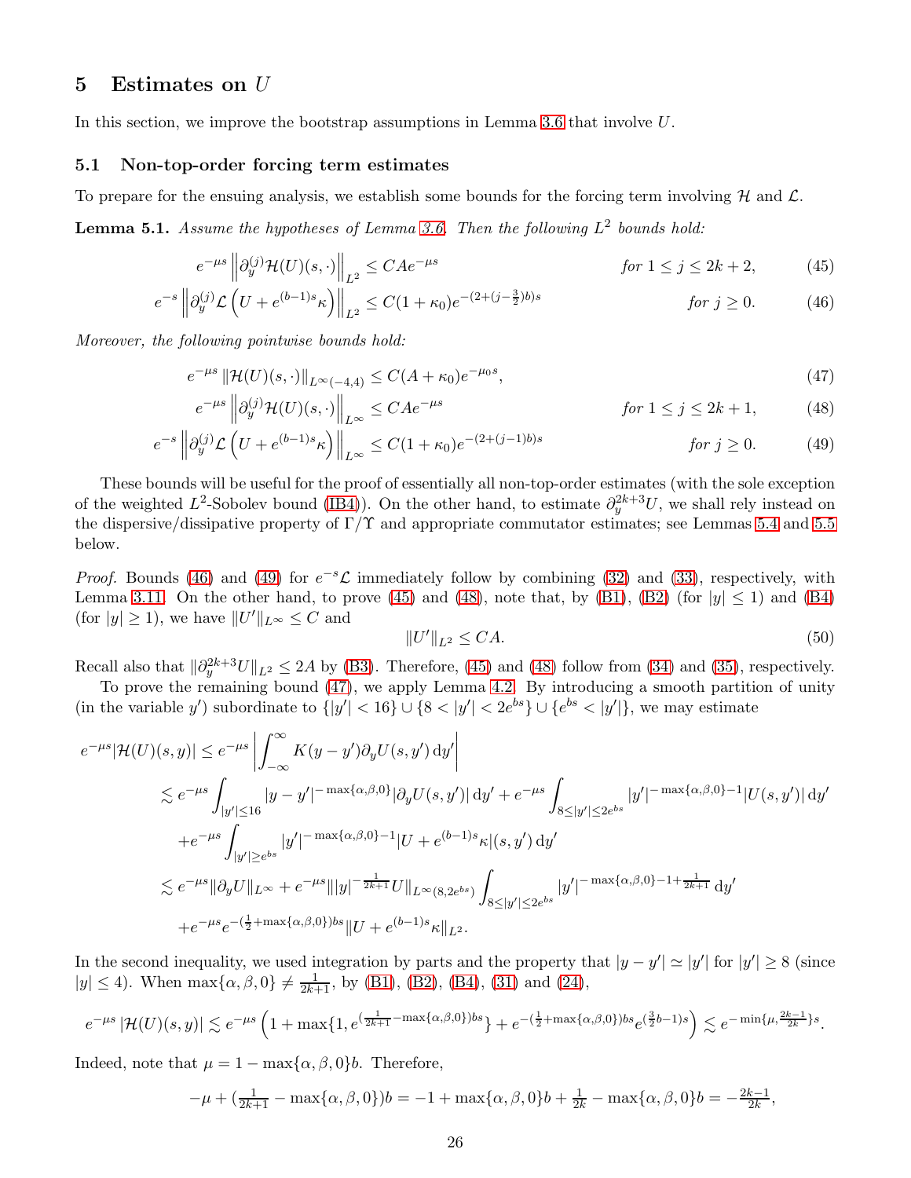## 5 Estimates on $U$

In this section, we improve the bootstrap assumptions in Lemma 3.6 that involve $U$.

### 5.1 Non-top-order forcing term estimates

To prepare for the ensuing analysis, we establish some bounds for the forcing term involving $\mathcal{H}$ and $\mathcal{L}$.

**Lemma 5.1.** *Assume the hypotheses of Lemma 3.6. Then the following $L^2$ bounds hold:*

$$e^{-\mu s}\left\|\partial_y^{(j)}\mathcal{H}(U)(s,\cdot)\right\|_{L^2} \leq CAe^{-\mu s} \qquad \text{for } 1 \leq j \leq 2k+2, \tag{45}$$

$$e^{-s}\left\|\partial_y^{(j)}\mathcal{L}\left(U + e^{(b-1)s}\kappa\right)\right\|_{L^2} \leq C(1+\kappa_0)e^{-(2+(j-\frac{3}{2})b)s} \qquad \text{for } j \geq 0. \tag{46}$$

*Moreover, the following pointwise bounds hold:*

$$e^{-\mu s}\left\|\mathcal{H}(U)(s,\cdot)\right\|_{L^\infty(-4,4)} \leq C(A+\kappa_0)e^{-\mu_0 s}, \tag{47}$$

$$e^{-\mu s}\left\|\partial_y^{(j)}\mathcal{H}(U)(s,\cdot)\right\|_{L^\infty} \leq CAe^{-\mu s} \qquad \text{for } 1 \leq j \leq 2k+1, \tag{48}$$

$$e^{-s}\left\|\partial_y^{(j)}\mathcal{L}\left(U + e^{(b-1)s}\kappa\right)\right\|_{L^\infty} \leq C(1+\kappa_0)e^{-(2+(j-1)b)s} \qquad \text{for } j \geq 0. \tag{49}$$

These bounds will be useful for the proof of essentially all non-top-order estimates (with the sole exception of the weighted $L^2$-Sobolev bound (IB4)). On the other hand, to estimate $\partial_y^{2k+3}U$, we shall rely instead on the dispersive/dissipative property of $\Gamma/\Upsilon$ and appropriate commutator estimates; see Lemmas 5.4 and 5.5 below.

*Proof.* Bounds (46) and (49) for $e^{-s}\mathcal{L}$ immediately follow by combining (32) and (33), respectively, with Lemma 3.11. On the other hand, to prove (45) and (48), note that, by (B1), (B2) (for $|y| \leq 1$) and (B4) (for $|y| \geq 1$), we have $\|U'\|_{L^\infty} \leq C$ and

$$\|U'\|_{L^2} \leq CA. \tag{50}$$

Recall also that $\|\partial_y^{2k+3}U\|_{L^2} \leq 2A$ by (B3). Therefore, (45) and (48) follow from (34) and (35), respectively.

To prove the remaining bound (47), we apply Lemma 4.2. By introducing a smooth partition of unity (in the variable $y'$) subordinate to $\{|y'| < 16\} \cup \{8 < |y'| < 2e^{bs}\} \cup \{e^{bs} < |y'|\}$, we may estimate

$$\begin{aligned}
e^{-\mu s}|\mathcal{H}(U)(s,y)| &\leq e^{-\mu s}\left|\int_{-\infty}^{\infty} K(y-y')\partial_y U(s,y')\,\mathrm{d}y'\right| \\
&\lesssim e^{-\mu s}\int_{|y'|\leq 16}|y-y'|^{-\max\{\alpha,\beta,0\}}|\partial_y U(s,y')|\,\mathrm{d}y' + e^{-\mu s}\int_{8\leq|y'|\leq 2e^{bs}}|y'|^{-\max\{\alpha,\beta,0\}-1}|U(s,y')|\,\mathrm{d}y' \\
&\quad + e^{-\mu s}\int_{|y'|\geq e^{bs}}|y'|^{-\max\{\alpha,\beta,0\}-1}|U + e^{(b-1)s}\kappa|(s,y')\,\mathrm{d}y' \\
&\lesssim e^{-\mu s}\|\partial_y U\|_{L^\infty} + e^{-\mu s}\||y|^{-\frac{1}{2k+1}}U\|_{L^\infty(8,2e^{bs})}\int_{8\leq|y'|\leq 2e^{bs}}|y'|^{-\max\{\alpha,\beta,0\}-1+\frac{1}{2k+1}}\,\mathrm{d}y' \\
&\quad + e^{-\mu s}e^{-(\frac{1}{2}+\max\{\alpha,\beta,0\})bs}\|U + e^{(b-1)s}\kappa\|_{L^2}.
\end{aligned}$$

In the second inequality, we used integration by parts and the property that $|y-y'| \simeq |y'|$ for $|y'| \geq 8$ (since $|y| \leq 4$). When $\max\{\alpha,\beta,0\} \neq \frac{1}{2k+1}$, by (B1), (B2), (B4), (31) and (24),

$$e^{-\mu s}|\mathcal{H}(U)(s,y)| \lesssim e^{-\mu s}\left(1 + \max\{1, e^{(\frac{1}{2k+1}-\max\{\alpha,\beta,0\})bs}\} + e^{-(\frac{1}{2}+\max\{\alpha,\beta,0\})bs}e^{(\frac{3}{2}b-1)s}\right) \lesssim e^{-\min\{\mu,\frac{2k-1}{2k}\}s}.$$

Indeed, note that $\mu = 1 - \max\{\alpha,\beta,0\}b$. Therefore,

$$-\mu + (\tfrac{1}{2k+1} - \max\{\alpha,\beta,0\})b = -1 + \max\{\alpha,\beta,0\}b + \tfrac{1}{2k} - \max\{\alpha,\beta,0\}b = -\tfrac{2k-1}{2k},$$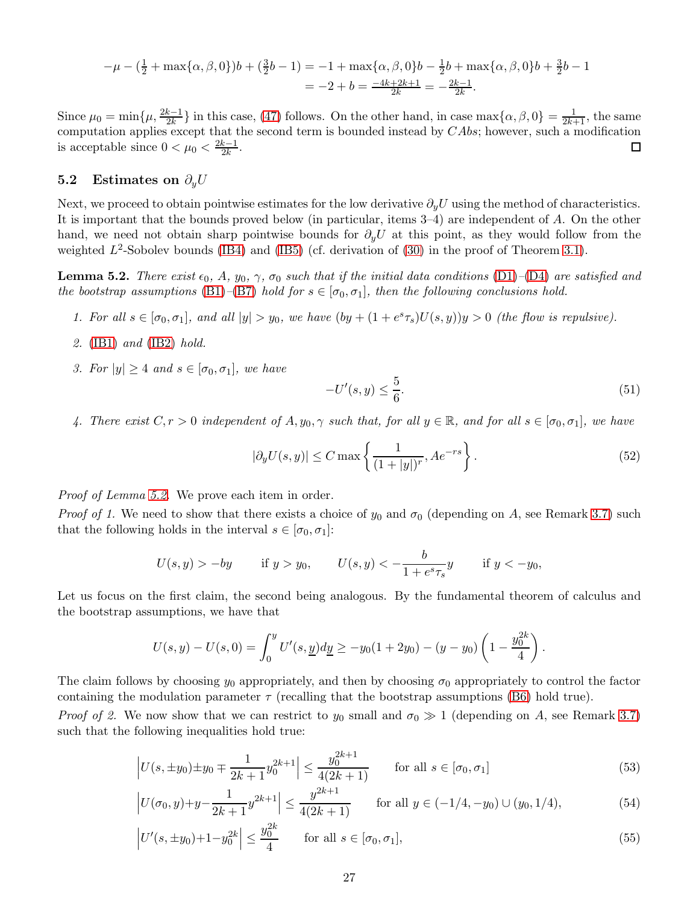$$
\begin{aligned}
-\mu - (\tfrac{1}{2} + \max\{\alpha,\beta,0\})b + (\tfrac{3}{2}b - 1) &= -1 + \max\{\alpha,\beta,0\}b - \tfrac{1}{2}b + \max\{\alpha,\beta,0\}b + \tfrac{3}{2}b - 1 \\
&= -2 + b = \tfrac{-4k+2k+1}{2k} = -\tfrac{2k-1}{2k}.
\end{aligned}
$$

Since $\mu_0 = \min\{\mu, \frac{2k-1}{2k}\}$ in this case, (47) follows. On the other hand, in case $\max\{\alpha,\beta,0\} = \frac{1}{2k+1}$, the same computation applies except that the second term is bounded instead by $CAbs$; however, such a modification is acceptable since $0 < \mu_0 < \frac{2k-1}{2k}$. ☐

### 5.2 Estimates on $\partial_y U$

Next, we proceed to obtain pointwise estimates for the low derivative $\partial_y U$ using the method of characteristics. It is important that the bounds proved below (in particular, items 3–4) are independent of $A$. On the other hand, we need not obtain sharp pointwise bounds for $\partial_y U$ at this point, as they would follow from the weighted $L^2$-Sobolev bounds (IB4) and (IB5) (cf. derivation of (30) in the proof of Theorem 3.1).

**Lemma 5.2.** *There exist $\epsilon_0$, $A$, $y_0$, $\gamma$, $\sigma_0$ such that if the initial data conditions (D1)–(D4) are satisfied and the bootstrap assumptions (B1)–(B7) hold for $s \in [\sigma_0, \sigma_1]$, then the following conclusions hold.*

1. *For all $s \in [\sigma_0, \sigma_1]$, and all $|y| > y_0$, we have $(by + (1 + e^s\tau_s)U(s,y))y > 0$ (the flow is repulsive).*
2. *(IB1) and (IB2) hold.*
3. *For $|y| \geq 4$ and $s \in [\sigma_0, \sigma_1]$, we have*
$$
-U'(s,y) \leq \frac{5}{6}. \tag{51}
$$
4. *There exist $C, r > 0$ independent of $A, y_0, \gamma$ such that, for all $y \in \mathbb{R}$, and for all $s \in [\sigma_0, \sigma_1]$, we have*
$$
|\partial_y U(s,y)| \leq C \max\left\{ \frac{1}{(1+|y|)^r}, Ae^{-rs} \right\}. \tag{52}
$$

*Proof of Lemma 5.2.* We prove each item in order.

*Proof of 1.* We need to show that there exists a choice of $y_0$ and $\sigma_0$ (depending on $A$, see Remark 3.7) such that the following holds in the interval $s \in [\sigma_0, \sigma_1]$:

$$
U(s,y) > -by \qquad \text{if } y > y_0, \qquad U(s,y) < -\frac{b}{1+e^s\tau_s}y \qquad \text{if } y < -y_0,
$$

Let us focus on the first claim, the second being analogous. By the fundamental theorem of calculus and the bootstrap assumptions, we have that

$$
U(s,y) - U(s,0) = \int_0^y U'(s,\underline{y})d\underline{y} \geq -y_0(1+2y_0) - (y-y_0)\left(1 - \frac{y_0^{2k}}{4}\right).
$$

The claim follows by choosing $y_0$ appropriately, and then by choosing $\sigma_0$ appropriately to control the factor containing the modulation parameter $\tau$ (recalling that the bootstrap assumptions (B6) hold true).

*Proof of 2.* We now show that we can restrict to $y_0$ small and $\sigma_0 \gg 1$ (depending on $A$, see Remark 3.7) such that the following inequalities hold true:

$$
\left| U(s, \pm y_0) \pm y_0 \mp \frac{1}{2k+1} y_0^{2k+1} \right| \leq \frac{y_0^{2k+1}}{4(2k+1)} \qquad \text{for all } s \in [\sigma_0, \sigma_1] \tag{53}
$$

$$
\left| U(\sigma_0, y) + y - \frac{1}{2k+1} y^{2k+1} \right| \leq \frac{y^{2k+1}}{4(2k+1)} \qquad \text{for all } y \in (-1/4, -y_0) \cup (y_0, 1/4), \tag{54}
$$

$$
\left| U'(s, \pm y_0) + 1 - y_0^{2k} \right| \leq \frac{y_0^{2k}}{4} \qquad \text{for all } s \in [\sigma_0, \sigma_1], \tag{55}
$$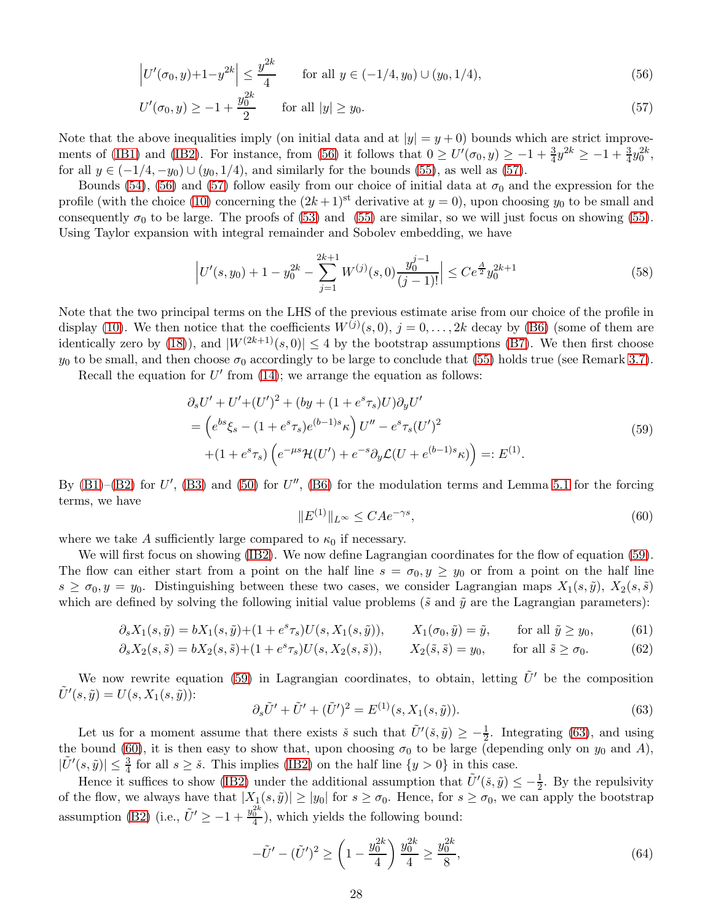$$\left| U'(\sigma_0, y) + 1 - y^{2k} \right| \le \frac{y^{2k}}{4} \qquad \text{for all } y \in (-1/4, y_0) \cup (y_0, 1/4), \tag{56}$$

$$U'(\sigma_0, y) \ge -1 + \frac{y_0^{2k}}{2} \qquad \text{for all } |y| \ge y_0. \tag{57}$$

Note that the above inequalities imply (on initial data and at $|y| = y+0$) bounds which are strict improvements of (IB1) and (IB2). For instance, from (56) it follows that $0 \ge U'(\sigma_0, y) \ge -1 + \frac{3}{4} y^{2k} \ge -1 + \frac{3}{4} y_0^{2k}$, for all $y \in (-1/4, -y_0) \cup (y_0, 1/4)$, and similarly for the bounds (55), as well as (57).

Bounds (54), (56) and (57) follow easily from our choice of initial data at $\sigma_0$ and the expression for the profile (with the choice (10) concerning the $(2k+1)^{\text{st}}$ derivative at $y = 0$), upon choosing $y_0$ to be small and consequently $\sigma_0$ to be large. The proofs of (53) and (55) are similar, so we will just focus on showing (55). Using Taylor expansion with integral remainder and Sobolev embedding, we have

$$\left| U'(s, y_0) + 1 - y_0^{2k} - \sum_{j=1}^{2k+1} W^{(j)}(s, 0) \frac{y_0^{j-1}}{(j-1)!} \right| \le C e^{\frac{A}{2}} y_0^{2k+1} \tag{58}$$

Note that the two principal terms on the LHS of the previous estimate arise from our choice of the profile in display (10). We then notice that the coefficients $W^{(j)}(s, 0)$, $j = 0, \dots, 2k$ decay by (B6) (some of them are identically zero by (18)), and $|W^{(2k+1)}(s, 0)| \le 4$ by the bootstrap assumptions (B7). We then first choose $y_0$ to be small, and then choose $\sigma_0$ accordingly to be large to conclude that (55) holds true (see Remark 3.7).

Recall the equation for $U'$ from (14); we arrange the equation as follows:

$$\begin{aligned}
&\partial_s U' + U' + (U')^2 + (by + (1 + e^s \tau_s) U) \partial_y U' \\
&= \left( e^{bs} \xi_s - (1 + e^s \tau_s) e^{(b-1)s} \kappa \right) U'' - e^s \tau_s (U')^2 \\
&\quad + (1 + e^s \tau_s) \left( e^{-\mu s} \mathcal{H}(U') + e^{-s} \partial_y \mathcal{L}(U + e^{(b-1)s} \kappa) \right) =: E^{(1)}.
\end{aligned} \tag{59}$$

By (B1)–(B2) for $U'$, (B3) and (50) for $U''$, (B6) for the modulation terms and Lemma 5.1 for the forcing terms, we have

$$\|E^{(1)}\|_{L^\infty} \le C A e^{-\gamma s}, \tag{60}$$

where we take $A$ sufficiently large compared to $\kappa_0$ if necessary.

We will first focus on showing (IB2). We now define Lagrangian coordinates for the flow of equation (59). The flow can either start from a point on the half line $s = \sigma_0, y \ge y_0$ or from a point on the half line $s \ge \sigma_0, y = y_0$. Distinguishing between these two cases, we consider Lagrangian maps $X_1(s, \tilde{y})$, $X_2(s, \tilde{s})$ which are defined by solving the following initial value problems ($\tilde{s}$ and $\tilde{y}$ are the Lagrangian parameters):

$$\partial_s X_1(s, \tilde{y}) = b X_1(s, \tilde{y}) + (1 + e^s \tau_s) U(s, X_1(s, \tilde{y})), \qquad X_1(\sigma_0, \tilde{y}) = \tilde{y}, \qquad \text{for all } \tilde{y} \ge y_0, \tag{61}$$

$$\partial_s X_2(s, \tilde{s}) = b X_2(s, \tilde{s}) + (1 + e^s \tau_s) U(s, X_2(s, \tilde{s})), \qquad X_2(\tilde{s}, \tilde{s}) = y_0, \qquad \text{for all } \tilde{s} \ge \sigma_0. \tag{62}$$

We now rewrite equation (59) in Lagrangian coordinates, to obtain, letting $\tilde{U}'$ be the composition $\tilde{U}'(s, \tilde{y}) = U(s, X_1(s, \tilde{y}))$:

$$\partial_s \tilde{U}' + \tilde{U}' + (\tilde{U}')^2 = E^{(1)}(s, X_1(s, \tilde{y})). \tag{63}$$

Let us for a moment assume that there exists $\check{s}$ such that $\tilde{U}'(\check{s}, \tilde{y}) \ge -\frac{1}{2}$. Integrating (63), and using the bound (60), it is then easy to show that, upon choosing $\sigma_0$ to be large (depending only on $y_0$ and $A$), $|\tilde{U}'(s, \tilde{y})| \le \frac{3}{4}$ for all $s \ge \check{s}$. This implies (IB2) on the half line $\{y > 0\}$ in this case.

Hence it suffices to show (IB2) under the additional assumption that $\tilde{U}'(\check{s}, \tilde{y}) \le -\frac{1}{2}$. By the repulsivity of the flow, we always have that $|X_1(s, \tilde{y})| \ge |y_0|$ for $s \ge \sigma_0$. Hence, for $s \ge \sigma_0$, we can apply the bootstrap assumption (B2) (i.e., $\tilde{U}' \ge -1 + \frac{y_0^{2k}}{4}$), which yields the following bound:

$$-\tilde{U}' - (\tilde{U}')^2 \ge \left( 1 - \frac{y_0^{2k}}{4} \right) \frac{y_0^{2k}}{4} \ge \frac{y_0^{2k}}{8}, \tag{64}$$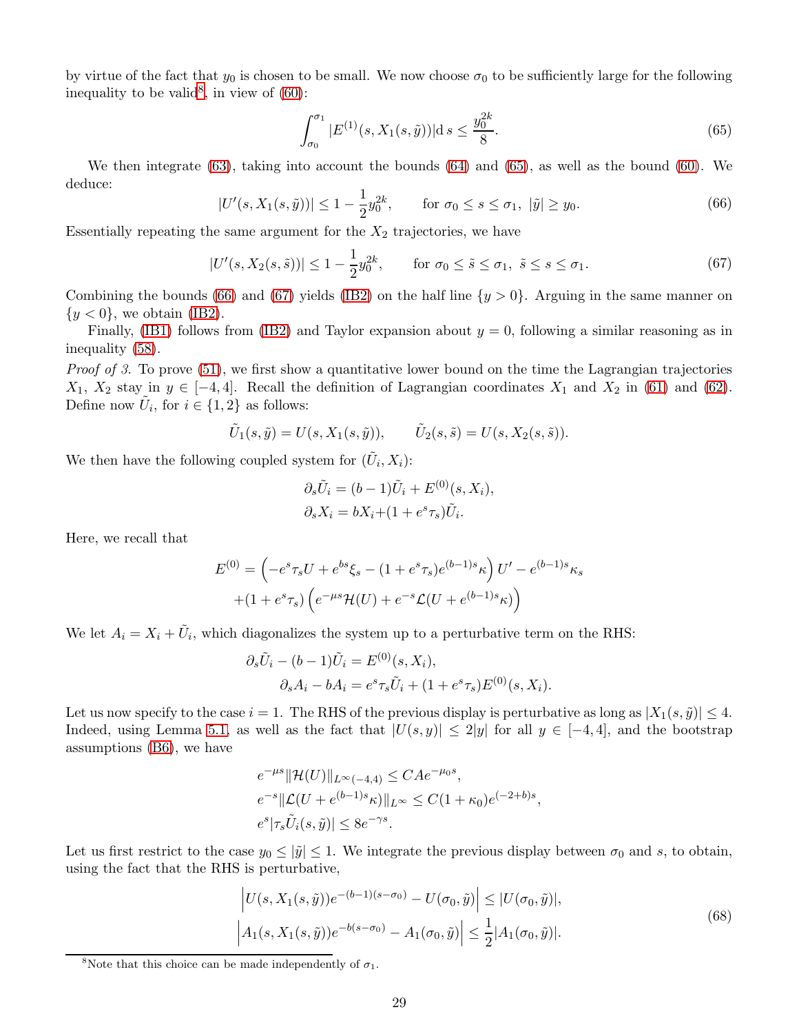by virtue of the fact that $y_0$ is chosen to be small. We now choose $\sigma_0$ to be sufficiently large for the following inequality to be valid[8], in view of (60):

$$\int_{\sigma_0}^{\sigma_1} |E^{(1)}(s, X_1(s,\tilde{y}))| \mathrm{d}\, s \leq \frac{y_0^{2k}}{8}. \tag{65}$$

We then integrate (63), taking into account the bounds (64) and (65), as well as the bound (60). We deduce:

$$|U'(s, X_1(s,\tilde{y}))| \leq 1 - \frac{1}{2} y_0^{2k}, \qquad \text{for } \sigma_0 \leq s \leq \sigma_1,\ |\tilde{y}| \geq y_0. \tag{66}$$

Essentially repeating the same argument for the $X_2$ trajectories, we have

$$|U'(s, X_2(s,\tilde{s}))| \leq 1 - \frac{1}{2} y_0^{2k}, \qquad \text{for } \sigma_0 \leq \tilde{s} \leq \sigma_1,\ \tilde{s} \leq s \leq \sigma_1. \tag{67}$$

Combining the bounds (66) and (67) yields (IB2) on the half line $\{y > 0\}$. Arguing in the same manner on $\{y < 0\}$, we obtain (IB2).

Finally, (IB1) follows from (IB2) and Taylor expansion about $y = 0$, following a similar reasoning as in inequality (58).

*Proof of 3.* To prove (51), we first show a quantitative lower bound on the time the Lagrangian trajectories $X_1$, $X_2$ stay in $y \in [-4, 4]$. Recall the definition of Lagrangian coordinates $X_1$ and $X_2$ in (61) and (62). Define now $\tilde{U}_i$, for $i \in \{1,2\}$ as follows:

$$\tilde{U}_1(s,\tilde{y}) = U(s, X_1(s,\tilde{y})), \qquad \tilde{U}_2(s,\tilde{s}) = U(s, X_2(s,\tilde{s})).$$

We then have the following coupled system for $(\tilde{U}_i, X_i)$:

$$\begin{aligned}
\partial_s \tilde{U}_i &= (b-1)\tilde{U}_i + E^{(0)}(s, X_i), \\
\partial_s X_i &= b X_i + (1 + e^s \tau_s)\tilde{U}_i.
\end{aligned}$$

Here, we recall that

$$\begin{aligned}
E^{(0)} = &\left(-e^s \tau_s U + e^{bs}\xi_s - (1+e^s\tau_s)e^{(b-1)s}\kappa\right) U' - e^{(b-1)s}\kappa_s \\
&+ (1+e^s\tau_s)\left(e^{-\mu s}\mathcal{H}(U) + e^{-s}\mathcal{L}(U + e^{(b-1)s}\kappa)\right)
\end{aligned}$$

We let $A_i = X_i + \tilde{U}_i$, which diagonalizes the system up to a perturbative term on the RHS:

$$\begin{aligned}
\partial_s \tilde{U}_i - (b-1)\tilde{U}_i &= E^{(0)}(s, X_i), \\
\partial_s A_i - b A_i &= e^s \tau_s \tilde{U}_i + (1+e^s\tau_s)E^{(0)}(s, X_i).
\end{aligned}$$

Let us now specify to the case $i = 1$. The RHS of the previous display is perturbative as long as $|X_1(s,\tilde{y})| \leq 4$. Indeed, using Lemma 5.1, as well as the fact that $|U(s,y)| \leq 2|y|$ for all $y \in [-4,4]$, and the bootstrap assumptions (B6), we have

$$\begin{aligned}
e^{-\mu s}\|\mathcal{H}(U)\|_{L^\infty(-4,4)} &\leq CA e^{-\mu_0 s}, \\
e^{-s}\|\mathcal{L}(U + e^{(b-1)s}\kappa)\|_{L^\infty} &\leq C(1+\kappa_0)e^{(-2+b)s}, \\
e^s|\tau_s \tilde{U}_i(s,\tilde{y})| &\leq 8 e^{-\gamma s}.
\end{aligned}$$

Let us first restrict to the case $y_0 \leq |\tilde{y}| \leq 1$. We integrate the previous display between $\sigma_0$ and $s$, to obtain, using the fact that the RHS is perturbative,

$$\begin{aligned}
\left| U(s, X_1(s,\tilde{y}))e^{-(b-1)(s-\sigma_0)} - U(\sigma_0,\tilde{y}) \right| &\leq |U(\sigma_0,\tilde{y})|, \\
\left| A_1(s, X_1(s,\tilde{y}))e^{-b(s-\sigma_0)} - A_1(\sigma_0,\tilde{y}) \right| &\leq \frac{1}{2}|A_1(\sigma_0,\tilde{y})|.
\end{aligned} \tag{68}$$

[8] Note that this choice can be made independently of $\sigma_1$.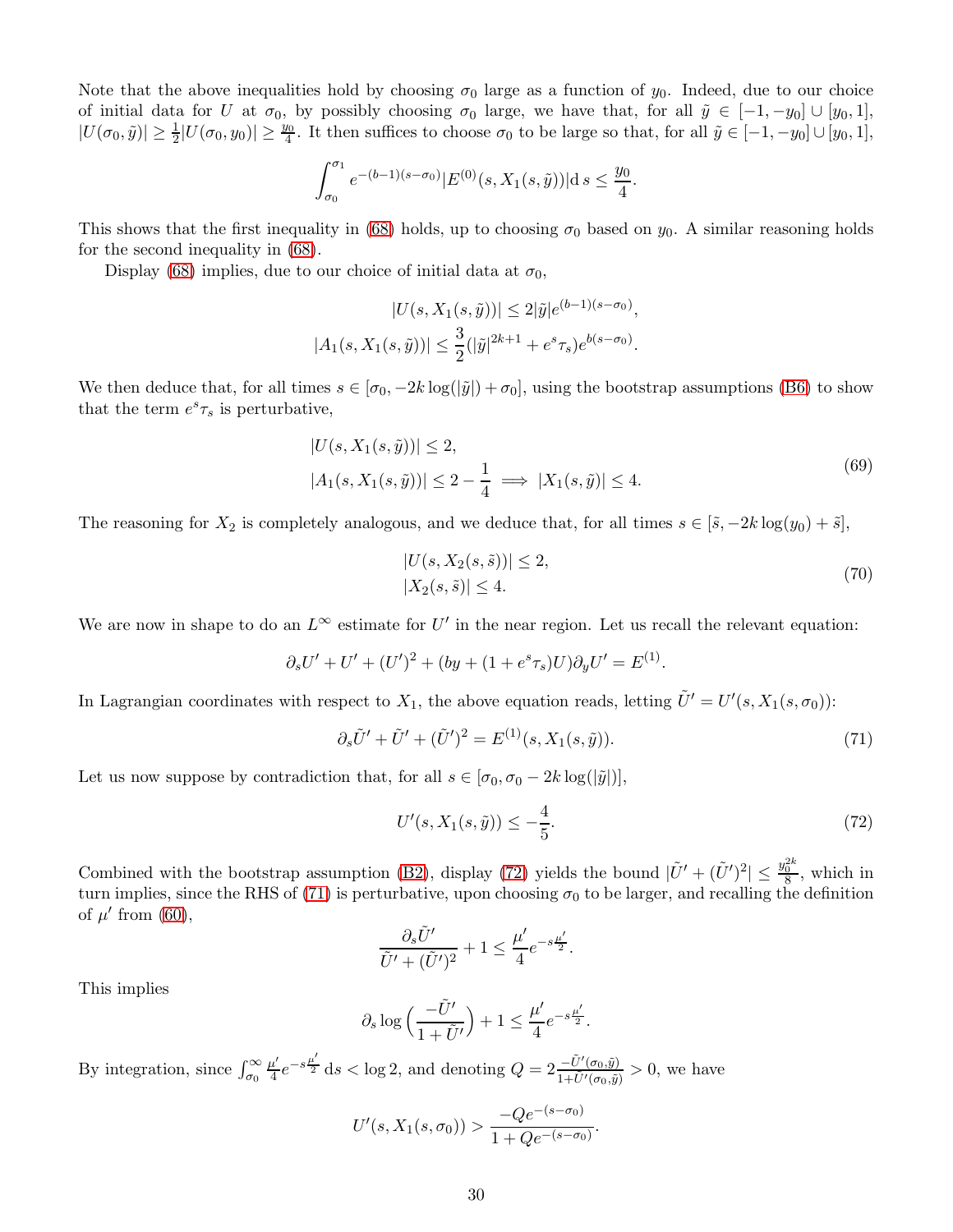Note that the above inequalities hold by choosing $\sigma_0$ large as a function of $y_0$. Indeed, due to our choice of initial data for $U$ at $\sigma_0$, by possibly choosing $\sigma_0$ large, we have that, for all $\tilde{y} \in [-1, -y_0] \cup [y_0, 1]$, $|U(\sigma_0, \tilde{y})| \geq \frac{1}{2}|U(\sigma_0, y_0)| \geq \frac{y_0}{4}$. It then suffices to choose $\sigma_0$ to be large so that, for all $\tilde{y} \in [-1, -y_0] \cup [y_0, 1]$,

$$\int_{\sigma_0}^{\sigma_1} e^{-(b-1)(s-\sigma_0)} |E^{(0)}(s, X_1(s, \tilde{y}))| \mathrm{d}\, s \leq \frac{y_0}{4}.$$

This shows that the first inequality in (68) holds, up to choosing $\sigma_0$ based on $y_0$. A similar reasoning holds for the second inequality in (68).

Display (68) implies, due to our choice of initial data at $\sigma_0$,

$$\begin{aligned} |U(s, X_1(s, \tilde{y}))| &\leq 2|\tilde{y}| e^{(b-1)(s-\sigma_0)}, \\ |A_1(s, X_1(s, \tilde{y}))| &\leq \frac{3}{2}(|\tilde{y}|^{2k+1} + e^s \tau_s) e^{b(s-\sigma_0)}. \end{aligned}$$

We then deduce that, for all times $s \in [\sigma_0, -2k\log(|\tilde{y}|) + \sigma_0]$, using the bootstrap assumptions (B6) to show that the term $e^s \tau_s$ is perturbative,

$$\begin{aligned} &|U(s, X_1(s, \tilde{y}))| \leq 2, \\ &|A_1(s, X_1(s, \tilde{y}))| \leq 2 - \frac{1}{4} \implies |X_1(s, \tilde{y})| \leq 4. \end{aligned} \tag{69}$$

The reasoning for $X_2$ is completely analogous, and we deduce that, for all times $s \in [\tilde{s}, -2k\log(y_0) + \tilde{s}]$,

$$\begin{aligned} &|U(s, X_2(s, \tilde{s}))| \leq 2, \\ &|X_2(s, \tilde{s})| \leq 4. \end{aligned} \tag{70}$$

We are now in shape to do an $L^\infty$ estimate for $U'$ in the near region. Let us recall the relevant equation:

$$\partial_s U' + U' + (U')^2 + (by + (1 + e^s \tau_s)U)\partial_y U' = E^{(1)}.$$

In Lagrangian coordinates with respect to $X_1$, the above equation reads, letting $\tilde{U}' = U'(s, X_1(s, \sigma_0))$:

$$\partial_s \tilde{U}' + \tilde{U}' + (\tilde{U}')^2 = E^{(1)}(s, X_1(s, \tilde{y})). \tag{71}$$

Let us now suppose by contradiction that, for all $s \in [\sigma_0, \sigma_0 - 2k\log(|\tilde{y}|)]$,

$$U'(s, X_1(s, \tilde{y})) \leq -\frac{4}{5}. \tag{72}$$

Combined with the bootstrap assumption (B2), display (72) yields the bound $|\tilde{U}' + (\tilde{U}')^2| \leq \frac{y_0^{2k}}{8}$, which in turn implies, since the RHS of (71) is perturbative, upon choosing $\sigma_0$ to be larger, and recalling the definition of $\mu'$ from (60),

$$\frac{\partial_s \tilde{U}'}{\tilde{U}' + (\tilde{U}')^2} + 1 \leq \frac{\mu'}{4} e^{-s\frac{\mu'}{2}}.$$

This implies

$$\partial_s \log\Big(\frac{-\tilde{U}'}{1 + \tilde{U}'}\Big) + 1 \leq \frac{\mu'}{4} e^{-s\frac{\mu'}{2}}.$$

By integration, since $\int_{\sigma_0}^{\infty} \frac{\mu'}{4} e^{-s\frac{\mu'}{2}} \, \mathrm{d}s < \log 2$, and denoting $Q = 2\frac{-\tilde{U}'(\sigma_0, \tilde{y})}{1 + \tilde{U}'(\sigma_0, \tilde{y})} > 0$, we have

$$U'(s, X_1(s, \sigma_0)) > \frac{-Qe^{-(s-\sigma_0)}}{1 + Qe^{-(s-\sigma_0)}}.$$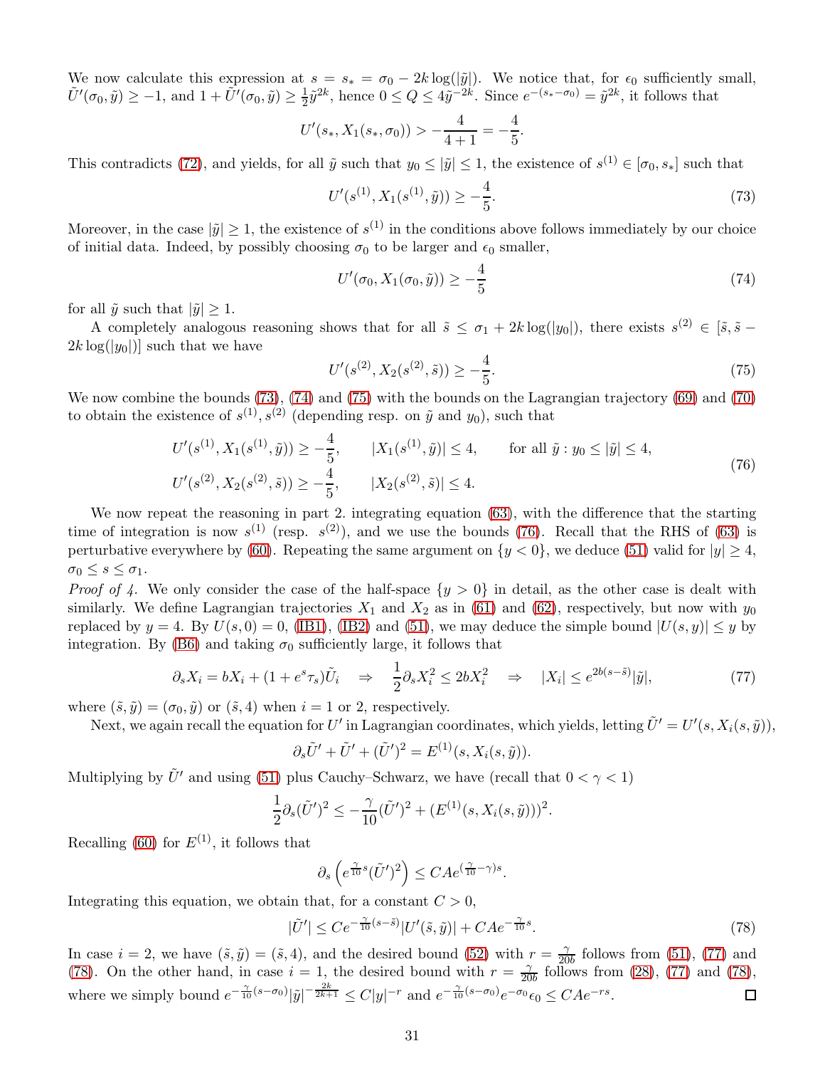We now calculate this expression at $s = s_* = \sigma_0 - 2k\log(|\tilde{y}|)$. We notice that, for $\epsilon_0$ sufficiently small, $\tilde{U}'(\sigma_0, \tilde{y}) \geq -1$, and $1 + \tilde{U}'(\sigma_0, \tilde{y}) \geq \frac{1}{2}\tilde{y}^{2k}$, hence $0 \leq Q \leq 4\tilde{y}^{-2k}$. Since $e^{-(s_*-\sigma_0)} = \tilde{y}^{2k}$, it follows that

$$U'(s_*, X_1(s_*, \sigma_0)) > -\frac{4}{4+1} = -\frac{4}{5}.$$

This contradicts (72), and yields, for all $\tilde{y}$ such that $y_0 \leq |\tilde{y}| \leq 1$, the existence of $s^{(1)} \in [\sigma_0, s_*]$ such that

$$U'(s^{(1)}, X_1(s^{(1)}, \tilde{y})) \geq -\frac{4}{5}. \tag{73}$$

Moreover, in the case $|\tilde{y}| \geq 1$, the existence of $s^{(1)}$ in the conditions above follows immediately by our choice of initial data. Indeed, by possibly choosing $\sigma_0$ to be larger and $\epsilon_0$ smaller,

$$U'(\sigma_0, X_1(\sigma_0, \tilde{y})) \geq -\frac{4}{5} \tag{74}$$

for all $\tilde{y}$ such that $|\tilde{y}| \geq 1$.

A completely analogous reasoning shows that for all $\tilde{s} \leq \sigma_1 + 2k\log(|y_0|)$, there exists $s^{(2)} \in [\tilde{s}, \tilde{s} - 2k\log(|y_0|)]$ such that we have

$$U'(s^{(2)}, X_2(s^{(2)}, \tilde{s})) \geq -\frac{4}{5}. \tag{75}$$

We now combine the bounds (73), (74) and (75) with the bounds on the Lagrangian trajectory (69) and (70) to obtain the existence of $s^{(1)}, s^{(2)}$ (depending resp. on $\tilde{y}$ and $y_0$), such that

$$\begin{aligned} &U'(s^{(1)}, X_1(s^{(1)}, \tilde{y})) \geq -\frac{4}{5}, \qquad |X_1(s^{(1)}, \tilde{y})| \leq 4, \qquad \text{for all } \tilde{y} : y_0 \leq |\tilde{y}| \leq 4, \\ &U'(s^{(2)}, X_2(s^{(2)}, \tilde{s})) \geq -\frac{4}{5}, \qquad |X_2(s^{(2)}, \tilde{s})| \leq 4. \end{aligned} \tag{76}$$

We now repeat the reasoning in part 2. integrating equation (63), with the difference that the starting time of integration is now $s^{(1)}$ (resp. $s^{(2)}$), and we use the bounds (76). Recall that the RHS of (63) is perturbative everywhere by (60). Repeating the same argument on $\{y < 0\}$, we deduce (51) valid for $|y| \geq 4$, $\sigma_0 \leq s \leq \sigma_1$.

*Proof of 4.* We only consider the case of the half-space $\{y > 0\}$ in detail, as the other case is dealt with similarly. We define Lagrangian trajectories $X_1$ and $X_2$ as in (61) and (62), respectively, but now with $y_0$ replaced by $y = 4$. By $U(s, 0) = 0$, (IB1), (IB2) and (51), we may deduce the simple bound $|U(s, y)| \leq y$ by integration. By (B6) and taking $\sigma_0$ sufficiently large, it follows that

$$\partial_s X_i = bX_i + (1 + e^s\tau_s)\tilde{U}_i \quad \Rightarrow \quad \frac{1}{2}\partial_s X_i^2 \leq 2bX_i^2 \quad \Rightarrow \quad |X_i| \leq e^{2b(s-\tilde{s})}|\tilde{y}|, \tag{77}$$

where $(\tilde{s}, \tilde{y}) = (\sigma_0, \tilde{y})$ or $(\tilde{s}, 4)$ when $i = 1$ or $2$, respectively.

Next, we again recall the equation for $U'$ in Lagrangian coordinates, which yields, letting $\tilde{U}' = U'(s, X_i(s, \tilde{y}))$,

$$\partial_s \tilde{U}' + \tilde{U}' + (\tilde{U}')^2 = E^{(1)}(s, X_i(s, \tilde{y})).$$

Multiplying by $\tilde{U}'$ and using (51) plus Cauchy–Schwarz, we have (recall that $0 < \gamma < 1$)

$$\frac{1}{2}\partial_s(\tilde{U}')^2 \leq -\frac{\gamma}{10}(\tilde{U}')^2 + (E^{(1)}(s, X_i(s, \tilde{y})))^2.$$

Recalling (60) for $E^{(1)}$, it follows that

$$\partial_s\left(e^{\frac{\gamma}{10}s}(\tilde{U}')^2\right) \leq CAe^{(\frac{\gamma}{10}-\gamma)s}.$$

Integrating this equation, we obtain that, for a constant $C > 0$,

$$|\tilde{U}'| \leq Ce^{-\frac{\gamma}{10}(s-\tilde{s})}|U'(\tilde{s}, \tilde{y})| + CAe^{-\frac{\gamma}{10}s}. \tag{78}$$

In case $i = 2$, we have $(\tilde{s}, \tilde{y}) = (\tilde{s}, 4)$, and the desired bound (52) with $r = \frac{\gamma}{20b}$ follows from (51), (77) and (78). On the other hand, in case $i = 1$, the desired bound with $r = \frac{\gamma}{20b}$ follows from (28), (77) and (78), where we simply bound $e^{-\frac{\gamma}{10}(s-\sigma_0)}|\tilde{y}|^{-\frac{2k}{2k+1}} \leq C|y|^{-r}$ and $e^{-\frac{\gamma}{10}(s-\sigma_0)}e^{-\sigma_0}\epsilon_0 \leq CAe^{-rs}$. $\square$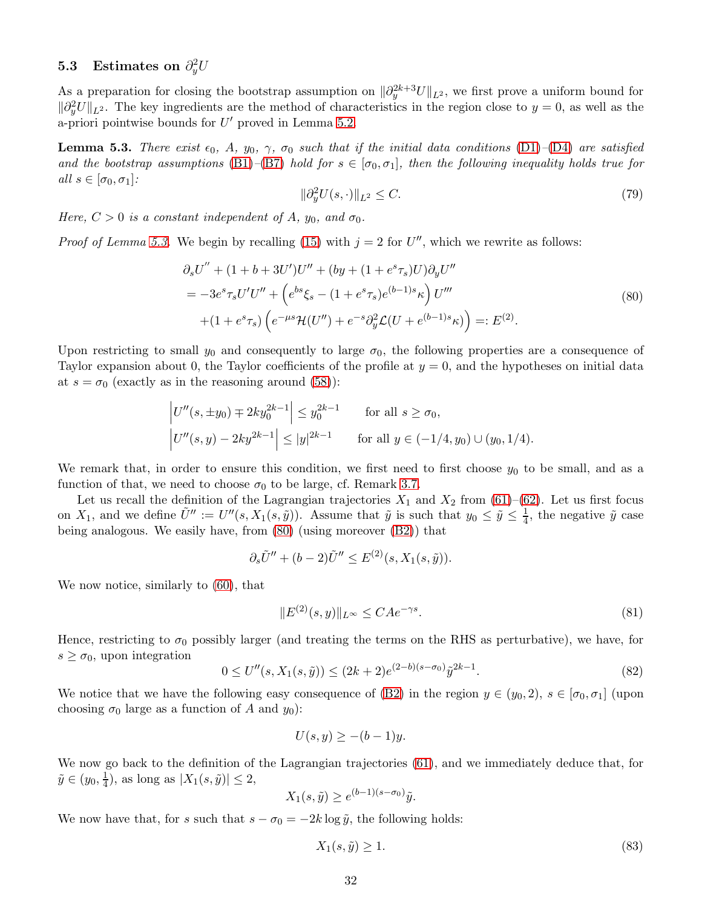### 5.3 Estimates on $\partial_y^2 U$

As a preparation for closing the bootstrap assumption on $\|\partial_y^{2k+3}U\|_{L^2}$, we first prove a uniform bound for $\|\partial_y^2 U\|_{L^2}$. The key ingredients are the method of characteristics in the region close to $y = 0$, as well as the a-priori pointwise bounds for $U'$ proved in Lemma 5.2.

**Lemma 5.3.** *There exist $\epsilon_0$, $A$, $y_0$, $\gamma$, $\sigma_0$ such that if the initial data conditions (D1)–(D4) are satisfied and the bootstrap assumptions (B1)–(B7) hold for $s \in [\sigma_0, \sigma_1]$, then the following inequality holds true for all $s \in [\sigma_0, \sigma_1]$:*

$$\|\partial_y^2 U(s, \cdot)\|_{L^2} \leq C. \tag{79}$$

*Here, $C > 0$ is a constant independent of $A$, $y_0$, and $\sigma_0$.*

*Proof of Lemma 5.3.* We begin by recalling (15) with $j = 2$ for $U''$, which we rewrite as follows:

$$\begin{aligned}
&\partial_s U'' + (1 + b + 3U')U'' + (by + (1 + e^s \tau_s)U)\partial_y U'' \\
&= -3e^s \tau_s U' U'' + \left(e^{bs}\xi_s - (1 + e^s \tau_s)e^{(b-1)s}\kappa\right) U''' \\
&\quad + (1 + e^s \tau_s)\left(e^{-\mu s}\mathcal{H}(U'') + e^{-s}\partial_y^2 \mathcal{L}(U + e^{(b-1)s}\kappa)\right) =: E^{(2)}.
\end{aligned} \tag{80}$$

Upon restricting to small $y_0$ and consequently to large $\sigma_0$, the following properties are a consequence of Taylor expansion about 0, the Taylor coefficients of the profile at $y = 0$, and the hypotheses on initial data at $s = \sigma_0$ (exactly as in the reasoning around (58)):

$$\begin{aligned}
&\left| U''(s, \pm y_0) \mp 2k y_0^{2k-1} \right| \leq y_0^{2k-1} \qquad \text{for all } s \geq \sigma_0, \\
&\left| U''(s, y) - 2k y^{2k-1} \right| \leq |y|^{2k-1} \qquad \text{for all } y \in (-1/4, y_0) \cup (y_0, 1/4).
\end{aligned}$$

We remark that, in order to ensure this condition, we first need to first choose $y_0$ to be small, and as a function of that, we need to choose $\sigma_0$ to be large, cf. Remark 3.7.

Let us recall the definition of the Lagrangian trajectories $X_1$ and $X_2$ from (61)–(62). Let us first focus on $X_1$, and we define $\tilde{U}'' := U''(s, X_1(s, \tilde{y}))$. Assume that $\tilde{y}$ is such that $y_0 \leq \tilde{y} \leq \frac{1}{4}$, the negative $\tilde{y}$ case being analogous. We easily have, from (80) (using moreover (B2)) that

$$\partial_s \tilde{U}'' + (b - 2)\tilde{U}'' \leq E^{(2)}(s, X_1(s, \tilde{y})).$$

We now notice, similarly to (60), that

$$\|E^{(2)}(s, y)\|_{L^\infty} \leq C A e^{-\gamma s}. \tag{81}$$

Hence, restricting to $\sigma_0$ possibly larger (and treating the terms on the RHS as perturbative), we have, for $s \geq \sigma_0$, upon integration

$$0 \leq U''(s, X_1(s, \tilde{y})) \leq (2k + 2)e^{(2-b)(s-\sigma_0)}\tilde{y}^{2k-1}. \tag{82}$$

We notice that we have the following easy consequence of (B2) in the region $y \in (y_0, 2)$, $s \in [\sigma_0, \sigma_1]$ (upon choosing $\sigma_0$ large as a function of $A$ and $y_0$):

$$U(s, y) \geq -(b - 1)y.$$

We now go back to the definition of the Lagrangian trajectories (61), and we immediately deduce that, for $\tilde{y} \in (y_0, \frac{1}{4})$, as long as $|X_1(s, \tilde{y})| \leq 2$,

$$X_1(s, \tilde{y}) \geq e^{(b-1)(s-\sigma_0)}\tilde{y}.$$

We now have that, for $s$ such that $s - \sigma_0 = -2k \log \tilde{y}$, the following holds:

$$X_1(s, \tilde{y}) \geq 1. \tag{83}$$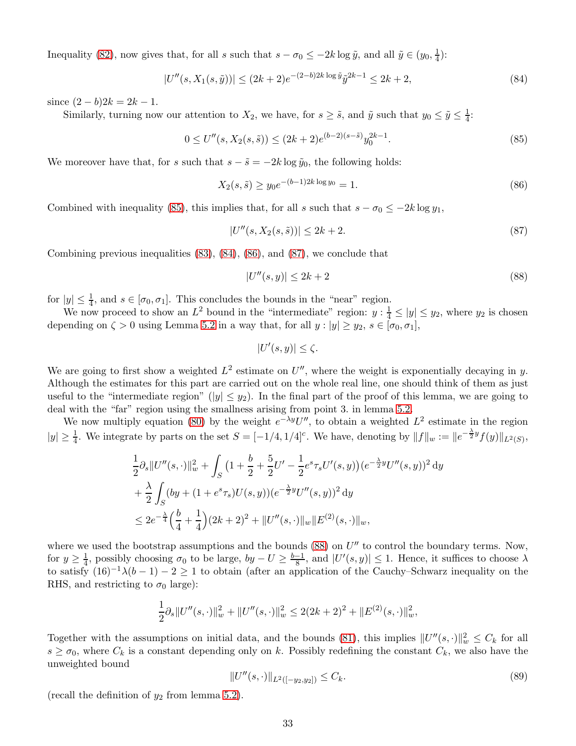Inequality (82), now gives that, for all $s$ such that $s - \sigma_0 \le -2k \log \tilde{y}$, and all $\tilde{y} \in (y_0, \frac{1}{4})$:

$$|U''(s, X_1(s, \tilde{y}))| \le (2k+2)e^{-(2-b)2k \log \tilde{y}} \tilde{y}^{2k-1} \le 2k+2, \tag{84}$$

since $(2-b)2k = 2k-1$.

Similarly, turning now our attention to $X_2$, we have, for $s \ge \tilde{s}$, and $\tilde{y}$ such that $y_0 \le \tilde{y} \le \frac{1}{4}$:

$$0 \le U''(s, X_2(s, \tilde{s})) \le (2k+2)e^{(b-2)(s-\tilde{s})} y_0^{2k-1}. \tag{85}$$

We moreover have that, for $s$ such that $s - \tilde{s} = -2k \log \tilde{y}_0$, the following holds:

$$X_2(s, \tilde{s}) \ge y_0 e^{-(b-1)2k \log y_0} = 1. \tag{86}$$

Combined with inequality (85), this implies that, for all $s$ such that $s - \sigma_0 \le -2k \log y_1$,

$$|U''(s, X_2(s, \tilde{s}))| \le 2k+2. \tag{87}$$

Combining previous inequalities (83), (84), (86), and (87), we conclude that

$$|U''(s,y)| \le 2k+2 \tag{88}$$

for $|y| \le \frac{1}{4}$, and $s \in [\sigma_0, \sigma_1]$. This concludes the bounds in the "near" region.

We now proceed to show an $L^2$ bound in the "intermediate" region: $y : \frac{1}{4} \le |y| \le y_2$, where $y_2$ is chosen depending on $\zeta > 0$ using Lemma 5.2 in a way that, for all $y : |y| \ge y_2$, $s \in [\sigma_0, \sigma_1]$,

$$|U'(s,y)| \le \zeta.$$

We are going to first show a weighted $L^2$ estimate on $U''$, where the weight is exponentially decaying in $y$. Although the estimates for this part are carried out on the whole real line, one should think of them as just useful to the "intermediate region" ($|y| \le y_2$). In the final part of the proof of this lemma, we are going to deal with the "far" region using the smallness arising from point 3. in lemma 5.2.

We now multiply equation (80) by the weight $e^{-\lambda y}U''$, to obtain a weighted $L^2$ estimate in the region $|y| \ge \frac{1}{4}$. We integrate by parts on the set $S = [-1/4, 1/4]^c$. We have, denoting by $\|f\|_w := \|e^{-\frac{\lambda}{2}y} f(y)\|_{L^2(S)}$,

$$\begin{aligned}
&\frac{1}{2}\partial_s \|U''(s,\cdot)\|_w^2 + \int_S \big(1 + \frac{b}{2} + \frac{5}{2}U' - \frac{1}{2}e^s \tau_s U'(s,y)\big)(e^{-\frac{\lambda}{2}y}U''(s,y))^2 \, \mathrm{d}y \\
&+ \frac{\lambda}{2}\int_S (by + (1+e^s\tau_s)U(s,y))(e^{-\frac{\lambda}{2}y}U''(s,y))^2 \, \mathrm{d}y \\
&\le 2e^{-\frac{\lambda}{4}}\Big(\frac{b}{4} + \frac{1}{4}\Big)(2k+2)^2 + \|U''(s,\cdot)\|_w \|E^{(2)}(s,\cdot)\|_w,
\end{aligned}$$

where we used the bootstrap assumptions and the bounds (88) on $U''$ to control the boundary terms. Now, for $y \ge \frac{1}{4}$, possibly choosing $\sigma_0$ to be large, $by - U \ge \frac{b-1}{8}$, and $|U'(s,y)| \le 1$. Hence, it suffices to choose $\lambda$ to satisfy $(16)^{-1}\lambda(b-1) - 2 \ge 1$ to obtain (after an application of the Cauchy–Schwarz inequality on the RHS, and restricting to $\sigma_0$ large):

$$\frac{1}{2}\partial_s \|U''(s,\cdot)\|_w^2 + \|U''(s,\cdot)\|_w^2 \le 2(2k+2)^2 + \|E^{(2)}(s,\cdot)\|_w^2,$$

Together with the assumptions on initial data, and the bounds (81), this implies $\|U''(s,\cdot)\|_w^2 \le C_k$ for all $s \ge \sigma_0$, where $C_k$ is a constant depending only on $k$. Possibly redefining the constant $C_k$, we also have the unweighted bound

$$\|U''(s,\cdot)\|_{L^2([-y_2,y_2])} \le C_k. \tag{89}$$

(recall the definition of $y_2$ from lemma 5.2).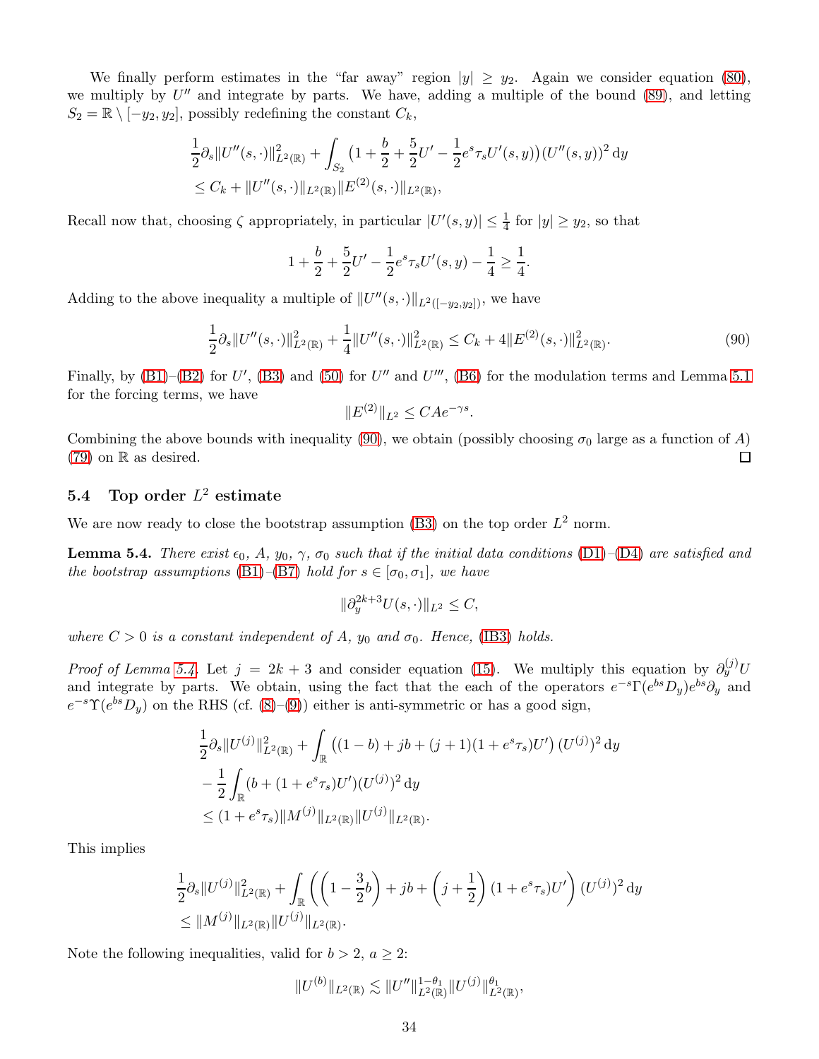We finally perform estimates in the "far away" region $|y| \geq y_2$. Again we consider equation (80), we multiply by $U''$ and integrate by parts. We have, adding a multiple of the bound (89), and letting $S_2 = \mathbb{R} \setminus [-y_2, y_2]$, possibly redefining the constant $C_k$,

$$\frac{1}{2}\partial_s \|U''(s,\cdot)\|^2_{L^2(\mathbb{R})} + \int_{S_2} \left(1 + \frac{b}{2} + \frac{5}{2}U' - \frac{1}{2}e^s \tau_s U'(s,y)\right)(U''(s,y))^2 \, \mathrm{d}y$$
$$\leq C_k + \|U''(s,\cdot)\|_{L^2(\mathbb{R})}\|E^{(2)}(s,\cdot)\|_{L^2(\mathbb{R})},$$

Recall now that, choosing $\zeta$ appropriately, in particular $|U'(s,y)| \leq \frac{1}{4}$ for $|y| \geq y_2$, so that

$$1 + \frac{b}{2} + \frac{5}{2}U' - \frac{1}{2}e^s \tau_s U'(s,y) - \frac{1}{4} \geq \frac{1}{4}.$$

Adding to the above inequality a multiple of $\|U''(s,\cdot)\|_{L^2([-y_2,y_2])}$, we have

$$\frac{1}{2}\partial_s \|U''(s,\cdot)\|^2_{L^2(\mathbb{R})} + \frac{1}{4}\|U''(s,\cdot)\|^2_{L^2(\mathbb{R})} \leq C_k + 4\|E^{(2)}(s,\cdot)\|^2_{L^2(\mathbb{R})}. \tag{90}$$

Finally, by (B1)–(B2) for $U'$, (B3) and (50) for $U''$ and $U'''$, (B6) for the modulation terms and Lemma 5.1 for the forcing terms, we have

$$\|E^{(2)}\|_{L^2} \leq CAe^{-\gamma s}.$$

Combining the above bounds with inequality (90), we obtain (possibly choosing $\sigma_0$ large as a function of $A$) (79) on $\mathbb{R}$ as desired. ∎

### 5.4 Top order $L^2$ estimate

We are now ready to close the bootstrap assumption (B3) on the top order $L^2$ norm.

**Lemma 5.4.** *There exist $\epsilon_0$, $A$, $y_0$, $\gamma$, $\sigma_0$ such that if the initial data conditions (D1)–(D4) are satisfied and the bootstrap assumptions (B1)–(B7) hold for $s \in [\sigma_0, \sigma_1]$, we have*

$$\|\partial_y^{2k+3} U(s,\cdot)\|_{L^2} \leq C,$$

*where $C > 0$ is a constant independent of $A$, $y_0$ and $\sigma_0$. Hence, (IB3) holds.*

*Proof of Lemma 5.4.* Let $j = 2k+3$ and consider equation (15). We multiply this equation by $\partial_y^{(j)} U$ and integrate by parts. We obtain, using the fact that the each of the operators $e^{-s}\Gamma(e^{bs}D_y)e^{bs}\partial_y$ and $e^{-s}\Upsilon(e^{bs}D_y)$ on the RHS (cf. (8)–(9)) either is anti-symmetric or has a good sign,

$$\frac{1}{2}\partial_s \|U^{(j)}\|^2_{L^2(\mathbb{R})} + \int_{\mathbb{R}} \left((1-b) + jb + (j+1)(1 + e^s\tau_s)U'\right)(U^{(j)})^2 \, \mathrm{d}y$$
$$- \frac{1}{2}\int_{\mathbb{R}} (b + (1 + e^s \tau_s)U')(U^{(j)})^2 \, \mathrm{d}y$$
$$\leq (1 + e^s\tau_s)\|M^{(j)}\|_{L^2(\mathbb{R})}\|U^{(j)}\|_{L^2(\mathbb{R})}.$$

This implies

$$\frac{1}{2}\partial_s \|U^{(j)}\|^2_{L^2(\mathbb{R})} + \int_{\mathbb{R}} \left(\left(1 - \frac{3}{2}b\right) + jb + \left(j + \frac{1}{2}\right)(1 + e^s\tau_s)U'\right)(U^{(j)})^2 \, \mathrm{d}y$$
$$\leq \|M^{(j)}\|_{L^2(\mathbb{R})}\|U^{(j)}\|_{L^2(\mathbb{R})}.$$

Note the following inequalities, valid for $b > 2$, $a \geq 2$:

$$\|U^{(b)}\|_{L^2(\mathbb{R})} \lesssim \|U''\|^{1-\theta_1}_{L^2(\mathbb{R})}\|U^{(j)}\|^{\theta_1}_{L^2(\mathbb{R})},$$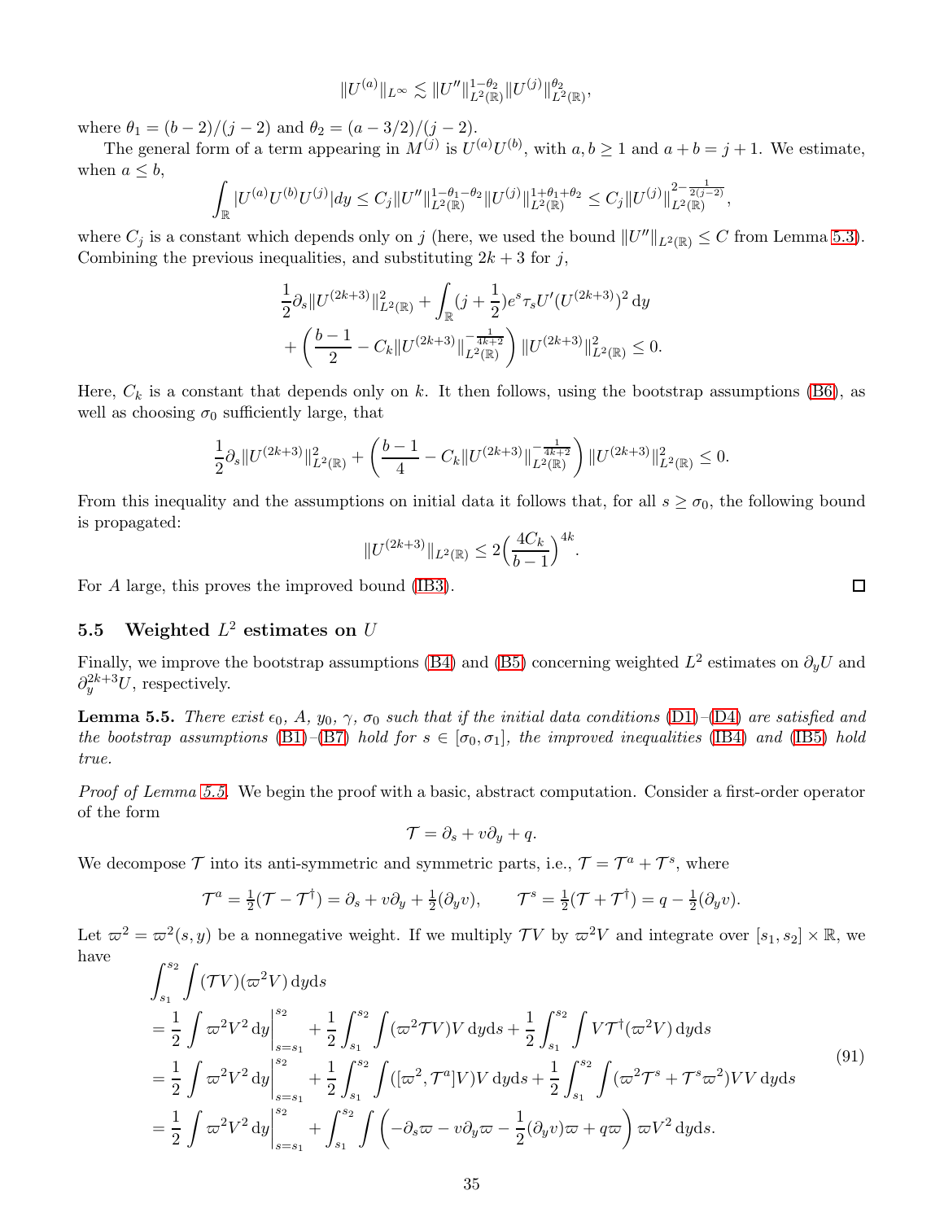$$\|U^{(a)}\|_{L^\infty} \lesssim \|U''\|^{1-\theta_2}_{L^2(\mathbb{R})} \|U^{(j)}\|^{\theta_2}_{L^2(\mathbb{R})},$$

where $\theta_1 = (b-2)/(j-2)$ and $\theta_2 = (a-3/2)/(j-2)$.

The general form of a term appearing in $M^{(j)}$ is $U^{(a)}U^{(b)}$, with $a, b \geq 1$ and $a+b = j+1$. We estimate, when $a \leq b$,

$$\int_{\mathbb{R}} |U^{(a)}U^{(b)}U^{(j)}| dy \leq C_j \|U''\|^{1-\theta_1-\theta_2}_{L^2(\mathbb{R})} \|U^{(j)}\|^{1+\theta_1+\theta_2}_{L^2(\mathbb{R})} \leq C_j \|U^{(j)}\|^{2-\frac{1}{2(j-2)}}_{L^2(\mathbb{R})},$$

where $C_j$ is a constant which depends only on $j$ (here, we used the bound $\|U''\|_{L^2(\mathbb{R})} \leq C$ from Lemma 5.3). Combining the previous inequalities, and substituting $2k+3$ for $j$,

$$\frac{1}{2}\partial_s \|U^{(2k+3)}\|^2_{L^2(\mathbb{R})} + \int_{\mathbb{R}} (j+\frac{1}{2}) e^s \tau_s U' (U^{(2k+3)})^2 \, \mathrm{d}y$$
$$+ \left( \frac{b-1}{2} - C_k \|U^{(2k+3)}\|^{-\frac{1}{4k+2}}_{L^2(\mathbb{R})} \right) \|U^{(2k+3)}\|^2_{L^2(\mathbb{R})} \leq 0.$$

Here, $C_k$ is a constant that depends only on $k$. It then follows, using the bootstrap assumptions (B6), as well as choosing $\sigma_0$ sufficiently large, that

$$\frac{1}{2}\partial_s \|U^{(2k+3)}\|^2_{L^2(\mathbb{R})} + \left( \frac{b-1}{4} - C_k \|U^{(2k+3)}\|^{-\frac{1}{4k+2}}_{L^2(\mathbb{R})} \right) \|U^{(2k+3)}\|^2_{L^2(\mathbb{R})} \leq 0.$$

From this inequality and the assumptions on initial data it follows that, for all $s \geq \sigma_0$, the following bound is propagated:

$$\|U^{(2k+3)}\|_{L^2(\mathbb{R})} \leq 2\Big(\frac{4C_k}{b-1}\Big)^{4k}.$$

For $A$ large, this proves the improved bound (IB3). ☐

### 5.5 Weighted $L^2$ estimates on $U$

Finally, we improve the bootstrap assumptions (B4) and (B5) concerning weighted $L^2$ estimates on $\partial_y U$ and $\partial_y^{2k+3} U$, respectively.

**Lemma 5.5.** *There exist $\epsilon_0$, $A$, $y_0$, $\gamma$, $\sigma_0$ such that if the initial data conditions (D1)–(D4) are satisfied and the bootstrap assumptions (B1)–(B7) hold for $s \in [\sigma_0, \sigma_1]$, the improved inequalities (IB4) and (IB5) hold true.*

*Proof of Lemma 5.5.* We begin the proof with a basic, abstract computation. Consider a first-order operator of the form

$$\mathcal{T} = \partial_s + v\partial_y + q.$$

We decompose $\mathcal{T}$ into its anti-symmetric and symmetric parts, i.e., $\mathcal{T} = \mathcal{T}^a + \mathcal{T}^s$, where

$$\mathcal{T}^a = \tfrac{1}{2}(\mathcal{T} - \mathcal{T}^\dagger) = \partial_s + v\partial_y + \tfrac{1}{2}(\partial_y v), \qquad \mathcal{T}^s = \tfrac{1}{2}(\mathcal{T} + \mathcal{T}^\dagger) = q - \tfrac{1}{2}(\partial_y v).$$

Let $\varpi^2 = \varpi^2(s,y)$ be a nonnegative weight. If we multiply $\mathcal{T}V$ by $\varpi^2 V$ and integrate over $[s_1, s_2] \times \mathbb{R}$, we have

$$\begin{aligned}
&\int_{s_1}^{s_2} \int (\mathcal{T}V)(\varpi^2 V) \, \mathrm{d}y\mathrm{d}s \\
&= \frac{1}{2} \int \varpi^2 V^2 \, \mathrm{d}y \Big|_{s=s_1}^{s_2} + \frac{1}{2}\int_{s_1}^{s_2} \int (\varpi^2 \mathcal{T} V) V \, \mathrm{d}y\mathrm{d}s + \frac{1}{2}\int_{s_1}^{s_2} \int V \mathcal{T}^\dagger (\varpi^2 V) \, \mathrm{d}y\mathrm{d}s \\
&= \frac{1}{2} \int \varpi^2 V^2 \, \mathrm{d}y \Big|_{s=s_1}^{s_2} + \frac{1}{2}\int_{s_1}^{s_2} \int ([\varpi^2, \mathcal{T}^a] V) V \, \mathrm{d}y\mathrm{d}s + \frac{1}{2}\int_{s_1}^{s_2} \int (\varpi^2 \mathcal{T}^s + \mathcal{T}^s \varpi^2) V V \, \mathrm{d}y\mathrm{d}s \\
&= \frac{1}{2} \int \varpi^2 V^2 \, \mathrm{d}y \Big|_{s=s_1}^{s_2} + \int_{s_1}^{s_2} \int \left( -\partial_s \varpi - v\partial_y \varpi - \frac{1}{2}(\partial_y v)\varpi + q\varpi \right) \varpi V^2 \, \mathrm{d}y\mathrm{d}s.
\end{aligned} \tag{91}$$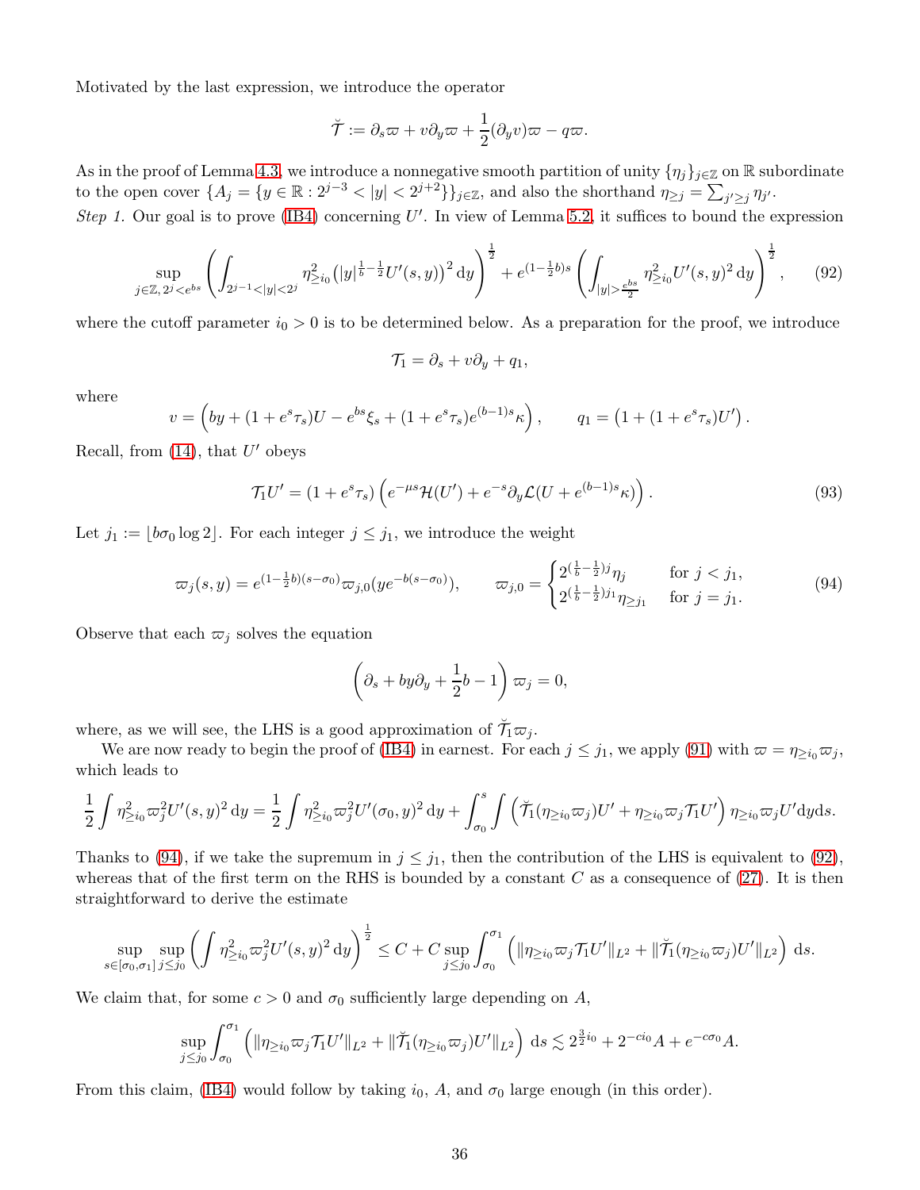Motivated by the last expression, we introduce the operator

$$\breve{\mathcal{T}} := \partial_s \varpi + v\partial_y \varpi + \frac{1}{2}(\partial_y v)\varpi - q\varpi.$$

As in the proof of Lemma 4.3, we introduce a nonnegative smooth partition of unity $\{\eta_j\}_{j\in\mathbb{Z}}$ on $\mathbb{R}$ subordinate to the open cover $\{A_j = \{y \in \mathbb{R} : 2^{j-3} < |y| < 2^{j+2}\}\}_{j\in\mathbb{Z}}$, and also the shorthand $\eta_{\geq j} = \sum_{j'\geq j} \eta_{j'}$.

*Step 1.* Our goal is to prove (IB4) concerning $U'$. In view of Lemma 5.2, it suffices to bound the expression

$$\sup_{j\in\mathbb{Z},\, 2^j < e^{bs}} \left( \int_{2^{j-1}<|y|<2^j} \eta_{\geq i_0}^2 \big(|y|^{\frac{1}{b}-\frac{1}{2}} U'(s,y)\big)^2 \,\mathrm{d}y \right)^{\frac{1}{2}} + e^{(1-\frac{1}{2}b)s} \left( \int_{|y|>\frac{e^{bs}}{2}} \eta_{\geq i_0}^2 U'(s,y)^2 \,\mathrm{d}y \right)^{\frac{1}{2}}, \qquad (92)$$

where the cutoff parameter $i_0 > 0$ is to be determined below. As a preparation for the proof, we introduce

$$\mathcal{T}_1 = \partial_s + v\partial_y + q_1,$$

where

$$v = \left(by + (1+e^s\tau_s)U - e^{bs}\xi_s + (1+e^s\tau_s)e^{(b-1)s}\kappa\right), \qquad q_1 = \left(1 + (1+e^s\tau_s)U'\right).$$

Recall, from (14), that $U'$ obeys

$$\mathcal{T}_1 U' = (1+e^s\tau_s)\left(e^{-\mu s}\mathcal{H}(U') + e^{-s}\partial_y \mathcal{L}(U + e^{(b-1)s}\kappa)\right). \qquad (93)$$

Let $j_1 := \lfloor b\sigma_0 \log 2 \rfloor$. For each integer $j \leq j_1$, we introduce the weight

$$\varpi_j(s,y) = e^{(1-\frac{1}{2}b)(s-\sigma_0)}\varpi_{j,0}(ye^{-b(s-\sigma_0)}), \qquad \varpi_{j,0} = \begin{cases} 2^{(\frac{1}{b}-\frac{1}{2})j}\eta_j & \text{for } j < j_1, \\ 2^{(\frac{1}{b}-\frac{1}{2})j_1}\eta_{\geq j_1} & \text{for } j = j_1. \end{cases} \qquad (94)$$

Observe that each $\varpi_j$ solves the equation

$$\left(\partial_s + by\partial_y + \frac{1}{2}b - 1\right)\varpi_j = 0,$$

where, as we will see, the LHS is a good approximation of $\breve{\mathcal{T}}_1 \varpi_j$.

We are now ready to begin the proof of (IB4) in earnest. For each $j \leq j_1$, we apply (91) with $\varpi = \eta_{\geq i_0}\varpi_j$, which leads to

$$\frac{1}{2}\int \eta_{\geq i_0}^2 \varpi_j^2 U'(s,y)^2 \,\mathrm{d}y = \frac{1}{2}\int \eta_{\geq i_0}^2 \varpi_j^2 U'(\sigma_0,y)^2 \,\mathrm{d}y + \int_{\sigma_0}^s \int \left(\breve{\mathcal{T}}_1(\eta_{\geq i_0}\varpi_j)U' + \eta_{\geq i_0}\varpi_j \mathcal{T}_1 U'\right)\eta_{\geq i_0}\varpi_j U' \mathrm{d}y\mathrm{d}s.$$

Thanks to (94), if we take the supremum in $j \leq j_1$, then the contribution of the LHS is equivalent to (92), whereas that of the first term on the RHS is bounded by a constant $C$ as a consequence of (27). It is then straightforward to derive the estimate

$$\sup_{s\in[\sigma_0,\sigma_1]} \sup_{j\leq j_0} \left( \int \eta_{\geq i_0}^2 \varpi_j^2 U'(s,y)^2 \,\mathrm{d}y \right)^{\frac{1}{2}} \leq C + C \sup_{j\leq j_0} \int_{\sigma_0}^{\sigma_1} \left( \|\eta_{\geq i_0}\varpi_j \mathcal{T}_1 U'\|_{L^2} + \|\breve{\mathcal{T}}_1(\eta_{\geq i_0}\varpi_j)U'\|_{L^2} \right) \mathrm{d}s.$$

We claim that, for some $c > 0$ and $\sigma_0$ sufficiently large depending on $A$,

$$\sup_{j\leq j_0} \int_{\sigma_0}^{\sigma_1} \left( \|\eta_{\geq i_0}\varpi_j \mathcal{T}_1 U'\|_{L^2} + \|\breve{\mathcal{T}}_1(\eta_{\geq i_0}\varpi_j)U'\|_{L^2} \right) \mathrm{d}s \lesssim 2^{\frac{3}{2}i_0} + 2^{-ci_0}A + e^{-c\sigma_0}A.$$

From this claim, (IB4) would follow by taking $i_0$, $A$, and $\sigma_0$ large enough (in this order).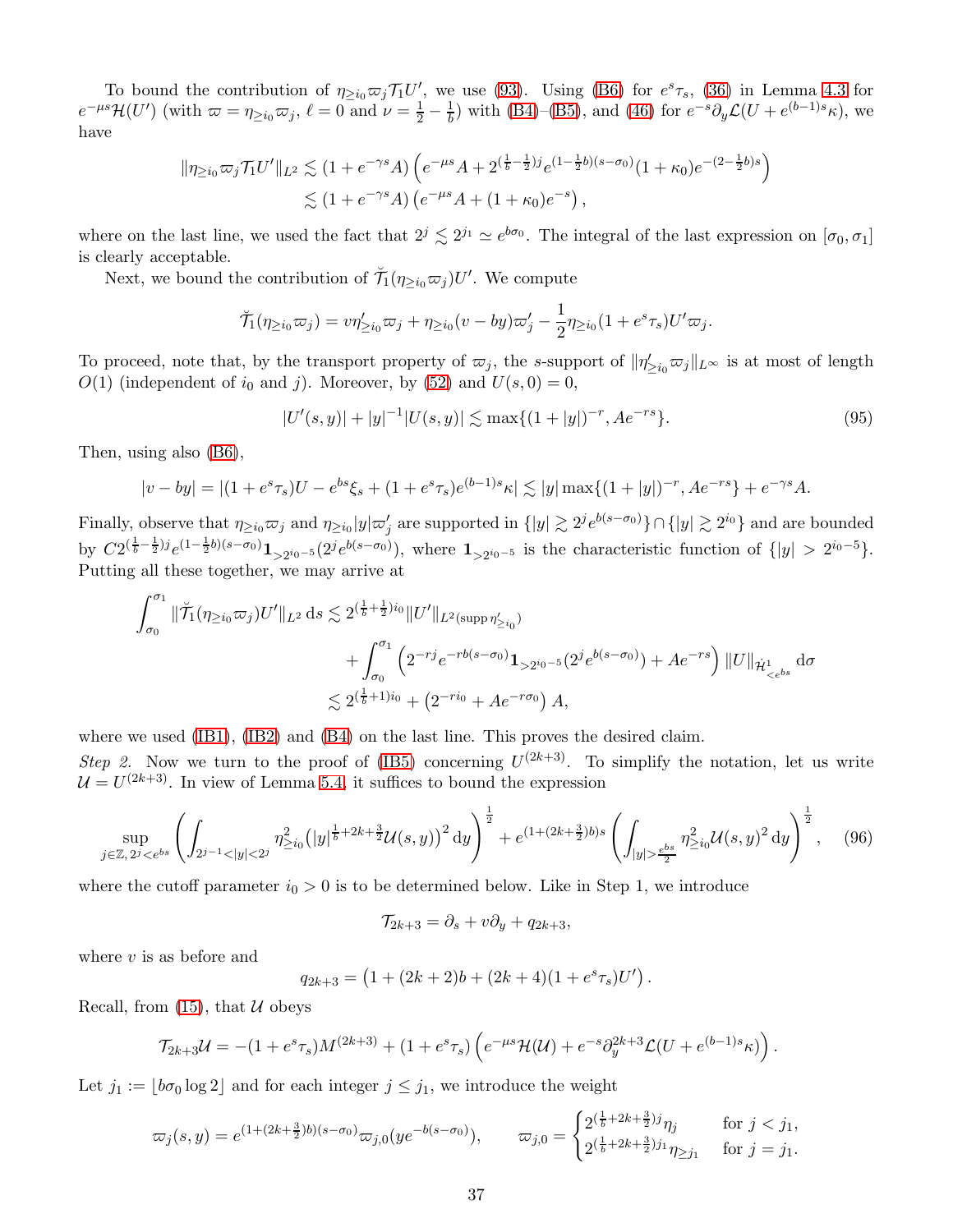To bound the contribution of $\eta_{\geq i_0}\varpi_j \mathcal{T}_1 U'$, we use (93). Using (B6) for $e^s\tau_s$, (36) in Lemma 4.3 for $e^{-\mu s}\mathcal{H}(U')$ (with $\varpi = \eta_{\geq i_0}\varpi_j$, $\ell = 0$ and $\nu = \frac{1}{2} - \frac{1}{b}$) with (B4)–(B5), and (46) for $e^{-s}\partial_y \mathcal{L}(U + e^{(b-1)s}\kappa)$, we have

$$
\begin{aligned}
\|\eta_{\geq i_0}\varpi_j \mathcal{T}_1 U'\|_{L^2} &\lesssim (1 + e^{-\gamma s}A)\left(e^{-\mu s}A + 2^{(\frac{1}{b}-\frac{1}{2})j} e^{(1-\frac{1}{2}b)(s-\sigma_0)}(1+\kappa_0)e^{-(2-\frac{1}{2}b)s}\right) \\
&\lesssim (1 + e^{-\gamma s}A)\left(e^{-\mu s}A + (1+\kappa_0)e^{-s}\right),
\end{aligned}
$$

where on the last line, we used the fact that $2^j \lesssim 2^{j_1} \simeq e^{b\sigma_0}$. The integral of the last expression on $[\sigma_0, \sigma_1]$ is clearly acceptable.

Next, we bound the contribution of $\breve{\mathcal{T}}_1(\eta_{\geq i_0}\varpi_j)U'$. We compute

$$
\breve{\mathcal{T}}_1(\eta_{\geq i_0}\varpi_j) = v\eta'_{\geq i_0}\varpi_j + \eta_{\geq i_0}(v - by)\varpi'_j - \frac{1}{2}\eta_{\geq i_0}(1 + e^s\tau_s)U'\varpi_j.
$$

To proceed, note that, by the transport property of $\varpi_j$, the $s$-support of $\|\eta'_{\geq i_0}\varpi_j\|_{L^\infty}$ is at most of length $O(1)$ (independent of $i_0$ and $j$). Moreover, by (52) and $U(s,0) = 0$,

$$
|U'(s,y)| + |y|^{-1}|U(s,y)| \lesssim \max\{(1+|y|)^{-r}, Ae^{-rs}\}. \tag{95}
$$

Then, using also (B6),

$$
|v - by| = |(1 + e^s\tau_s)U - e^{bs}\xi_s + (1 + e^s\tau_s)e^{(b-1)s}\kappa| \lesssim |y|\max\{(1+|y|)^{-r}, Ae^{-rs}\} + e^{-\gamma s}A.
$$

Finally, observe that $\eta_{\geq i_0}\varpi_j$ and $\eta_{\geq i_0}|y|\varpi'_j$ are supported in $\{|y| \gtrsim 2^j e^{b(s-\sigma_0)}\} \cap \{|y| \gtrsim 2^{i_0}\}$ and are bounded by $C2^{(\frac{1}{b}-\frac{1}{2})j} e^{(1-\frac{1}{2}b)(s-\sigma_0)} \mathbf{1}_{>2^{i_0-5}}(2^j e^{b(s-\sigma_0)})$, where $\mathbf{1}_{>2^{i_0-5}}$ is the characteristic function of $\{|y| > 2^{i_0-5}\}$. Putting all these together, we may arrive at

$$
\begin{aligned}
\int_{\sigma_0}^{\sigma_1} \|\breve{\mathcal{T}}_1(\eta_{\geq i_0}\varpi_j)U'\|_{L^2}\,\mathrm{d}s &\lesssim 2^{(\frac{1}{b}+\frac{1}{2})i_0}\|U'\|_{L^2(\operatorname{supp}\eta'_{\geq i_0})} \\
&\quad + \int_{\sigma_0}^{\sigma_1}\left(2^{-rj}e^{-rb(s-\sigma_0)}\mathbf{1}_{>2^{i_0-5}}(2^j e^{b(s-\sigma_0)}) + Ae^{-rs}\right)\|U\|_{\dot{\mathcal{H}}^1_{<e^{bs}}}\,\mathrm{d}\sigma \\
&\lesssim 2^{(\frac{1}{b}+1)i_0} + \left(2^{-ri_0} + Ae^{-r\sigma_0}\right)A,
\end{aligned}
$$

where we used (IB1), (IB2) and (B4) on the last line. This proves the desired claim.

*Step 2.* Now we turn to the proof of (IB5) concerning $U^{(2k+3)}$. To simplify the notation, let us write $\mathcal{U} = U^{(2k+3)}$. In view of Lemma 5.4, it suffices to bound the expression

$$
\sup_{j\in\mathbb{Z},\,2^j<e^{bs}}\left(\int_{2^{j-1}<|y|<2^j}\eta^2_{\geq i_0}\left(|y|^{\frac{1}{b}+2k+\frac{3}{2}}\mathcal{U}(s,y)\right)^2\mathrm{d}y\right)^{\frac{1}{2}} + e^{(1+(2k+\frac{3}{2})b)s}\left(\int_{|y|>\frac{e^{bs}}{2}}\eta^2_{\geq i_0}\mathcal{U}(s,y)^2\,\mathrm{d}y\right)^{\frac{1}{2}}, \tag{96}
$$

where the cutoff parameter $i_0 > 0$ is to be determined below. Like in Step 1, we introduce

$$
\mathcal{T}_{2k+3} = \partial_s + v\partial_y + q_{2k+3},
$$

where $v$ is as before and

$$
q_{2k+3} = \left(1 + (2k+2)b + (2k+4)(1 + e^s\tau_s)U'\right).
$$

Recall, from (15), that $\mathcal{U}$ obeys

$$
\mathcal{T}_{2k+3}\mathcal{U} = -(1 + e^s\tau_s)M^{(2k+3)} + (1 + e^s\tau_s)\left(e^{-\mu s}\mathcal{H}(\mathcal{U}) + e^{-s}\partial_y^{2k+3}\mathcal{L}(U + e^{(b-1)s}\kappa)\right).
$$

Let $j_1 := \lfloor b\sigma_0 \log 2 \rfloor$ and for each integer $j \leq j_1$, we introduce the weight

$$
\varpi_j(s,y) = e^{(1+(2k+\frac{3}{2})b)(s-\sigma_0)}\varpi_{j,0}(ye^{-b(s-\sigma_0)}), \qquad \varpi_{j,0} = \begin{cases} 2^{(\frac{1}{b}+2k+\frac{3}{2})j}\eta_j & \text{for } j < j_1, \\ 2^{(\frac{1}{b}+2k+\frac{3}{2})j_1}\eta_{\geq j_1} & \text{for } j = j_1. \end{cases}
$$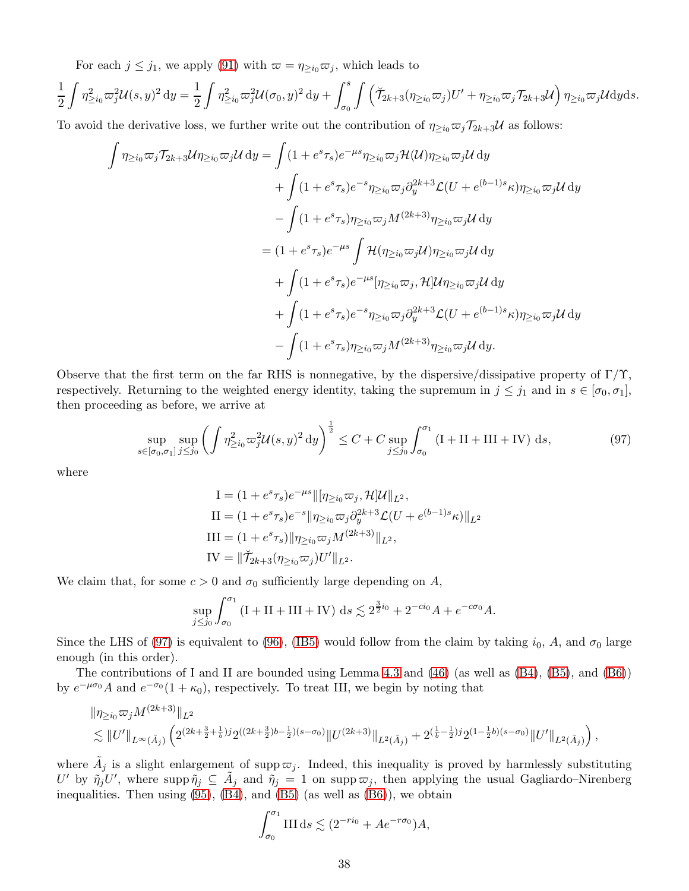For each $j \le j_1$, we apply (91) with $\varpi = \eta_{\ge i_0}\varpi_j$, which leads to

$$\frac{1}{2}\int \eta_{\ge i_0}^2 \varpi_j^2 \mathcal{U}(s,y)^2 \,\mathrm{d}y = \frac{1}{2}\int \eta_{\ge i_0}^2 \varpi_j^2 \mathcal{U}(\sigma_0,y)^2 \,\mathrm{d}y + \int_{\sigma_0}^{s}\int \left(\breve{\mathcal{T}}_{2k+3}(\eta_{\ge i_0}\varpi_j)U' + \eta_{\ge i_0}\varpi_j \mathcal{T}_{2k+3}\mathcal{U}\right)\eta_{\ge i_0}\varpi_j \mathcal{U} \mathrm{d}y\mathrm{d}s.$$

To avoid the derivative loss, we further write out the contribution of $\eta_{\ge i_0}\varpi_j \mathcal{T}_{2k+3}\mathcal{U}$ as follows:

$$\begin{aligned}
\int \eta_{\ge i_0}\varpi_j \mathcal{T}_{2k+3}\mathcal{U}\eta_{\ge i_0}\varpi_j \mathcal{U}\,\mathrm{d}y &= \int (1+e^s\tau_s)e^{-\mu s}\eta_{\ge i_0}\varpi_j \mathcal{H}(\mathcal{U})\eta_{\ge i_0}\varpi_j\mathcal{U}\,\mathrm{d}y \\
&\quad + \int (1+e^s\tau_s)e^{-s}\eta_{\ge i_0}\varpi_j \partial_y^{2k+3}\mathcal{L}(U + e^{(b-1)s}\kappa)\eta_{\ge i_0}\varpi_j\mathcal{U}\,\mathrm{d}y \\
&\quad - \int (1+e^s\tau_s)\eta_{\ge i_0}\varpi_j M^{(2k+3)}\eta_{\ge i_0}\varpi_j\mathcal{U}\,\mathrm{d}y \\
&= (1+e^s\tau_s)e^{-\mu s}\int \mathcal{H}(\eta_{\ge i_0}\varpi_j\mathcal{U})\eta_{\ge i_0}\varpi_j\mathcal{U}\,\mathrm{d}y \\
&\quad + \int (1+e^s\tau_s)e^{-\mu s}[\eta_{\ge i_0}\varpi_j, \mathcal{H}]\mathcal{U}\eta_{\ge i_0}\varpi_j\mathcal{U}\,\mathrm{d}y \\
&\quad + \int (1+e^s\tau_s)e^{-s}\eta_{\ge i_0}\varpi_j \partial_y^{2k+3}\mathcal{L}(U + e^{(b-1)s}\kappa)\eta_{\ge i_0}\varpi_j\mathcal{U}\,\mathrm{d}y \\
&\quad - \int (1+e^s\tau_s)\eta_{\ge i_0}\varpi_j M^{(2k+3)}\eta_{\ge i_0}\varpi_j\mathcal{U}\,\mathrm{d}y.
\end{aligned}$$

Observe that the first term on the far RHS is nonnegative, by the dispersive/dissipative property of $\Gamma/\Upsilon$, respectively. Returning to the weighted energy identity, taking the supremum in $j \le j_1$ and in $s \in [\sigma_0, \sigma_1]$, then proceeding as before, we arrive at

$$\sup_{s\in[\sigma_0,\sigma_1]}\sup_{j\le j_0}\left(\int \eta_{\ge i_0}^2\varpi_j^2\mathcal{U}(s,y)^2\,\mathrm{d}y\right)^{\frac{1}{2}} \le C + C\sup_{j\le j_0}\int_{\sigma_0}^{\sigma_1}(\mathrm{I}+\mathrm{II}+\mathrm{III}+\mathrm{IV})\,\mathrm{d}s, \tag{97}$$

where

$$\begin{aligned}
\mathrm{I} &= (1+e^s\tau_s)e^{-\mu s}\|[\eta_{\ge i_0}\varpi_j, \mathcal{H}]\mathcal{U}\|_{L^2}, \\
\mathrm{II} &= (1+e^s\tau_s)e^{-s}\|\eta_{\ge i_0}\varpi_j\partial_y^{2k+3}\mathcal{L}(U + e^{(b-1)s}\kappa)\|_{L^2} \\
\mathrm{III} &= (1+e^s\tau_s)\|\eta_{\ge i_0}\varpi_j M^{(2k+3)}\|_{L^2}, \\
\mathrm{IV} &= \|\breve{\mathcal{T}}_{2k+3}(\eta_{\ge i_0}\varpi_j)U'\|_{L^2}.
\end{aligned}$$

We claim that, for some $c > 0$ and $\sigma_0$ sufficiently large depending on $A$,

$$\sup_{j\le j_0}\int_{\sigma_0}^{\sigma_1}(\mathrm{I}+\mathrm{II}+\mathrm{III}+\mathrm{IV})\,\mathrm{d}s \lesssim 2^{\frac{3}{2}i_0} + 2^{-ci_0}A + e^{-c\sigma_0}A.$$

Since the LHS of (97) is equivalent to (96), (IB5) would follow from the claim by taking $i_0$, $A$, and $\sigma_0$ large enough (in this order).

The contributions of I and II are bounded using Lemma 4.3 and (46) (as well as (B4), (B5), and (B6)) by $e^{-\mu\sigma_0}A$ and $e^{-\sigma_0}(1+\kappa_0)$, respectively. To treat III, we begin by noting that

$$\begin{aligned}
&\|\eta_{\ge i_0}\varpi_j M^{(2k+3)}\|_{L^2} \\
&\lesssim \|U'\|_{L^\infty(\tilde{A}_j)}\left(2^{(2k+\frac{3}{2}+\frac{1}{b})j}2^{((2k+\frac{3}{2})b-\frac{1}{2})(s-\sigma_0)}\|U^{(2k+3)}\|_{L^2(\tilde{A}_j)} + 2^{(\frac{1}{b}-\frac{1}{2})j}2^{(1-\frac{1}{2}b)(s-\sigma_0)}\|U'\|_{L^2(\tilde{A}_j)}\right),
\end{aligned}$$

where $\tilde{A}_j$ is a slight enlargement of $\operatorname{supp}\varpi_j$. Indeed, this inequality is proved by harmlessly substituting $U'$ by $\tilde{\eta}_j U'$, where $\operatorname{supp}\tilde{\eta}_j \subseteq \tilde{A}_j$ and $\tilde{\eta}_j = 1$ on $\operatorname{supp}\varpi_j$, then applying the usual Gagliardo–Nirenberg inequalities. Then using (95), (B4), and (B5) (as well as (B6)), we obtain

$$\int_{\sigma_0}^{\sigma_1}\mathrm{III}\,\mathrm{d}s \lesssim (2^{-ri_0} + Ae^{-r\sigma_0})A,$$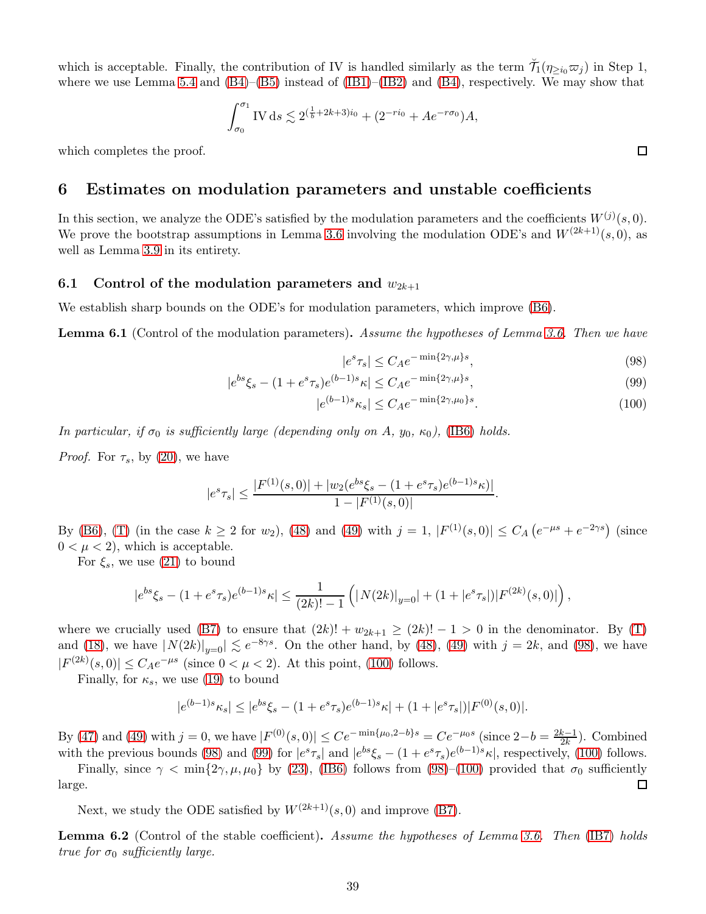which is acceptable. Finally, the contribution of IV is handled similarly as the term $\breve{\mathcal{T}}_1(\eta_{\geq i_0}\varpi_j)$ in Step 1, where we use Lemma 5.4 and (B4)–(B5) instead of (IB1)–(IB2) and (B4), respectively. We may show that

$$\int_{\sigma_0}^{\sigma_1} \mathrm{IV}\,\mathrm{d}s \lesssim 2^{(\frac{1}{b}+2k+3)i_0} + (2^{-ri_0} + Ae^{-r\sigma_0})A,$$

which completes the proof. ∎

## 6 Estimates on modulation parameters and unstable coefficients

In this section, we analyze the ODE's satisfied by the modulation parameters and the coefficients $W^{(j)}(s,0)$. We prove the bootstrap assumptions in Lemma 3.6 involving the modulation ODE's and $W^{(2k+1)}(s,0)$, as well as Lemma 3.9 in its entirety.

### 6.1 Control of the modulation parameters and $w_{2k+1}$

We establish sharp bounds on the ODE's for modulation parameters, which improve (B6).

**Lemma 6.1** (Control of the modulation parameters)**.** *Assume the hypotheses of Lemma 3.6. Then we have*

$$|e^s\tau_s| \leq C_A e^{-\min\{2\gamma,\mu\}s}, \tag{98}$$

$$|e^{bs}\xi_s - (1+e^s\tau_s)e^{(b-1)s}\kappa| \leq C_A e^{-\min\{2\gamma,\mu\}s}, \tag{99}$$

$$|e^{(b-1)s}\kappa_s| \leq C_A e^{-\min\{2\gamma,\mu_0\}s}. \tag{100}$$

*In particular, if $\sigma_0$ is sufficiently large (depending only on $A$, $y_0$, $\kappa_0$), (IB6) holds.*

*Proof.* For $\tau_s$, by (20), we have

$$|e^s\tau_s| \leq \frac{|F^{(1)}(s,0)| + |w_2(e^{bs}\xi_s - (1+e^s\tau_s)e^{(b-1)s}\kappa)|}{1-|F^{(1)}(s,0)|}.$$

By (B6), (T) (in the case $k\geq 2$ for $w_2$), (48) and (49) with $j=1$, $|F^{(1)}(s,0)| \leq C_A\left(e^{-\mu s} + e^{-2\gamma s}\right)$ (since $0<\mu<2$), which is acceptable.

For $\xi_s$, we use (21) to bound

$$|e^{bs}\xi_s - (1+e^s\tau_s)e^{(b-1)s}\kappa| \leq \frac{1}{(2k)!-1}\left(|N(2k)|_{y=0}| + (1+|e^s\tau_s|)|F^{(2k)}(s,0)|\right),$$

where we crucially used (B7) to ensure that $(2k)! + w_{2k+1} \geq (2k)! - 1 > 0$ in the denominator. By (T) and (18), we have $|N(2k)|_{y=0}| \lesssim e^{-8\gamma s}$. On the other hand, by (48), (49) with $j=2k$, and (98), we have $|F^{(2k)}(s,0)| \leq C_A e^{-\mu s}$ (since $0<\mu<2$). At this point, (100) follows.

Finally, for $\kappa_s$, we use (19) to bound

$$|e^{(b-1)s}\kappa_s| \leq |e^{bs}\xi_s - (1+e^s\tau_s)e^{(b-1)s}\kappa| + (1+|e^s\tau_s|)|F^{(0)}(s,0)|.$$

By (47) and (49) with $j=0$, we have $|F^{(0)}(s,0)| \leq Ce^{-\min\{\mu_0, 2-b\}s} = Ce^{-\mu_0 s}$ (since $2-b = \frac{2k-1}{2k}$). Combined with the previous bounds (98) and (99) for $|e^s\tau_s|$ and $|e^{bs}\xi_s - (1+e^s\tau_s)e^{(b-1)s}\kappa|$, respectively, (100) follows.

Finally, since $\gamma < \min\{2\gamma, \mu, \mu_0\}$ by (23), (IB6) follows from (98)–(100) provided that $\sigma_0$ sufficiently large. ∎

Next, we study the ODE satisfied by $W^{(2k+1)}(s,0)$ and improve (B7).

**Lemma 6.2** (Control of the stable coefficient)**.** *Assume the hypotheses of Lemma 3.6. Then (IB7) holds true for $\sigma_0$ sufficiently large.*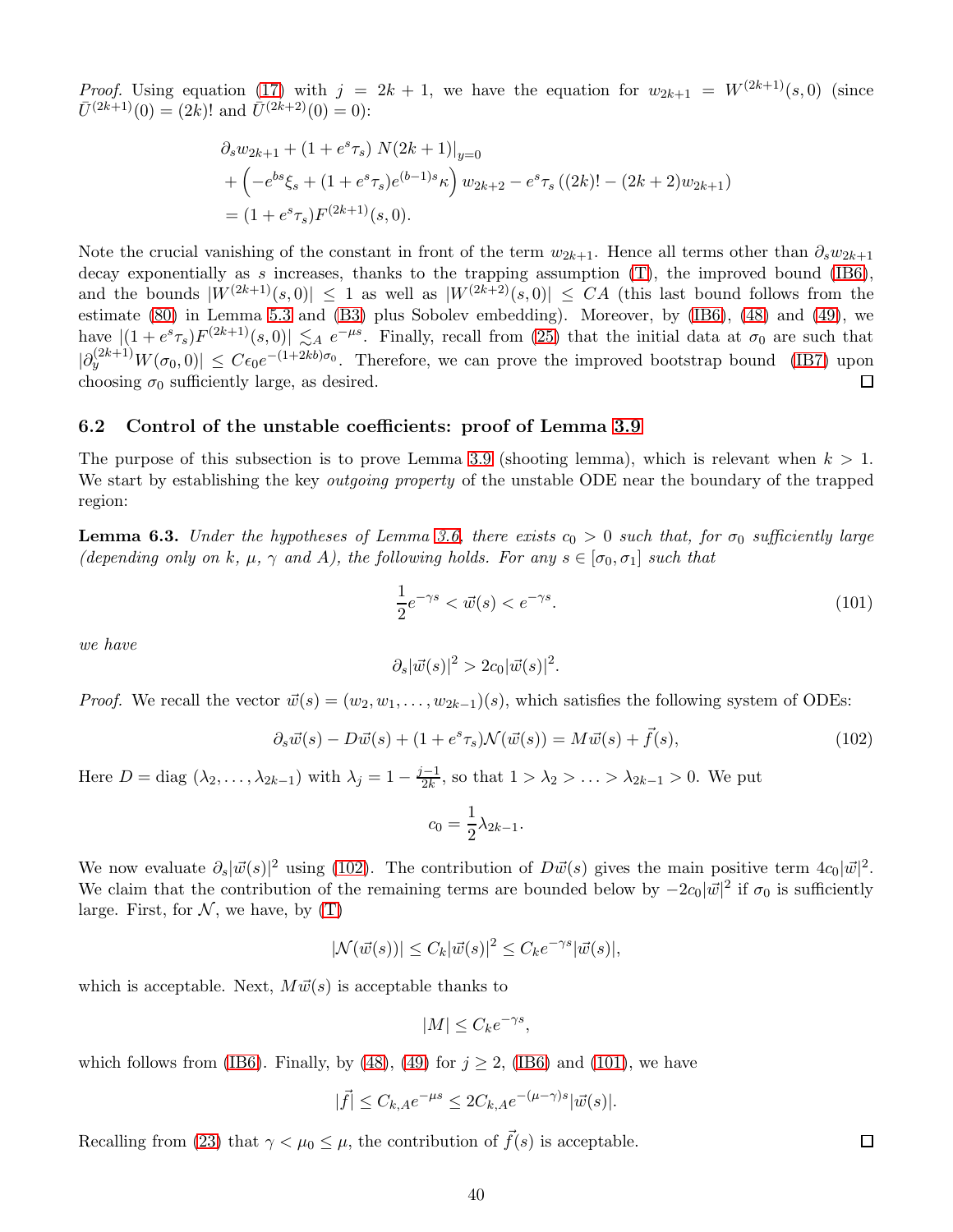*Proof.* Using equation (17) with $j = 2k+1$, we have the equation for $w_{2k+1} = W^{(2k+1)}(s,0)$ (since $\bar{U}^{(2k+1)}(0) = (2k)!$ and $\bar{U}^{(2k+2)}(0) = 0$):

$$
\begin{aligned}
&\partial_s w_{2k+1} + (1 + e^s \tau_s)\, N(2k+1)|_{y=0} \\
&+ \left(-e^{bs}\xi_s + (1+e^s\tau_s)e^{(b-1)s}\kappa\right) w_{2k+2} - e^s\tau_s\left((2k)! - (2k+2)w_{2k+1}\right) \\
&= (1+e^s\tau_s)F^{(2k+1)}(s,0).
\end{aligned}
$$

Note the crucial vanishing of the constant in front of the term $w_{2k+1}$. Hence all terms other than $\partial_s w_{2k+1}$ decay exponentially as $s$ increases, thanks to the trapping assumption (T), the improved bound (IB6), and the bounds $|W^{(2k+1)}(s,0)| \leq 1$ as well as $|W^{(2k+2)}(s,0)| \leq CA$ (this last bound follows from the estimate (80) in Lemma 5.3 and (B3) plus Sobolev embedding). Moreover, by (IB6), (48) and (49), we have $|(1+e^s\tau_s)F^{(2k+1)}(s,0)| \lesssim_A e^{-\mu s}$. Finally, recall from (25) that the initial data at $\sigma_0$ are such that $|\partial_y^{(2k+1)} W(\sigma_0, 0)| \leq C\epsilon_0 e^{-(1+2kb)\sigma_0}$. Therefore, we can prove the improved bootstrap bound (IB7) upon choosing $\sigma_0$ sufficiently large, as desired. ☐

### 6.2 Control of the unstable coefficients: proof of Lemma 3.9

The purpose of this subsection is to prove Lemma 3.9 (shooting lemma), which is relevant when $k > 1$. We start by establishing the key *outgoing property* of the unstable ODE near the boundary of the trapped region:

**Lemma 6.3.** *Under the hypotheses of Lemma 3.6, there exists $c_0 > 0$ such that, for $\sigma_0$ sufficiently large (depending only on $k$, $\mu$, $\gamma$ and $A$), the following holds. For any $s \in [\sigma_0, \sigma_1]$ such that*

$$
\frac{1}{2}e^{-\gamma s} < \vec{w}(s) < e^{-\gamma s}. \tag{101}
$$

*we have*

$$
\partial_s |\vec{w}(s)|^2 > 2c_0 |\vec{w}(s)|^2.
$$

*Proof.* We recall the vector $\vec{w}(s) = (w_2, w_1, \ldots, w_{2k-1})(s)$, which satisfies the following system of ODEs:

$$
\partial_s \vec{w}(s) - D\vec{w}(s) + (1+e^s\tau_s)\mathcal{N}(\vec{w}(s)) = M\vec{w}(s) + \vec{f}(s), \tag{102}
$$

Here $D = \mathrm{diag}\,(\lambda_2, \ldots, \lambda_{2k-1})$ with $\lambda_j = 1 - \frac{j-1}{2k}$, so that $1 > \lambda_2 > \ldots > \lambda_{2k-1} > 0$. We put

$$
c_0 = \frac{1}{2}\lambda_{2k-1}.
$$

We now evaluate $\partial_s |\vec{w}(s)|^2$ using (102). The contribution of $D\vec{w}(s)$ gives the main positive term $4c_0|\vec{w}|^2$. We claim that the contribution of the remaining terms are bounded below by $-2c_0|\vec{w}|^2$ if $\sigma_0$ is sufficiently large. First, for $\mathcal{N}$, we have, by (T)

$$
|\mathcal{N}(\vec{w}(s))| \leq C_k |\vec{w}(s)|^2 \leq C_k e^{-\gamma s} |\vec{w}(s)|,
$$

which is acceptable. Next, $M\vec{w}(s)$ is acceptable thanks to

$$
|M| \leq C_k e^{-\gamma s},
$$

which follows from (IB6). Finally, by (48), (49) for $j \geq 2$, (IB6) and (101), we have

$$
|\vec{f}| \leq C_{k,A} e^{-\mu s} \leq 2C_{k,A} e^{-(\mu-\gamma)s} |\vec{w}(s)|.
$$

Recalling from (23) that $\gamma < \mu_0 \leq \mu$, the contribution of $\vec{f}(s)$ is acceptable. ☐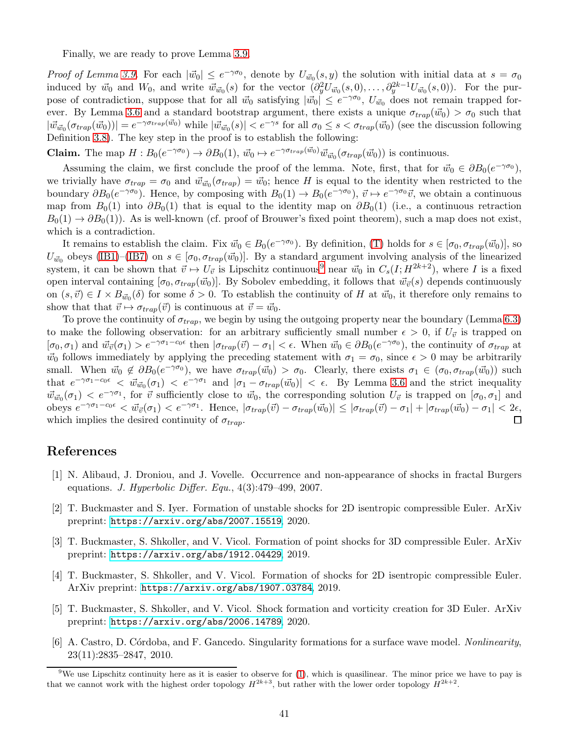Finally, we are ready to prove Lemma 3.9.

*Proof of Lemma 3.9.* For each $|\vec{w}_0| \leq e^{-\gamma\sigma_0}$, denote by $U_{\vec{w}_0}(s,y)$ the solution with initial data at $s = \sigma_0$ induced by $\vec{w}_0$ and $W_0$, and write $\vec{w}_{\vec{w}_0}(s)$ for the vector $(\partial_y^2 U_{\vec{w}_0}(s,0), \ldots, \partial_y^{2k-1} U_{\vec{w}_0}(s,0))$. For the purpose of contradiction, suppose that for all $\vec{w}_0$ satisfying $|\vec{w}_0| \leq e^{-\gamma\sigma_0}$, $U_{\vec{w}_0}$ does not remain trapped forever. By Lemma 3.6 and a standard bootstrap argument, there exists a unique $\sigma_{trap}(\vec{w}_0) > \sigma_0$ such that $|\vec{w}_{\vec{w}_0}(\sigma_{trap}(\vec{w}_0))| = e^{-\gamma\sigma_{trap}(\vec{w}_0)}$ while $|\vec{w}_{\vec{w}_0}(s)| < e^{-\gamma s}$ for all $\sigma_0 \leq s < \sigma_{trap}(\vec{w}_0)$ (see the discussion following Definition 3.8). The key step in the proof is to establish the following:

**Claim.** The map $H : B_0(e^{-\gamma\sigma_0}) \to \partial B_0(1)$, $\vec{w}_0 \mapsto e^{-\gamma\sigma_{trap}(\vec{w}_0)}\vec{w}_{\vec{w}_0}(\sigma_{trap}(\vec{w}_0))$ is continuous.

Assuming the claim, we first conclude the proof of the lemma. Note, first, that for $\vec{w}_0 \in \partial B_0(e^{-\gamma\sigma_0})$, we trivially have $\sigma_{trap} = \sigma_0$ and $\vec{w}_{\vec{w}_0}(\sigma_{trap}) = \vec{w}_0$; hence $H$ is equal to the identity when restricted to the boundary $\partial B_0(e^{-\gamma\sigma_0})$. Hence, by composing with $B_0(1) \to B_0(e^{-\gamma\sigma_0})$, $\vec{v} \mapsto e^{-\gamma\sigma_0}\vec{v}$, we obtain a continuous map from $B_0(1)$ into $\partial B_0(1)$ that is equal to the identity map on $\partial B_0(1)$ (i.e., a continuous retraction $B_0(1) \to \partial B_0(1)$). As is well-known (cf. proof of Brouwer's fixed point theorem), such a map does not exist, which is a contradiction.

It remains to establish the claim. Fix $\vec{w}_0 \in B_0(e^{-\gamma\sigma_0})$. By definition, (T) holds for $s \in [\sigma_0, \sigma_{trap}(\vec{w}_0)]$, so $U_{\vec{w}_0}$ obeys (IB1)–(IB7) on $s \in [\sigma_0, \sigma_{trap}(\vec{w}_0)]$. By a standard argument involving analysis of the linearized system, it can be shown that $\vec{v} \mapsto U_{\vec{v}}$ is Lipschitz continuous[9] near $\vec{w}_0$ in $C_s(I; H^{2k+2})$, where $I$ is a fixed open interval containing $[\sigma_0, \sigma_{trap}(\vec{w}_0)]$. By Sobolev embedding, it follows that $\vec{w}_{\vec{v}}(s)$ depends continuously on $(s, \vec{v}) \in I \times B_{\vec{w}_0}(\delta)$ for some $\delta > 0$. To establish the continuity of $H$ at $\vec{w}_0$, it therefore only remains to show that that $\vec{v} \mapsto \sigma_{trap}(\vec{v})$ is continuous at $\vec{v} = \vec{w}_0$.

To prove the continuity of $\sigma_{trap}$, we begin by using the outgoing property near the boundary (Lemma 6.3) to make the following observation: for an arbitrary sufficiently small number $\epsilon > 0$, if $U_{\vec{v}}$ is trapped on $[\sigma_0, \sigma_1)$ and $\vec{w}_{\vec{v}}(\sigma_1) > e^{-\gamma\sigma_1 - c_0\epsilon}$ then $|\sigma_{trap}(\vec{v}) - \sigma_1| < \epsilon$. When $\vec{w}_0 \in \partial B_0(e^{-\gamma\sigma_0})$, the continuity of $\sigma_{trap}$ at $\vec{w}_0$ follows immediately by applying the preceding statement with $\sigma_1 = \sigma_0$, since $\epsilon > 0$ may be arbitrarily small. When $\vec{w}_0 \notin \partial B_0(e^{-\gamma\sigma_0})$, we have $\sigma_{trap}(\vec{w}_0) > \sigma_0$. Clearly, there exists $\sigma_1 \in (\sigma_0, \sigma_{trap}(\vec{w}_0))$ such that $e^{-\gamma\sigma_1 - c_0\epsilon} < \vec{w}_{\vec{w}_0}(\sigma_1) < e^{-\gamma\sigma_1}$ and $|\sigma_1 - \sigma_{trap}(\vec{w}_0)| < \epsilon$. By Lemma 3.6 and the strict inequality $\vec{w}_{\vec{w}_0}(\sigma_1) < e^{-\gamma\sigma_1}$, for $\vec{v}$ sufficiently close to $\vec{w}_0$, the corresponding solution $U_{\vec{v}}$ is trapped on $[\sigma_0, \sigma_1]$ and obeys $e^{-\gamma\sigma_1 - c_0\epsilon} < \vec{w}_{\vec{v}}(\sigma_1) < e^{-\gamma\sigma_1}$. Hence, $|\sigma_{trap}(\vec{v}) - \sigma_{trap}(\vec{w}_0)| \leq |\sigma_{trap}(\vec{v}) - \sigma_1| + |\sigma_{trap}(\vec{w}_0) - \sigma_1| < 2\epsilon$, which implies the desired continuity of $\sigma_{trap}$. ∎

## References

[1] N. Alibaud, J. Droniou, and J. Vovelle. Occurrence and non-appearance of shocks in fractal Burgers equations. *J. Hyperbolic Differ. Equ.*, 4(3):479–499, 2007.

[2] T. Buckmaster and S. Iyer. Formation of unstable shocks for 2D isentropic compressible Euler. ArXiv preprint: https://arxiv.org/abs/2007.15519, 2020.

[3] T. Buckmaster, S. Shkoller, and V. Vicol. Formation of point shocks for 3D compressible Euler. ArXiv preprint: https://arxiv.org/abs/1912.04429, 2019.

[4] T. Buckmaster, S. Shkoller, and V. Vicol. Formation of shocks for 2D isentropic compressible Euler. ArXiv preprint: https://arxiv.org/abs/1907.03784, 2019.

[5] T. Buckmaster, S. Shkoller, and V. Vicol. Shock formation and vorticity creation for 3D Euler. ArXiv preprint: https://arxiv.org/abs/2006.14789, 2020.

[6] A. Castro, D. Córdoba, and F. Gancedo. Singularity formations for a surface wave model. *Nonlinearity*, 23(11):2835–2847, 2010.

---

[9] We use Lipschitz continuity here as it is easier to observe for (1), which is quasilinear. The minor price we have to pay is that we cannot work with the highest order topology $H^{2k+3}$, but rather with the lower order topology $H^{2k+2}$.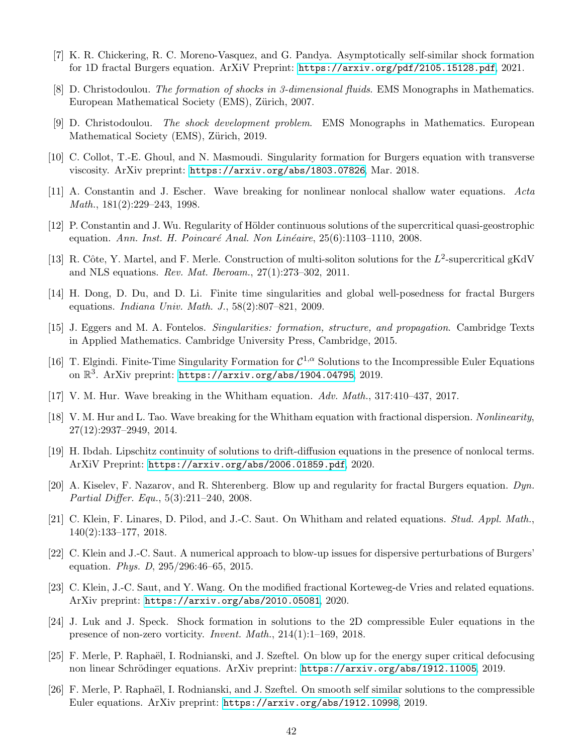[7] K. R. Chickering, R. C. Moreno-Vasquez, and G. Pandya. Asymptotically self-similar shock formation for 1D fractal Burgers equation. ArXiV Preprint: https://arxiv.org/pdf/2105.15128.pdf, 2021.

[8] D. Christodoulou. *The formation of shocks in 3-dimensional fluids*. EMS Monographs in Mathematics. European Mathematical Society (EMS), Zürich, 2007.

[9] D. Christodoulou. *The shock development problem*. EMS Monographs in Mathematics. European Mathematical Society (EMS), Zürich, 2019.

[10] C. Collot, T.-E. Ghoul, and N. Masmoudi. Singularity formation for Burgers equation with transverse viscosity. ArXiv preprint: https://arxiv.org/abs/1803.07826, Mar. 2018.

[11] A. Constantin and J. Escher. Wave breaking for nonlinear nonlocal shallow water equations. *Acta Math.*, 181(2):229–243, 1998.

[12] P. Constantin and J. Wu. Regularity of Hölder continuous solutions of the supercritical quasi-geostrophic equation. *Ann. Inst. H. Poincaré Anal. Non Linéaire*, 25(6):1103–1110, 2008.

[13] R. Côte, Y. Martel, and F. Merle. Construction of multi-soliton solutions for the $L^2$-supercritical gKdV and NLS equations. *Rev. Mat. Iberoam.*, 27(1):273–302, 2011.

[14] H. Dong, D. Du, and D. Li. Finite time singularities and global well-posedness for fractal Burgers equations. *Indiana Univ. Math. J.*, 58(2):807–821, 2009.

[15] J. Eggers and M. A. Fontelos. *Singularities: formation, structure, and propagation*. Cambridge Texts in Applied Mathematics. Cambridge University Press, Cambridge, 2015.

[16] T. Elgindi. Finite-Time Singularity Formation for $\mathcal{C}^{1,\alpha}$ Solutions to the Incompressible Euler Equations on $\mathbb{R}^3$. ArXiv preprint: https://arxiv.org/abs/1904.04795, 2019.

[17] V. M. Hur. Wave breaking in the Whitham equation. *Adv. Math.*, 317:410–437, 2017.

[18] V. M. Hur and L. Tao. Wave breaking for the Whitham equation with fractional dispersion. *Nonlinearity*, 27(12):2937–2949, 2014.

[19] H. Ibdah. Lipschitz continuity of solutions to drift-diffusion equations in the presence of nonlocal terms. ArXiV Preprint: https://arxiv.org/abs/2006.01859.pdf, 2020.

[20] A. Kiselev, F. Nazarov, and R. Shterenberg. Blow up and regularity for fractal Burgers equation. *Dyn. Partial Differ. Equ.*, 5(3):211–240, 2008.

[21] C. Klein, F. Linares, D. Pilod, and J.-C. Saut. On Whitham and related equations. *Stud. Appl. Math.*, 140(2):133–177, 2018.

[22] C. Klein and J.-C. Saut. A numerical approach to blow-up issues for dispersive perturbations of Burgers' equation. *Phys. D*, 295/296:46–65, 2015.

[23] C. Klein, J.-C. Saut, and Y. Wang. On the modified fractional Korteweg-de Vries and related equations. ArXiv preprint: https://arxiv.org/abs/2010.05081, 2020.

[24] J. Luk and J. Speck. Shock formation in solutions to the 2D compressible Euler equations in the presence of non-zero vorticity. *Invent. Math.*, 214(1):1–169, 2018.

[25] F. Merle, P. Raphaël, I. Rodnianski, and J. Szeftel. On blow up for the energy super critical defocusing non linear Schrödinger equations. ArXiv preprint: https://arxiv.org/abs/1912.11005, 2019.

[26] F. Merle, P. Raphaël, I. Rodnianski, and J. Szeftel. On smooth self similar solutions to the compressible Euler equations. ArXiv preprint: https://arxiv.org/abs/1912.10998, 2019.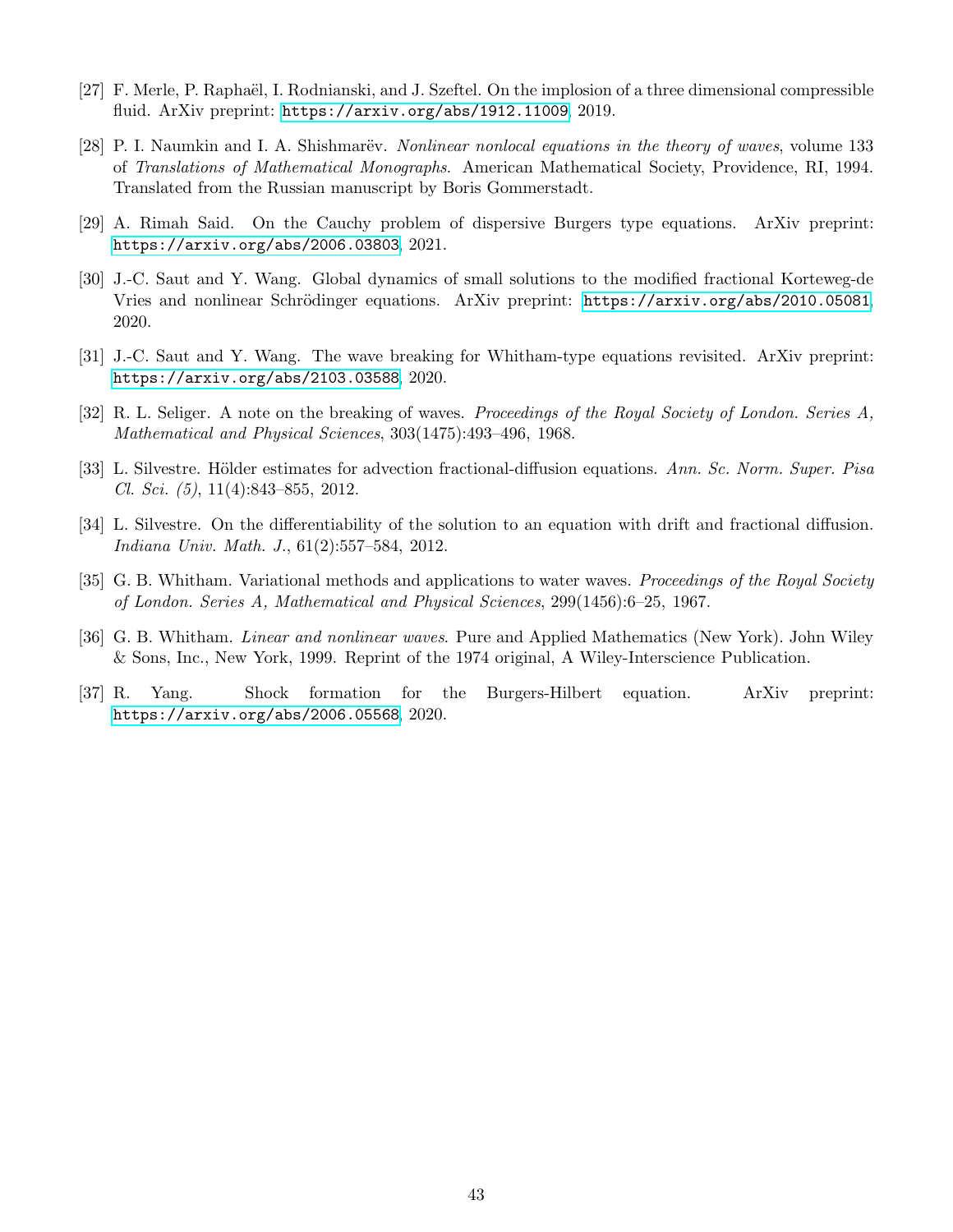[27] F. Merle, P. Raphaël, I. Rodnianski, and J. Szeftel. On the implosion of a three dimensional compressible fluid. ArXiv preprint: https://arxiv.org/abs/1912.11009, 2019.

[28] P. I. Naumkin and I. A. Shishmarëv. *Nonlinear nonlocal equations in the theory of waves*, volume 133 of *Translations of Mathematical Monographs*. American Mathematical Society, Providence, RI, 1994. Translated from the Russian manuscript by Boris Gommerstadt.

[29] A. Rimah Said. On the Cauchy problem of dispersive Burgers type equations. ArXiv preprint: https://arxiv.org/abs/2006.03803, 2021.

[30] J.-C. Saut and Y. Wang. Global dynamics of small solutions to the modified fractional Korteweg-de Vries and nonlinear Schrödinger equations. ArXiv preprint: https://arxiv.org/abs/2010.05081, 2020.

[31] J.-C. Saut and Y. Wang. The wave breaking for Whitham-type equations revisited. ArXiv preprint: https://arxiv.org/abs/2103.03588, 2020.

[32] R. L. Seliger. A note on the breaking of waves. *Proceedings of the Royal Society of London. Series A, Mathematical and Physical Sciences*, 303(1475):493–496, 1968.

[33] L. Silvestre. Hölder estimates for advection fractional-diffusion equations. *Ann. Sc. Norm. Super. Pisa Cl. Sci. (5)*, 11(4):843–855, 2012.

[34] L. Silvestre. On the differentiability of the solution to an equation with drift and fractional diffusion. *Indiana Univ. Math. J.*, 61(2):557–584, 2012.

[35] G. B. Whitham. Variational methods and applications to water waves. *Proceedings of the Royal Society of London. Series A, Mathematical and Physical Sciences*, 299(1456):6–25, 1967.

[36] G. B. Whitham. *Linear and nonlinear waves*. Pure and Applied Mathematics (New York). John Wiley & Sons, Inc., New York, 1999. Reprint of the 1974 original, A Wiley-Interscience Publication.

[37] R. Yang. Shock formation for the Burgers-Hilbert equation. ArXiv preprint: https://arxiv.org/abs/2006.05568, 2020.